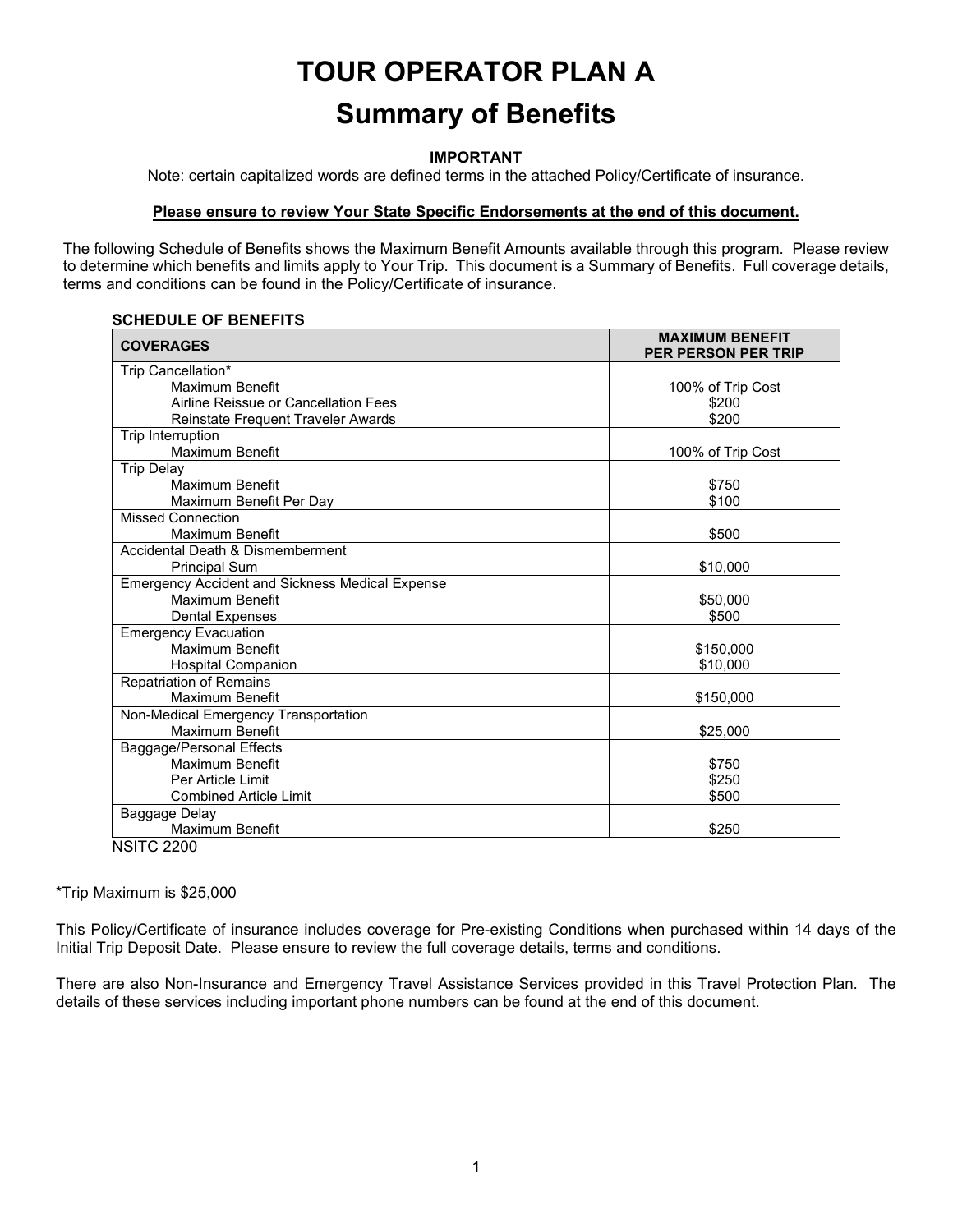# TOUR OPERATOR PLAN A

## Summary of Benefits

**IMPORTANT**

Note: certain capitalized words are defined terms in the attached Policy/Certificate of insurance.

**Please ensure to review Your State Specific Endorsements at the end of this document.**

The following Schedule of Benefits shows the Maximum Benefit Amounts available through this program. Please review to determine which benefits and limits apply to Your Trip. This document is a Summary of Benefits. Full coverage details, terms and conditions can be found in the Policy/Certificate of insurance.

**SCHEDULE OF BENEFITS**

| COVERAGES | MAXIMUM BENEFIT PER PERSON PER TRIP |
|---|---|
| Trip Cancellation* | |
| Maximum Benefit | 100% of Trip Cost |
| Airline Reissue or Cancellation Fees | $200 |
| Reinstate Frequent Traveler Awards | $200 |
| Trip Interruption | |
| Maximum Benefit | 100% of Trip Cost |
| Trip Delay | |
| Maximum Benefit | $750 |
| Maximum Benefit Per Day | $100 |
| Missed Connection | |
| Maximum Benefit | $500 |
| Accidental Death & Dismemberment | |
| Principal Sum | $10,000 |
| Emergency Accident and Sickness Medical Expense | |
| Maximum Benefit | $50,000 |
| Dental Expenses | $500 |
| Emergency Evacuation | |
| Maximum Benefit | $150,000 |
| Hospital Companion | $10,000 |
| Repatriation of Remains | |
| Maximum Benefit | $150,000 |
| Non-Medical Emergency Transportation | |
| Maximum Benefit | $25,000 |
| Baggage/Personal Effects | |
| Maximum Benefit | $750 |
| Per Article Limit | $250 |
| Combined Article Limit | $500 |
| Baggage Delay | |
| Maximum Benefit | $250 |

NSITC 2200

*Trip Maximum is $25,000

This Policy/Certificate of insurance includes coverage for Pre-existing Conditions when purchased within 14 days of the Initial Trip Deposit Date. Please ensure to review the full coverage details, terms and conditions.

There are also Non-Insurance and Emergency Travel Assistance Services provided in this Travel Protection Plan. The details of these services including important phone numbers can be found at the end of this document.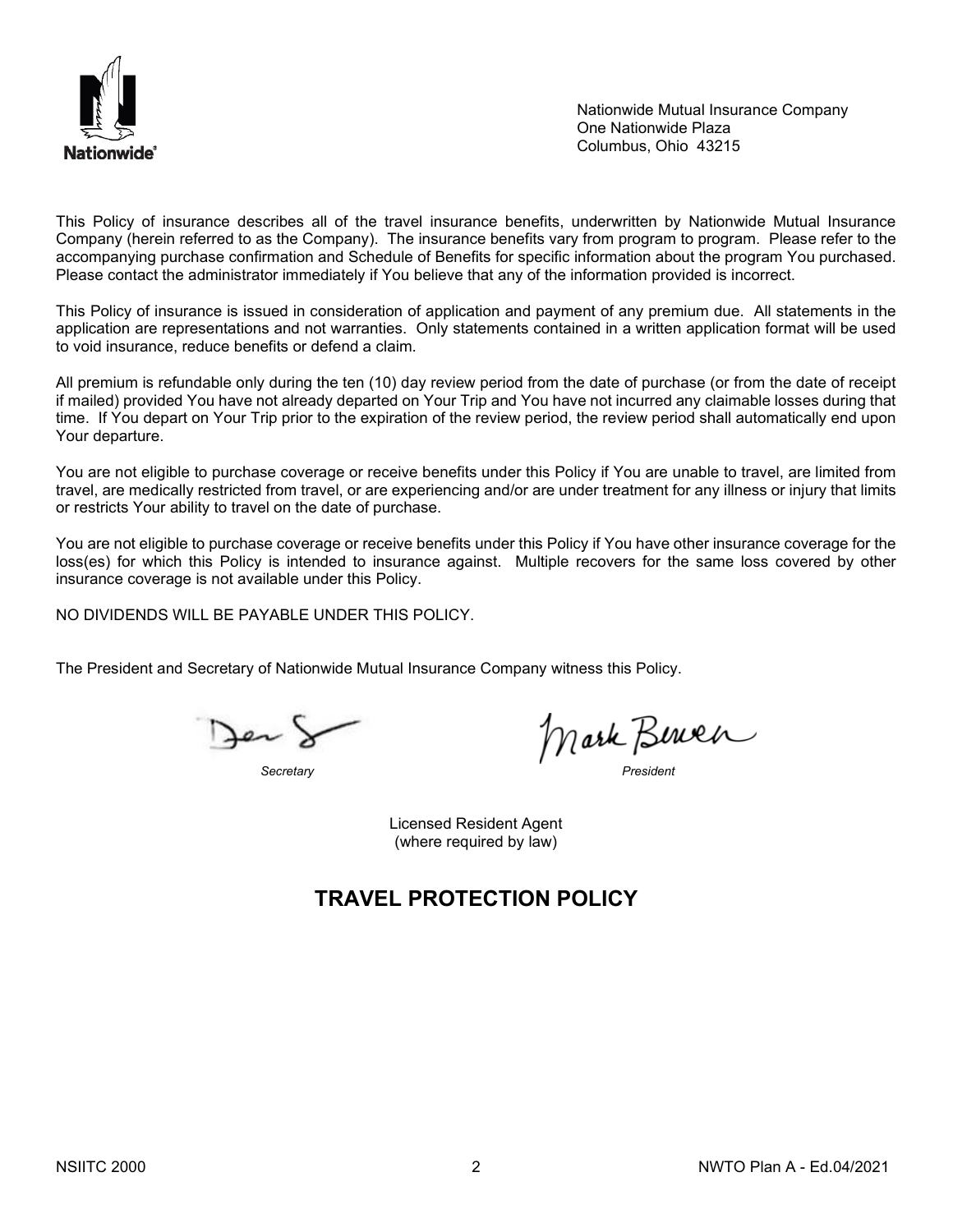Nationwide Mutual Insurance Company
One Nationwide Plaza
Columbus, Ohio 43215

This Policy of insurance describes all of the travel insurance benefits, underwritten by Nationwide Mutual Insurance Company (herein referred to as the Company). The insurance benefits vary from program to program. Please refer to the accompanying purchase confirmation and Schedule of Benefits for specific information about the program You purchased. Please contact the administrator immediately if You believe that any of the information provided is incorrect.

This Policy of insurance is issued in consideration of application and payment of any premium due. All statements in the application are representations and not warranties. Only statements contained in a written application format will be used to void insurance, reduce benefits or defend a claim.

All premium is refundable only during the ten (10) day review period from the date of purchase (or from the date of receipt if mailed) provided You have not already departed on Your Trip and You have not incurred any claimable losses during that time. If You depart on Your Trip prior to the expiration of the review period, the review period shall automatically end upon Your departure.

You are not eligible to purchase coverage or receive benefits under this Policy if You are unable to travel, are limited from travel, are medically restricted from travel, or are experiencing and/or are under treatment for any illness or injury that limits or restricts Your ability to travel on the date of purchase.

You are not eligible to purchase coverage or receive benefits under this Policy if You have other insurance coverage for the loss(es) for which this Policy is intended to insurance against. Multiple recovers for the same loss covered by other insurance coverage is not available under this Policy.

NO DIVIDENDS WILL BE PAYABLE UNDER THIS POLICY.

The President and Secretary of Nationwide Mutual Insurance Company witness this Policy.

*Secretary* *President*

Licensed Resident Agent
(where required by law)

# TRAVEL PROTECTION POLICY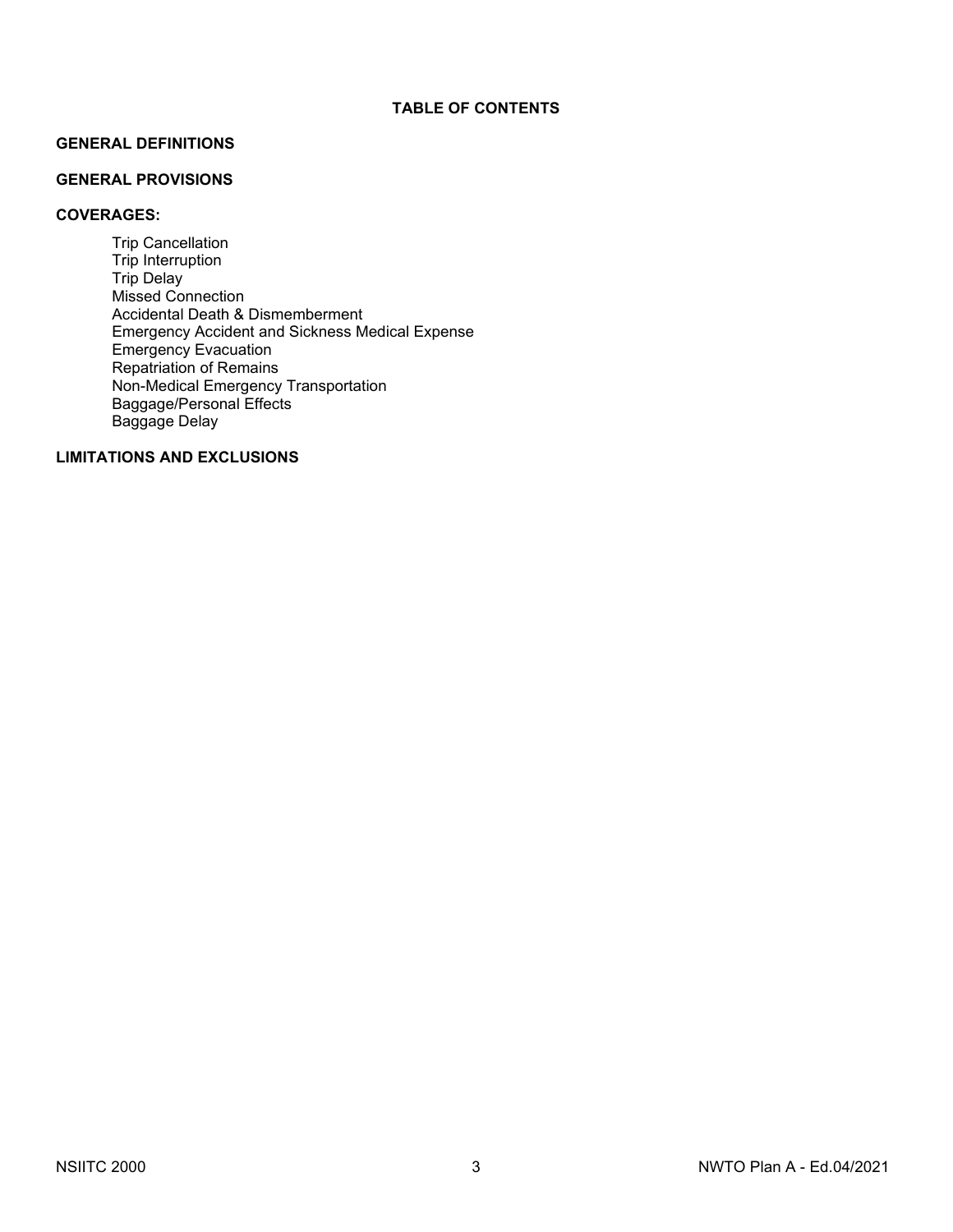# TABLE OF CONTENTS

**GENERAL DEFINITIONS**

**GENERAL PROVISIONS**

**COVERAGES:**

- Trip Cancellation
- Trip Interruption
- Trip Delay
- Missed Connection
- Accidental Death & Dismemberment
- Emergency Accident and Sickness Medical Expense
- Emergency Evacuation
- Repatriation of Remains
- Non-Medical Emergency Transportation
- Baggage/Personal Effects
- Baggage Delay

**LIMITATIONS AND EXCLUSIONS**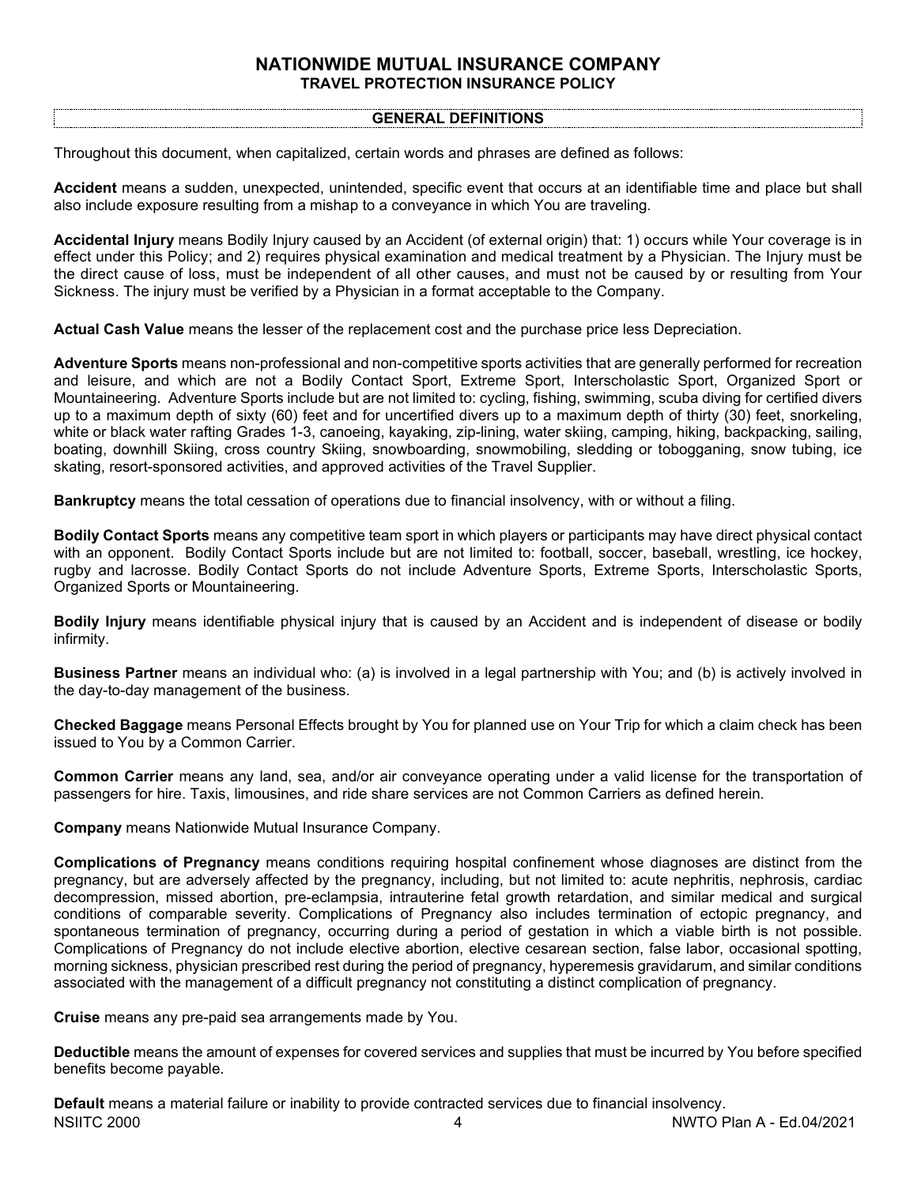# NATIONWIDE MUTUAL INSURANCE COMPANY
## TRAVEL PROTECTION INSURANCE POLICY

### GENERAL DEFINITIONS

Throughout this document, when capitalized, certain words and phrases are defined as follows:

**Accident** means a sudden, unexpected, unintended, specific event that occurs at an identifiable time and place but shall also include exposure resulting from a mishap to a conveyance in which You are traveling.

**Accidental Injury** means Bodily Injury caused by an Accident (of external origin) that: 1) occurs while Your coverage is in effect under this Policy; and 2) requires physical examination and medical treatment by a Physician. The Injury must be the direct cause of loss, must be independent of all other causes, and must not be caused by or resulting from Your Sickness. The injury must be verified by a Physician in a format acceptable to the Company.

**Actual Cash Value** means the lesser of the replacement cost and the purchase price less Depreciation.

**Adventure Sports** means non-professional and non-competitive sports activities that are generally performed for recreation and leisure, and which are not a Bodily Contact Sport, Extreme Sport, Interscholastic Sport, Organized Sport or Mountaineering. Adventure Sports include but are not limited to: cycling, fishing, swimming, scuba diving for certified divers up to a maximum depth of sixty (60) feet and for uncertified divers up to a maximum depth of thirty (30) feet, snorkeling, white or black water rafting Grades 1-3, canoeing, kayaking, zip-lining, water skiing, camping, hiking, backpacking, sailing, boating, downhill Skiing, cross country Skiing, snowboarding, snowmobiling, sledding or tobogganing, snow tubing, ice skating, resort-sponsored activities, and approved activities of the Travel Supplier.

**Bankruptcy** means the total cessation of operations due to financial insolvency, with or without a filing.

**Bodily Contact Sports** means any competitive team sport in which players or participants may have direct physical contact with an opponent. Bodily Contact Sports include but are not limited to: football, soccer, baseball, wrestling, ice hockey, rugby and lacrosse. Bodily Contact Sports do not include Adventure Sports, Extreme Sports, Interscholastic Sports, Organized Sports or Mountaineering.

**Bodily Injury** means identifiable physical injury that is caused by an Accident and is independent of disease or bodily infirmity.

**Business Partner** means an individual who: (a) is involved in a legal partnership with You; and (b) is actively involved in the day-to-day management of the business.

**Checked Baggage** means Personal Effects brought by You for planned use on Your Trip for which a claim check has been issued to You by a Common Carrier.

**Common Carrier** means any land, sea, and/or air conveyance operating under a valid license for the transportation of passengers for hire. Taxis, limousines, and ride share services are not Common Carriers as defined herein.

**Company** means Nationwide Mutual Insurance Company.

**Complications of Pregnancy** means conditions requiring hospital confinement whose diagnoses are distinct from the pregnancy, but are adversely affected by the pregnancy, including, but not limited to: acute nephritis, nephrosis, cardiac decompression, missed abortion, pre-eclampsia, intrauterine fetal growth retardation, and similar medical and surgical conditions of comparable severity. Complications of Pregnancy also includes termination of ectopic pregnancy, and spontaneous termination of pregnancy, occurring during a period of gestation in which a viable birth is not possible. Complications of Pregnancy do not include elective abortion, elective cesarean section, false labor, occasional spotting, morning sickness, physician prescribed rest during the period of pregnancy, hyperemesis gravidarum, and similar conditions associated with the management of a difficult pregnancy not constituting a distinct complication of pregnancy.

**Cruise** means any pre-paid sea arrangements made by You.

**Deductible** means the amount of expenses for covered services and supplies that must be incurred by You before specified benefits become payable.

**Default** means a material failure or inability to provide contracted services due to financial insolvency.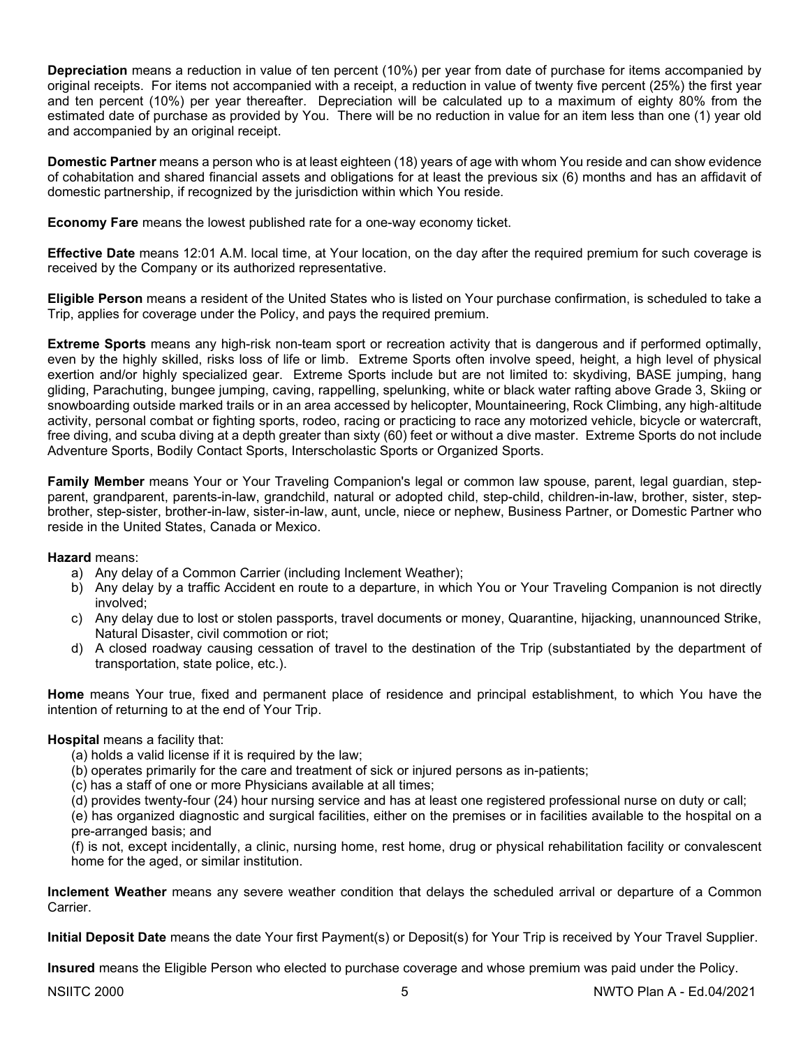**Depreciation** means a reduction in value of ten percent (10%) per year from date of purchase for items accompanied by original receipts. For items not accompanied with a receipt, a reduction in value of twenty five percent (25%) the first year and ten percent (10%) per year thereafter. Depreciation will be calculated up to a maximum of eighty 80% from the estimated date of purchase as provided by You. There will be no reduction in value for an item less than one (1) year old and accompanied by an original receipt.

**Domestic Partner** means a person who is at least eighteen (18) years of age with whom You reside and can show evidence of cohabitation and shared financial assets and obligations for at least the previous six (6) months and has an affidavit of domestic partnership, if recognized by the jurisdiction within which You reside.

**Economy Fare** means the lowest published rate for a one-way economy ticket.

**Effective Date** means 12:01 A.M. local time, at Your location, on the day after the required premium for such coverage is received by the Company or its authorized representative.

**Eligible Person** means a resident of the United States who is listed on Your purchase confirmation, is scheduled to take a Trip, applies for coverage under the Policy, and pays the required premium.

**Extreme Sports** means any high-risk non-team sport or recreation activity that is dangerous and if performed optimally, even by the highly skilled, risks loss of life or limb. Extreme Sports often involve speed, height, a high level of physical exertion and/or highly specialized gear. Extreme Sports include but are not limited to: skydiving, BASE jumping, hang gliding, Parachuting, bungee jumping, caving, rappelling, spelunking, white or black water rafting above Grade 3, Skiing or snowboarding outside marked trails or in an area accessed by helicopter, Mountaineering, Rock Climbing, any high-altitude activity, personal combat or fighting sports, rodeo, racing or practicing to race any motorized vehicle, bicycle or watercraft, free diving, and scuba diving at a depth greater than sixty (60) feet or without a dive master. Extreme Sports do not include Adventure Sports, Bodily Contact Sports, Interscholastic Sports or Organized Sports.

**Family Member** means Your or Your Traveling Companion's legal or common law spouse, parent, legal guardian, step-parent, grandparent, parents-in-law, grandchild, natural or adopted child, step-child, children-in-law, brother, sister, step-brother, step-sister, brother-in-law, sister-in-law, aunt, uncle, niece or nephew, Business Partner, or Domestic Partner who reside in the United States, Canada or Mexico.

**Hazard** means:

a) Any delay of a Common Carrier (including Inclement Weather);
b) Any delay by a traffic Accident en route to a departure, in which You or Your Traveling Companion is not directly involved;
c) Any delay due to lost or stolen passports, travel documents or money, Quarantine, hijacking, unannounced Strike, Natural Disaster, civil commotion or riot;
d) A closed roadway causing cessation of travel to the destination of the Trip (substantiated by the department of transportation, state police, etc.).

**Home** means Your true, fixed and permanent place of residence and principal establishment, to which You have the intention of returning to at the end of Your Trip.

**Hospital** means a facility that:

(a) holds a valid license if it is required by the law;
(b) operates primarily for the care and treatment of sick or injured persons as in-patients;
(c) has a staff of one or more Physicians available at all times;
(d) provides twenty-four (24) hour nursing service and has at least one registered professional nurse on duty or call;
(e) has organized diagnostic and surgical facilities, either on the premises or in facilities available to the hospital on a pre-arranged basis; and
(f) is not, except incidentally, a clinic, nursing home, rest home, drug or physical rehabilitation facility or convalescent home for the aged, or similar institution.

**Inclement Weather** means any severe weather condition that delays the scheduled arrival or departure of a Common Carrier.

**Initial Deposit Date** means the date Your first Payment(s) or Deposit(s) for Your Trip is received by Your Travel Supplier.

**Insured** means the Eligible Person who elected to purchase coverage and whose premium was paid under the Policy.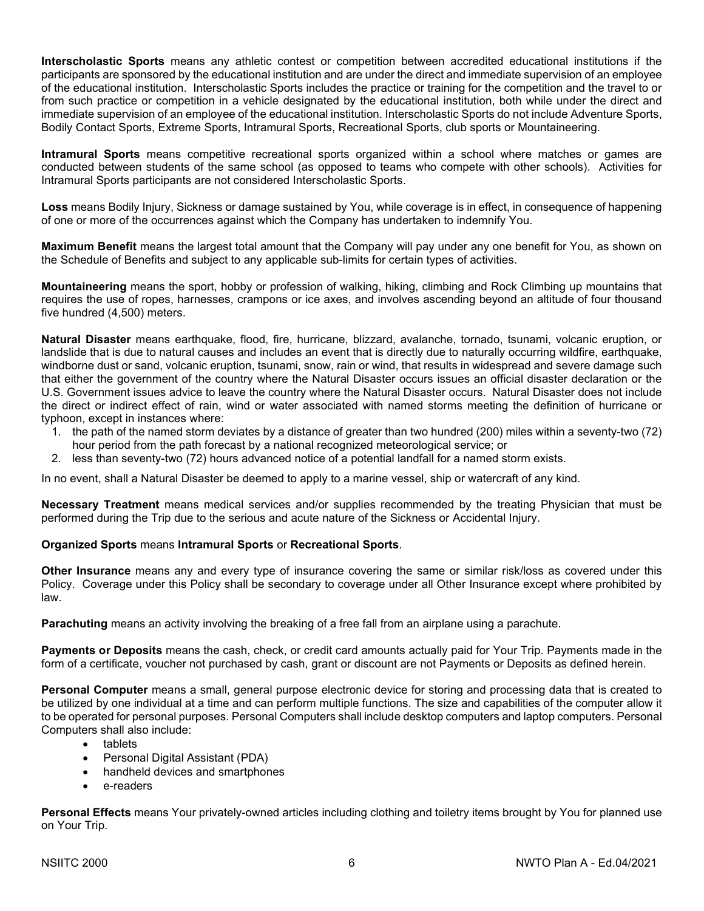**Interscholastic Sports** means any athletic contest or competition between accredited educational institutions if the participants are sponsored by the educational institution and are under the direct and immediate supervision of an employee of the educational institution. Interscholastic Sports includes the practice or training for the competition and the travel to or from such practice or competition in a vehicle designated by the educational institution, both while under the direct and immediate supervision of an employee of the educational institution. Interscholastic Sports do not include Adventure Sports, Bodily Contact Sports, Extreme Sports, Intramural Sports, Recreational Sports, club sports or Mountaineering.

**Intramural Sports** means competitive recreational sports organized within a school where matches or games are conducted between students of the same school (as opposed to teams who compete with other schools). Activities for Intramural Sports participants are not considered Interscholastic Sports.

**Loss** means Bodily Injury, Sickness or damage sustained by You, while coverage is in effect, in consequence of happening of one or more of the occurrences against which the Company has undertaken to indemnify You.

**Maximum Benefit** means the largest total amount that the Company will pay under any one benefit for You, as shown on the Schedule of Benefits and subject to any applicable sub-limits for certain types of activities.

**Mountaineering** means the sport, hobby or profession of walking, hiking, climbing and Rock Climbing up mountains that requires the use of ropes, harnesses, crampons or ice axes, and involves ascending beyond an altitude of four thousand five hundred (4,500) meters.

**Natural Disaster** means earthquake, flood, fire, hurricane, blizzard, avalanche, tornado, tsunami, volcanic eruption, or landslide that is due to natural causes and includes an event that is directly due to naturally occurring wildfire, earthquake, windborne dust or sand, volcanic eruption, tsunami, snow, rain or wind, that results in widespread and severe damage such that either the government of the country where the Natural Disaster occurs issues an official disaster declaration or the U.S. Government issues advice to leave the country where the Natural Disaster occurs. Natural Disaster does not include the direct or indirect effect of rain, wind or water associated with named storms meeting the definition of hurricane or typhoon, except in instances where:

1. the path of the named storm deviates by a distance of greater than two hundred (200) miles within a seventy-two (72) hour period from the path forecast by a national recognized meteorological service; or
2. less than seventy-two (72) hours advanced notice of a potential landfall for a named storm exists.

In no event, shall a Natural Disaster be deemed to apply to a marine vessel, ship or watercraft of any kind.

**Necessary Treatment** means medical services and/or supplies recommended by the treating Physician that must be performed during the Trip due to the serious and acute nature of the Sickness or Accidental Injury.

**Organized Sports** means **Intramural Sports** or **Recreational Sports**.

**Other Insurance** means any and every type of insurance covering the same or similar risk/loss as covered under this Policy. Coverage under this Policy shall be secondary to coverage under all Other Insurance except where prohibited by law.

**Parachuting** means an activity involving the breaking of a free fall from an airplane using a parachute.

**Payments or Deposits** means the cash, check, or credit card amounts actually paid for Your Trip. Payments made in the form of a certificate, voucher not purchased by cash, grant or discount are not Payments or Deposits as defined herein.

**Personal Computer** means a small, general purpose electronic device for storing and processing data that is created to be utilized by one individual at a time and can perform multiple functions. The size and capabilities of the computer allow it to be operated for personal purposes. Personal Computers shall include desktop computers and laptop computers. Personal Computers shall also include:

- tablets
- Personal Digital Assistant (PDA)
- handheld devices and smartphones
- e-readers

**Personal Effects** means Your privately-owned articles including clothing and toiletry items brought by You for planned use on Your Trip.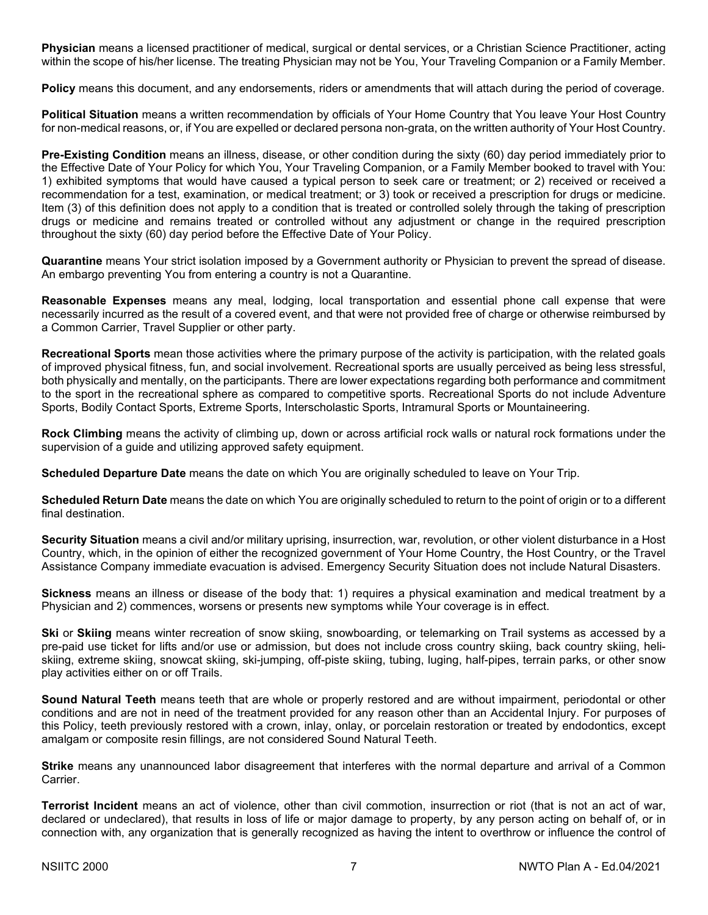**Physician** means a licensed practitioner of medical, surgical or dental services, or a Christian Science Practitioner, acting within the scope of his/her license. The treating Physician may not be You, Your Traveling Companion or a Family Member.

**Policy** means this document, and any endorsements, riders or amendments that will attach during the period of coverage.

**Political Situation** means a written recommendation by officials of Your Home Country that You leave Your Host Country for non-medical reasons, or, if You are expelled or declared persona non-grata, on the written authority of Your Host Country.

**Pre-Existing Condition** means an illness, disease, or other condition during the sixty (60) day period immediately prior to the Effective Date of Your Policy for which You, Your Traveling Companion, or a Family Member booked to travel with You: 1) exhibited symptoms that would have caused a typical person to seek care or treatment; or 2) received or received a recommendation for a test, examination, or medical treatment; or 3) took or received a prescription for drugs or medicine. Item (3) of this definition does not apply to a condition that is treated or controlled solely through the taking of prescription drugs or medicine and remains treated or controlled without any adjustment or change in the required prescription throughout the sixty (60) day period before the Effective Date of Your Policy.

**Quarantine** means Your strict isolation imposed by a Government authority or Physician to prevent the spread of disease. An embargo preventing You from entering a country is not a Quarantine.

**Reasonable Expenses** means any meal, lodging, local transportation and essential phone call expense that were necessarily incurred as the result of a covered event, and that were not provided free of charge or otherwise reimbursed by a Common Carrier, Travel Supplier or other party.

**Recreational Sports** mean those activities where the primary purpose of the activity is participation, with the related goals of improved physical fitness, fun, and social involvement. Recreational sports are usually perceived as being less stressful, both physically and mentally, on the participants. There are lower expectations regarding both performance and commitment to the sport in the recreational sphere as compared to competitive sports. Recreational Sports do not include Adventure Sports, Bodily Contact Sports, Extreme Sports, Interscholastic Sports, Intramural Sports or Mountaineering.

**Rock Climbing** means the activity of climbing up, down or across artificial rock walls or natural rock formations under the supervision of a guide and utilizing approved safety equipment.

**Scheduled Departure Date** means the date on which You are originally scheduled to leave on Your Trip.

**Scheduled Return Date** means the date on which You are originally scheduled to return to the point of origin or to a different final destination.

**Security Situation** means a civil and/or military uprising, insurrection, war, revolution, or other violent disturbance in a Host Country, which, in the opinion of either the recognized government of Your Home Country, the Host Country, or the Travel Assistance Company immediate evacuation is advised. Emergency Security Situation does not include Natural Disasters.

**Sickness** means an illness or disease of the body that: 1) requires a physical examination and medical treatment by a Physician and 2) commences, worsens or presents new symptoms while Your coverage is in effect.

**Ski** or **Skiing** means winter recreation of snow skiing, snowboarding, or telemarking on Trail systems as accessed by a pre-paid use ticket for lifts and/or use or admission, but does not include cross country skiing, back country skiing, heli-skiing, extreme skiing, snowcat skiing, ski-jumping, off-piste skiing, tubing, luging, half-pipes, terrain parks, or other snow play activities either on or off Trails.

**Sound Natural Teeth** means teeth that are whole or properly restored and are without impairment, periodontal or other conditions and are not in need of the treatment provided for any reason other than an Accidental Injury. For purposes of this Policy, teeth previously restored with a crown, inlay, onlay, or porcelain restoration or treated by endodontics, except amalgam or composite resin fillings, are not considered Sound Natural Teeth.

**Strike** means any unannounced labor disagreement that interferes with the normal departure and arrival of a Common Carrier.

**Terrorist Incident** means an act of violence, other than civil commotion, insurrection or riot (that is not an act of war, declared or undeclared), that results in loss of life or major damage to property, by any person acting on behalf of, or in connection with, any organization that is generally recognized as having the intent to overthrow or influence the control of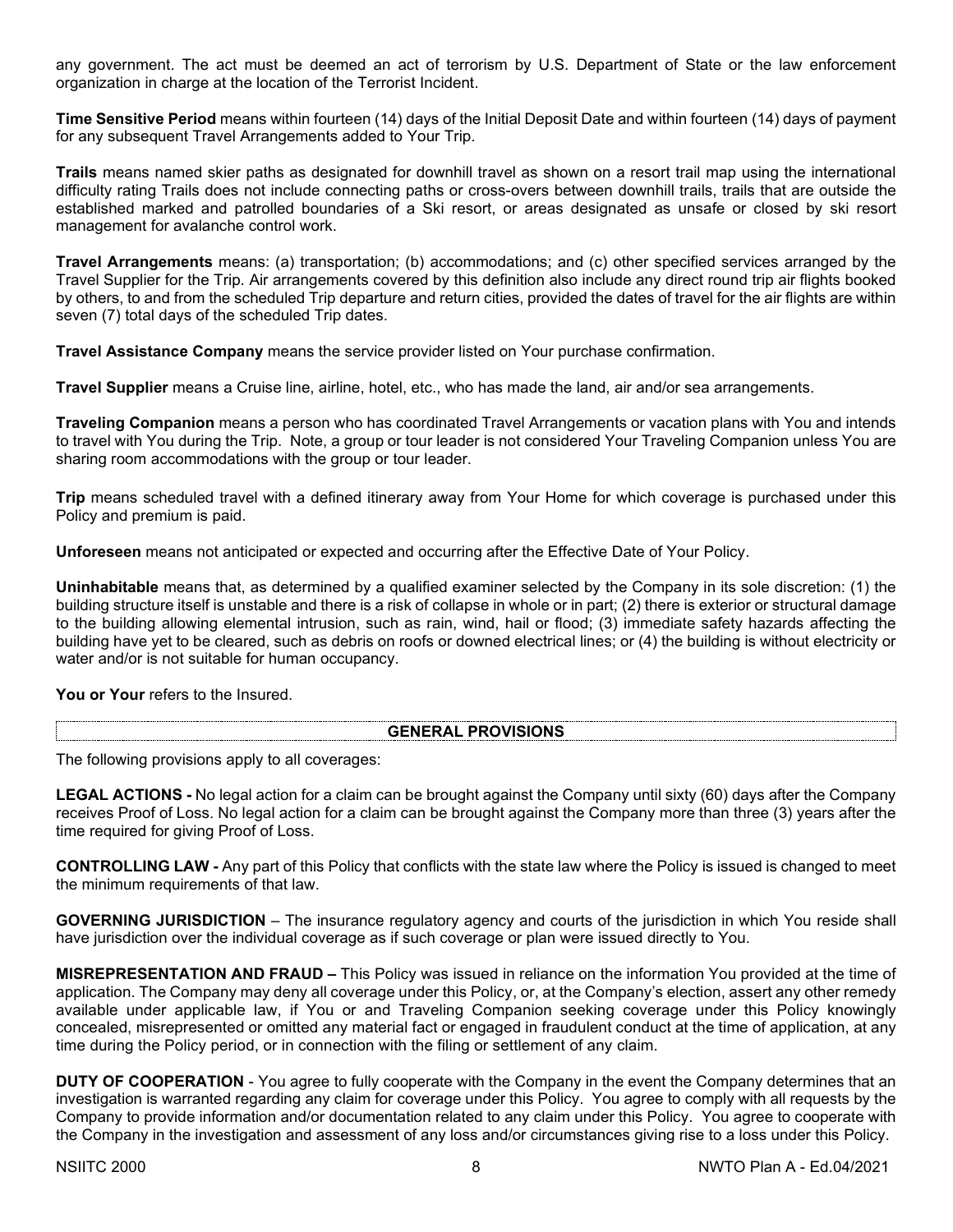any government. The act must be deemed an act of terrorism by U.S. Department of State or the law enforcement organization in charge at the location of the Terrorist Incident.

**Time Sensitive Period** means within fourteen (14) days of the Initial Deposit Date and within fourteen (14) days of payment for any subsequent Travel Arrangements added to Your Trip.

**Trails** means named skier paths as designated for downhill travel as shown on a resort trail map using the international difficulty rating Trails does not include connecting paths or cross-overs between downhill trails, trails that are outside the established marked and patrolled boundaries of a Ski resort, or areas designated as unsafe or closed by ski resort management for avalanche control work.

**Travel Arrangements** means: (a) transportation; (b) accommodations; and (c) other specified services arranged by the Travel Supplier for the Trip. Air arrangements covered by this definition also include any direct round trip air flights booked by others, to and from the scheduled Trip departure and return cities, provided the dates of travel for the air flights are within seven (7) total days of the scheduled Trip dates.

**Travel Assistance Company** means the service provider listed on Your purchase confirmation.

**Travel Supplier** means a Cruise line, airline, hotel, etc., who has made the land, air and/or sea arrangements.

**Traveling Companion** means a person who has coordinated Travel Arrangements or vacation plans with You and intends to travel with You during the Trip. Note, a group or tour leader is not considered Your Traveling Companion unless You are sharing room accommodations with the group or tour leader.

**Trip** means scheduled travel with a defined itinerary away from Your Home for which coverage is purchased under this Policy and premium is paid.

**Unforeseen** means not anticipated or expected and occurring after the Effective Date of Your Policy.

**Uninhabitable** means that, as determined by a qualified examiner selected by the Company in its sole discretion: (1) the building structure itself is unstable and there is a risk of collapse in whole or in part; (2) there is exterior or structural damage to the building allowing elemental intrusion, such as rain, wind, hail or flood; (3) immediate safety hazards affecting the building have yet to be cleared, such as debris on roofs or downed electrical lines; or (4) the building is without electricity or water and/or is not suitable for human occupancy.

**You or Your** refers to the Insured.

## GENERAL PROVISIONS

The following provisions apply to all coverages:

**LEGAL ACTIONS -** No legal action for a claim can be brought against the Company until sixty (60) days after the Company receives Proof of Loss. No legal action for a claim can be brought against the Company more than three (3) years after the time required for giving Proof of Loss.

**CONTROLLING LAW -** Any part of this Policy that conflicts with the state law where the Policy is issued is changed to meet the minimum requirements of that law.

**GOVERNING JURISDICTION** – The insurance regulatory agency and courts of the jurisdiction in which You reside shall have jurisdiction over the individual coverage as if such coverage or plan were issued directly to You.

**MISREPRESENTATION AND FRAUD –** This Policy was issued in reliance on the information You provided at the time of application. The Company may deny all coverage under this Policy, or, at the Company's election, assert any other remedy available under applicable law, if You or and Traveling Companion seeking coverage under this Policy knowingly concealed, misrepresented or omitted any material fact or engaged in fraudulent conduct at the time of application, at any time during the Policy period, or in connection with the filing or settlement of any claim.

**DUTY OF COOPERATION** - You agree to fully cooperate with the Company in the event the Company determines that an investigation is warranted regarding any claim for coverage under this Policy. You agree to comply with all requests by the Company to provide information and/or documentation related to any claim under this Policy. You agree to cooperate with the Company in the investigation and assessment of any loss and/or circumstances giving rise to a loss under this Policy.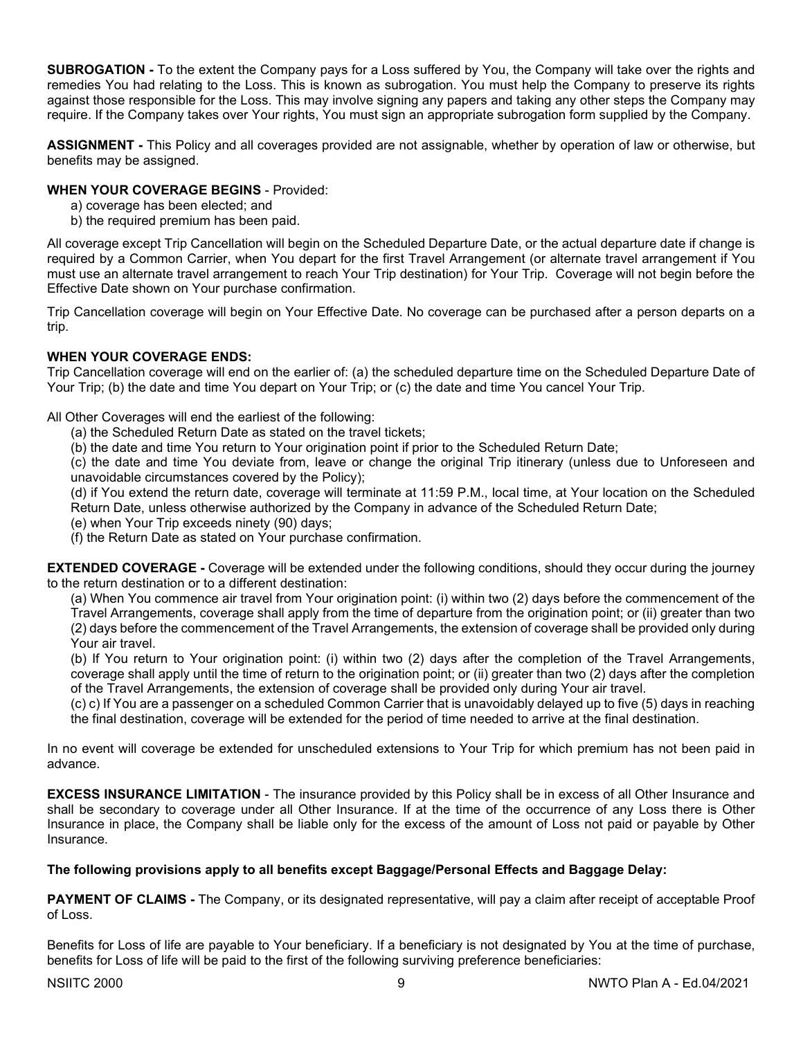**SUBROGATION -** To the extent the Company pays for a Loss suffered by You, the Company will take over the rights and remedies You had relating to the Loss. This is known as subrogation. You must help the Company to preserve its rights against those responsible for the Loss. This may involve signing any papers and taking any other steps the Company may require. If the Company takes over Your rights, You must sign an appropriate subrogation form supplied by the Company.

**ASSIGNMENT -** This Policy and all coverages provided are not assignable, whether by operation of law or otherwise, but benefits may be assigned.

**WHEN YOUR COVERAGE BEGINS** - Provided:

a) coverage has been elected; and
b) the required premium has been paid.

All coverage except Trip Cancellation will begin on the Scheduled Departure Date, or the actual departure date if change is required by a Common Carrier, when You depart for the first Travel Arrangement (or alternate travel arrangement if You must use an alternate travel arrangement to reach Your Trip destination) for Your Trip. Coverage will not begin before the Effective Date shown on Your purchase confirmation.

Trip Cancellation coverage will begin on Your Effective Date. No coverage can be purchased after a person departs on a trip.

**WHEN YOUR COVERAGE ENDS:**
Trip Cancellation coverage will end on the earlier of: (a) the scheduled departure time on the Scheduled Departure Date of Your Trip; (b) the date and time You depart on Your Trip; or (c) the date and time You cancel Your Trip.

All Other Coverages will end the earliest of the following:

(a) the Scheduled Return Date as stated on the travel tickets;
(b) the date and time You return to Your origination point if prior to the Scheduled Return Date;
(c) the date and time You deviate from, leave or change the original Trip itinerary (unless due to Unforeseen and unavoidable circumstances covered by the Policy);
(d) if You extend the return date, coverage will terminate at 11:59 P.M., local time, at Your location on the Scheduled Return Date, unless otherwise authorized by the Company in advance of the Scheduled Return Date;
(e) when Your Trip exceeds ninety (90) days;
(f) the Return Date as stated on Your purchase confirmation.

**EXTENDED COVERAGE -** Coverage will be extended under the following conditions, should they occur during the journey to the return destination or to a different destination:

(a) When You commence air travel from Your origination point: (i) within two (2) days before the commencement of the Travel Arrangements, coverage shall apply from the time of departure from the origination point; or (ii) greater than two (2) days before the commencement of the Travel Arrangements, the extension of coverage shall be provided only during Your air travel.

(b) If You return to Your origination point: (i) within two (2) days after the completion of the Travel Arrangements, coverage shall apply until the time of return to the origination point; or (ii) greater than two (2) days after the completion of the Travel Arrangements, the extension of coverage shall be provided only during Your air travel.

(c) c) If You are a passenger on a scheduled Common Carrier that is unavoidably delayed up to five (5) days in reaching the final destination, coverage will be extended for the period of time needed to arrive at the final destination.

In no event will coverage be extended for unscheduled extensions to Your Trip for which premium has not been paid in advance.

**EXCESS INSURANCE LIMITATION** - The insurance provided by this Policy shall be in excess of all Other Insurance and shall be secondary to coverage under all Other Insurance. If at the time of the occurrence of any Loss there is Other Insurance in place, the Company shall be liable only for the excess of the amount of Loss not paid or payable by Other Insurance.

**The following provisions apply to all benefits except Baggage/Personal Effects and Baggage Delay:**

**PAYMENT OF CLAIMS -** The Company, or its designated representative, will pay a claim after receipt of acceptable Proof of Loss.

Benefits for Loss of life are payable to Your beneficiary. If a beneficiary is not designated by You at the time of purchase, benefits for Loss of life will be paid to the first of the following surviving preference beneficiaries: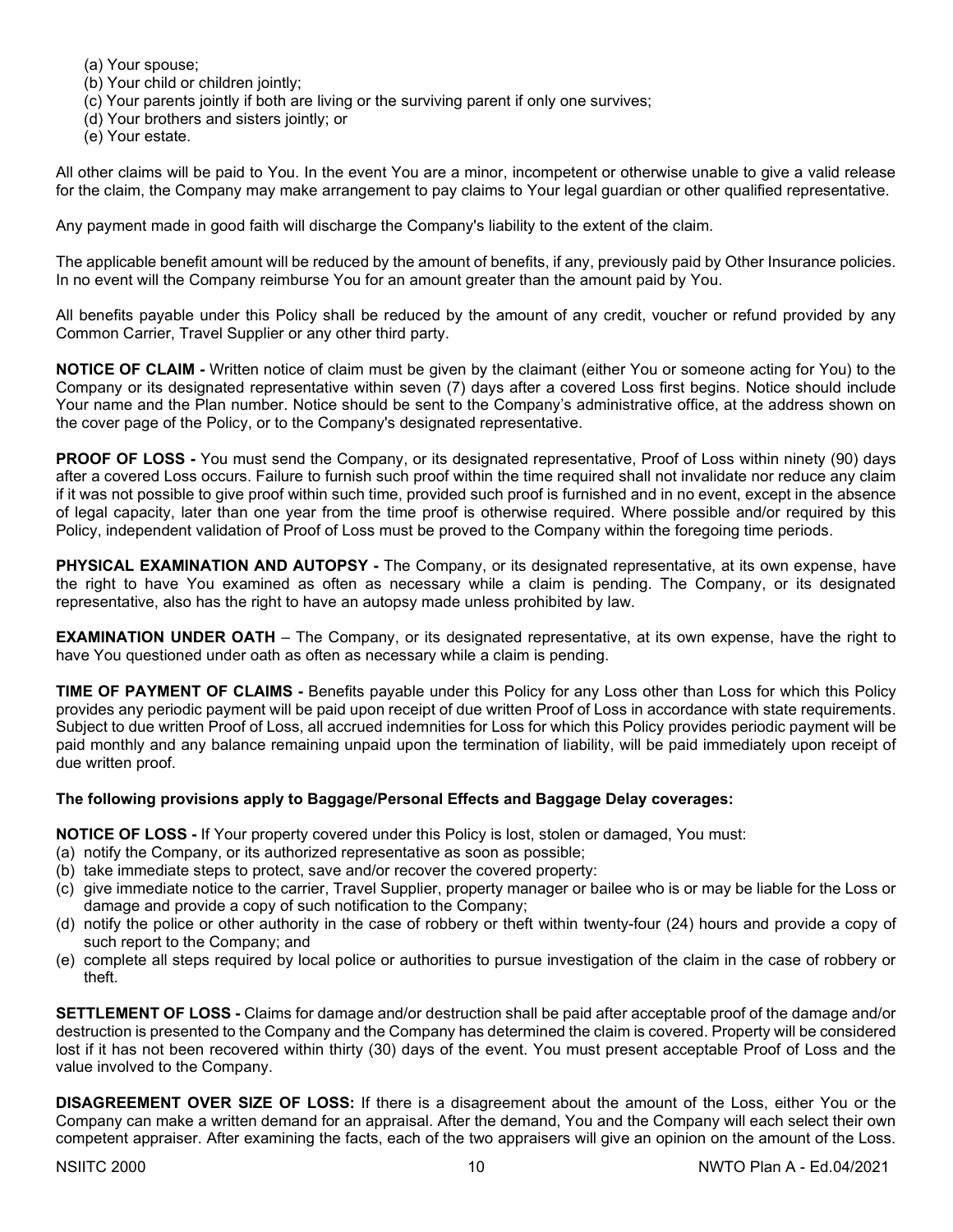(a) Your spouse;
(b) Your child or children jointly;
(c) Your parents jointly if both are living or the surviving parent if only one survives;
(d) Your brothers and sisters jointly; or
(e) Your estate.

All other claims will be paid to You. In the event You are a minor, incompetent or otherwise unable to give a valid release for the claim, the Company may make arrangement to pay claims to Your legal guardian or other qualified representative.

Any payment made in good faith will discharge the Company's liability to the extent of the claim.

The applicable benefit amount will be reduced by the amount of benefits, if any, previously paid by Other Insurance policies. In no event will the Company reimburse You for an amount greater than the amount paid by You.

All benefits payable under this Policy shall be reduced by the amount of any credit, voucher or refund provided by any Common Carrier, Travel Supplier or any other third party.

**NOTICE OF CLAIM -** Written notice of claim must be given by the claimant (either You or someone acting for You) to the Company or its designated representative within seven (7) days after a covered Loss first begins. Notice should include Your name and the Plan number. Notice should be sent to the Company's administrative office, at the address shown on the cover page of the Policy, or to the Company's designated representative.

**PROOF OF LOSS -** You must send the Company, or its designated representative, Proof of Loss within ninety (90) days after a covered Loss occurs. Failure to furnish such proof within the time required shall not invalidate nor reduce any claim if it was not possible to give proof within such time, provided such proof is furnished and in no event, except in the absence of legal capacity, later than one year from the time proof is otherwise required. Where possible and/or required by this Policy, independent validation of Proof of Loss must be proved to the Company within the foregoing time periods.

**PHYSICAL EXAMINATION AND AUTOPSY -** The Company, or its designated representative, at its own expense, have the right to have You examined as often as necessary while a claim is pending. The Company, or its designated representative, also has the right to have an autopsy made unless prohibited by law.

**EXAMINATION UNDER OATH** – The Company, or its designated representative, at its own expense, have the right to have You questioned under oath as often as necessary while a claim is pending.

**TIME OF PAYMENT OF CLAIMS -** Benefits payable under this Policy for any Loss other than Loss for which this Policy provides any periodic payment will be paid upon receipt of due written Proof of Loss in accordance with state requirements. Subject to due written Proof of Loss, all accrued indemnities for Loss for which this Policy provides periodic payment will be paid monthly and any balance remaining unpaid upon the termination of liability, will be paid immediately upon receipt of due written proof.

**The following provisions apply to Baggage/Personal Effects and Baggage Delay coverages:**

**NOTICE OF LOSS -** If Your property covered under this Policy is lost, stolen or damaged, You must:
(a) notify the Company, or its authorized representative as soon as possible;
(b) take immediate steps to protect, save and/or recover the covered property:
(c) give immediate notice to the carrier, Travel Supplier, property manager or bailee who is or may be liable for the Loss or damage and provide a copy of such notification to the Company;
(d) notify the police or other authority in the case of robbery or theft within twenty-four (24) hours and provide a copy of such report to the Company; and
(e) complete all steps required by local police or authorities to pursue investigation of the claim in the case of robbery or theft.

**SETTLEMENT OF LOSS -** Claims for damage and/or destruction shall be paid after acceptable proof of the damage and/or destruction is presented to the Company and the Company has determined the claim is covered. Property will be considered lost if it has not been recovered within thirty (30) days of the event. You must present acceptable Proof of Loss and the value involved to the Company.

**DISAGREEMENT OVER SIZE OF LOSS:** If there is a disagreement about the amount of the Loss, either You or the Company can make a written demand for an appraisal. After the demand, You and the Company will each select their own competent appraiser. After examining the facts, each of the two appraisers will give an opinion on the amount of the Loss.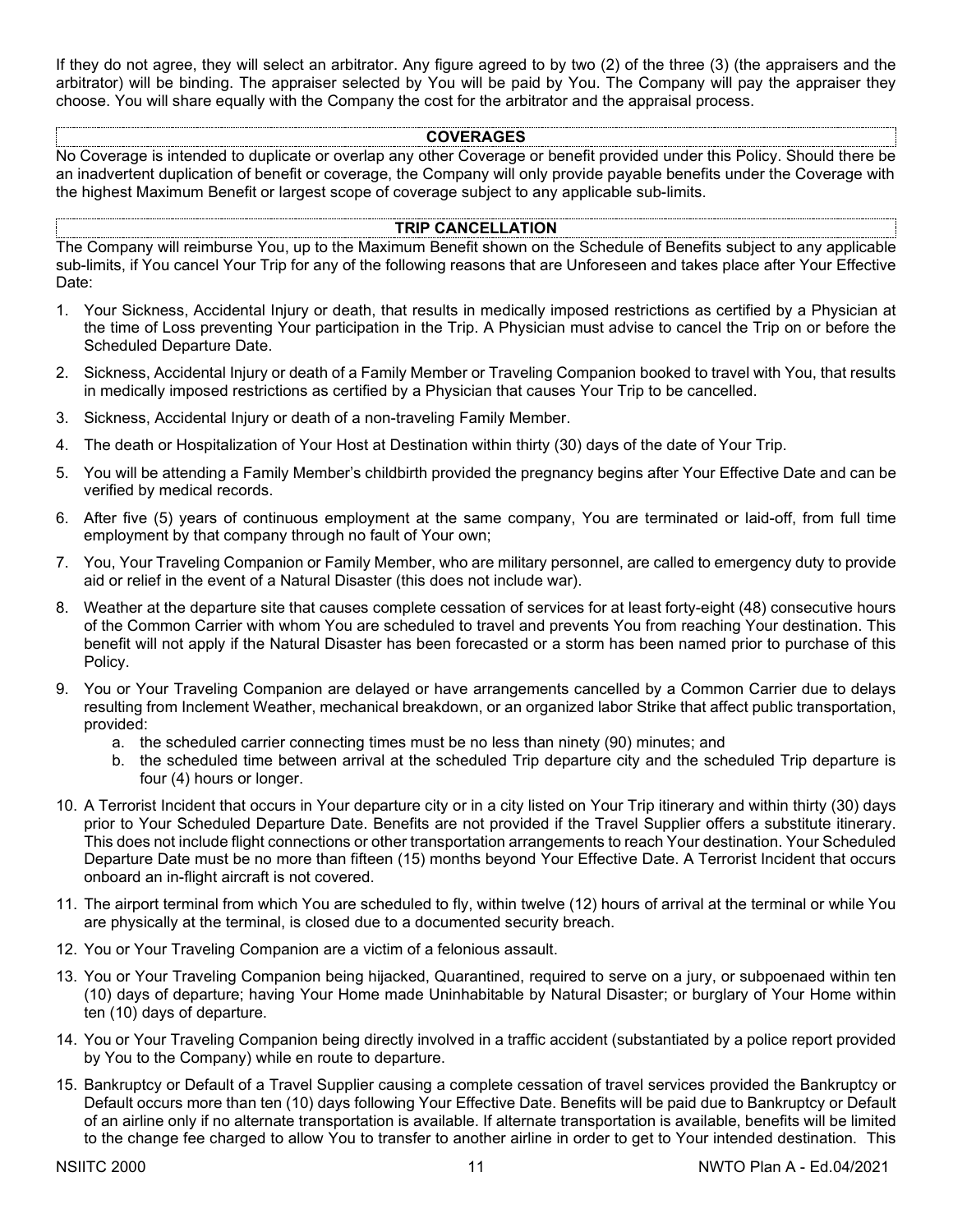If they do not agree, they will select an arbitrator. Any figure agreed to by two (2) of the three (3) (the appraisers and the arbitrator) will be binding. The appraiser selected by You will be paid by You. The Company will pay the appraiser they choose. You will share equally with the Company the cost for the arbitrator and the appraisal process.

## COVERAGES

No Coverage is intended to duplicate or overlap any other Coverage or benefit provided under this Policy. Should there be an inadvertent duplication of benefit or coverage, the Company will only provide payable benefits under the Coverage with the highest Maximum Benefit or largest scope of coverage subject to any applicable sub-limits.

## TRIP CANCELLATION

The Company will reimburse You, up to the Maximum Benefit shown on the Schedule of Benefits subject to any applicable sub-limits, if You cancel Your Trip for any of the following reasons that are Unforeseen and takes place after Your Effective Date:

1. Your Sickness, Accidental Injury or death, that results in medically imposed restrictions as certified by a Physician at the time of Loss preventing Your participation in the Trip. A Physician must advise to cancel the Trip on or before the Scheduled Departure Date.
2. Sickness, Accidental Injury or death of a Family Member or Traveling Companion booked to travel with You, that results in medically imposed restrictions as certified by a Physician that causes Your Trip to be cancelled.
3. Sickness, Accidental Injury or death of a non-traveling Family Member.
4. The death or Hospitalization of Your Host at Destination within thirty (30) days of the date of Your Trip.
5. You will be attending a Family Member's childbirth provided the pregnancy begins after Your Effective Date and can be verified by medical records.
6. After five (5) years of continuous employment at the same company, You are terminated or laid-off, from full time employment by that company through no fault of Your own;
7. You, Your Traveling Companion or Family Member, who are military personnel, are called to emergency duty to provide aid or relief in the event of a Natural Disaster (this does not include war).
8. Weather at the departure site that causes complete cessation of services for at least forty-eight (48) consecutive hours of the Common Carrier with whom You are scheduled to travel and prevents You from reaching Your destination. This benefit will not apply if the Natural Disaster has been forecasted or a storm has been named prior to purchase of this Policy.
9. You or Your Traveling Companion are delayed or have arrangements cancelled by a Common Carrier due to delays resulting from Inclement Weather, mechanical breakdown, or an organized labor Strike that affect public transportation, provided:
   a. the scheduled carrier connecting times must be no less than ninety (90) minutes; and
   b. the scheduled time between arrival at the scheduled Trip departure city and the scheduled Trip departure is four (4) hours or longer.
10. A Terrorist Incident that occurs in Your departure city or in a city listed on Your Trip itinerary and within thirty (30) days prior to Your Scheduled Departure Date. Benefits are not provided if the Travel Supplier offers a substitute itinerary. This does not include flight connections or other transportation arrangements to reach Your destination. Your Scheduled Departure Date must be no more than fifteen (15) months beyond Your Effective Date. A Terrorist Incident that occurs onboard an in-flight aircraft is not covered.
11. The airport terminal from which You are scheduled to fly, within twelve (12) hours of arrival at the terminal or while You are physically at the terminal, is closed due to a documented security breach.
12. You or Your Traveling Companion are a victim of a felonious assault.
13. You or Your Traveling Companion being hijacked, Quarantined, required to serve on a jury, or subpoenaed within ten (10) days of departure; having Your Home made Uninhabitable by Natural Disaster; or burglary of Your Home within ten (10) days of departure.
14. You or Your Traveling Companion being directly involved in a traffic accident (substantiated by a police report provided by You to the Company) while en route to departure.
15. Bankruptcy or Default of a Travel Supplier causing a complete cessation of travel services provided the Bankruptcy or Default occurs more than ten (10) days following Your Effective Date. Benefits will be paid due to Bankruptcy or Default of an airline only if no alternate transportation is available. If alternate transportation is available, benefits will be limited to the change fee charged to allow You to transfer to another airline in order to get to Your intended destination. This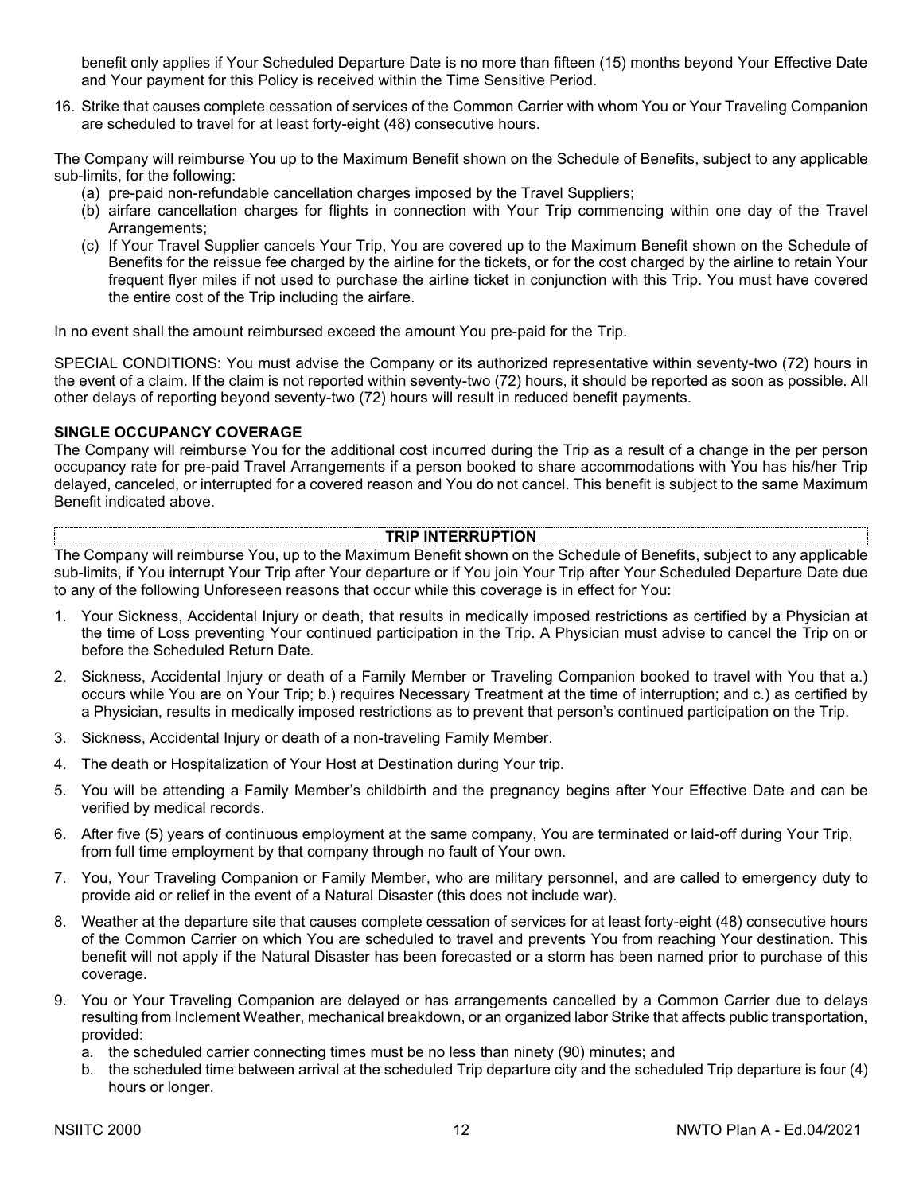benefit only applies if Your Scheduled Departure Date is no more than fifteen (15) months beyond Your Effective Date and Your payment for this Policy is received within the Time Sensitive Period.

16. Strike that causes complete cessation of services of the Common Carrier with whom You or Your Traveling Companion are scheduled to travel for at least forty-eight (48) consecutive hours.

The Company will reimburse You up to the Maximum Benefit shown on the Schedule of Benefits, subject to any applicable sub-limits, for the following:

(a) pre-paid non-refundable cancellation charges imposed by the Travel Suppliers;
(b) airfare cancellation charges for flights in connection with Your Trip commencing within one day of the Travel Arrangements;
(c) If Your Travel Supplier cancels Your Trip, You are covered up to the Maximum Benefit shown on the Schedule of Benefits for the reissue fee charged by the airline for the tickets, or for the cost charged by the airline to retain Your frequent flyer miles if not used to purchase the airline ticket in conjunction with this Trip. You must have covered the entire cost of the Trip including the airfare.

In no event shall the amount reimbursed exceed the amount You pre-paid for the Trip.

SPECIAL CONDITIONS: You must advise the Company or its authorized representative within seventy-two (72) hours in the event of a claim. If the claim is not reported within seventy-two (72) hours, it should be reported as soon as possible. All other delays of reporting beyond seventy-two (72) hours will result in reduced benefit payments.

**SINGLE OCCUPANCY COVERAGE**

The Company will reimburse You for the additional cost incurred during the Trip as a result of a change in the per person occupancy rate for pre-paid Travel Arrangements if a person booked to share accommodations with You has his/her Trip delayed, canceled, or interrupted for a covered reason and You do not cancel. This benefit is subject to the same Maximum Benefit indicated above.

## TRIP INTERRUPTION

The Company will reimburse You, up to the Maximum Benefit shown on the Schedule of Benefits, subject to any applicable sub-limits, if You interrupt Your Trip after Your departure or if You join Your Trip after Your Scheduled Departure Date due to any of the following Unforeseen reasons that occur while this coverage is in effect for You:

1. Your Sickness, Accidental Injury or death, that results in medically imposed restrictions as certified by a Physician at the time of Loss preventing Your continued participation in the Trip. A Physician must advise to cancel the Trip on or before the Scheduled Return Date.
2. Sickness, Accidental Injury or death of a Family Member or Traveling Companion booked to travel with You that a.) occurs while You are on Your Trip; b.) requires Necessary Treatment at the time of interruption; and c.) as certified by a Physician, results in medically imposed restrictions as to prevent that person's continued participation on the Trip.
3. Sickness, Accidental Injury or death of a non-traveling Family Member.
4. The death or Hospitalization of Your Host at Destination during Your trip.
5. You will be attending a Family Member's childbirth and the pregnancy begins after Your Effective Date and can be verified by medical records.
6. After five (5) years of continuous employment at the same company, You are terminated or laid-off during Your Trip, from full time employment by that company through no fault of Your own.
7. You, Your Traveling Companion or Family Member, who are military personnel, and are called to emergency duty to provide aid or relief in the event of a Natural Disaster (this does not include war).
8. Weather at the departure site that causes complete cessation of services for at least forty-eight (48) consecutive hours of the Common Carrier on which You are scheduled to travel and prevents You from reaching Your destination. This benefit will not apply if the Natural Disaster has been forecasted or a storm has been named prior to purchase of this coverage.
9. You or Your Traveling Companion are delayed or has arrangements cancelled by a Common Carrier due to delays resulting from Inclement Weather, mechanical breakdown, or an organized labor Strike that affects public transportation, provided:
   a. the scheduled carrier connecting times must be no less than ninety (90) minutes; and
   b. the scheduled time between arrival at the scheduled Trip departure city and the scheduled Trip departure is four (4) hours or longer.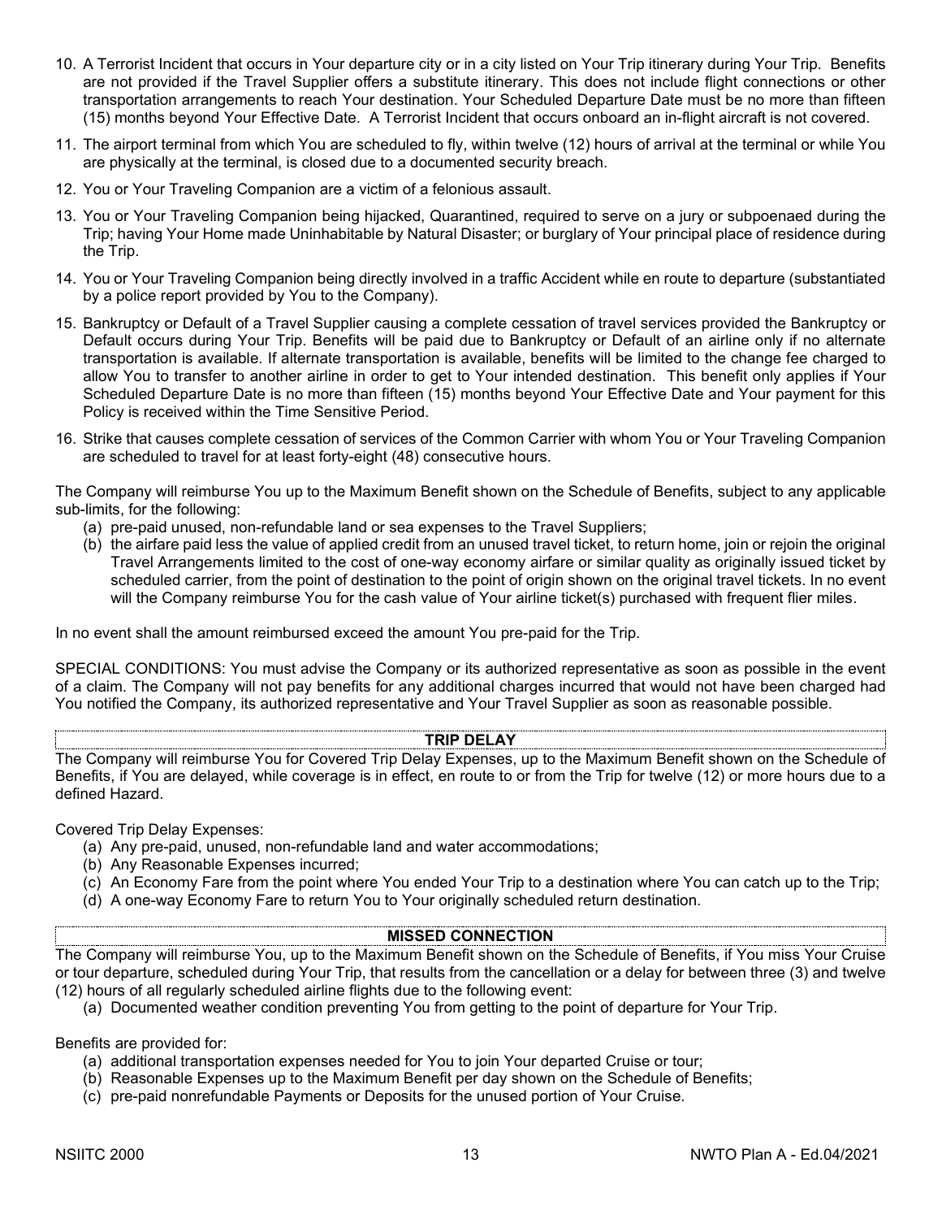10. A Terrorist Incident that occurs in Your departure city or in a city listed on Your Trip itinerary during Your Trip. Benefits are not provided if the Travel Supplier offers a substitute itinerary. This does not include flight connections or other transportation arrangements to reach Your destination. Your Scheduled Departure Date must be no more than fifteen (15) months beyond Your Effective Date. A Terrorist Incident that occurs onboard an in-flight aircraft is not covered.
11. The airport terminal from which You are scheduled to fly, within twelve (12) hours of arrival at the terminal or while You are physically at the terminal, is closed due to a documented security breach.
12. You or Your Traveling Companion are a victim of a felonious assault.
13. You or Your Traveling Companion being hijacked, Quarantined, required to serve on a jury or subpoenaed during the Trip; having Your Home made Uninhabitable by Natural Disaster; or burglary of Your principal place of residence during the Trip.
14. You or Your Traveling Companion being directly involved in a traffic Accident while en route to departure (substantiated by a police report provided by You to the Company).
15. Bankruptcy or Default of a Travel Supplier causing a complete cessation of travel services provided the Bankruptcy or Default occurs during Your Trip. Benefits will be paid due to Bankruptcy or Default of an airline only if no alternate transportation is available. If alternate transportation is available, benefits will be limited to the change fee charged to allow You to transfer to another airline in order to get to Your intended destination. This benefit only applies if Your Scheduled Departure Date is no more than fifteen (15) months beyond Your Effective Date and Your payment for this Policy is received within the Time Sensitive Period.
16. Strike that causes complete cessation of services of the Common Carrier with whom You or Your Traveling Companion are scheduled to travel for at least forty-eight (48) consecutive hours.

The Company will reimburse You up to the Maximum Benefit shown on the Schedule of Benefits, subject to any applicable sub-limits, for the following:

(a) pre-paid unused, non-refundable land or sea expenses to the Travel Suppliers;
(b) the airfare paid less the value of applied credit from an unused travel ticket, to return home, join or rejoin the original Travel Arrangements limited to the cost of one-way economy airfare or similar quality as originally issued ticket by scheduled carrier, from the point of destination to the point of origin shown on the original travel tickets. In no event will the Company reimburse You for the cash value of Your airline ticket(s) purchased with frequent flier miles.

In no event shall the amount reimbursed exceed the amount You pre-paid for the Trip.

SPECIAL CONDITIONS: You must advise the Company or its authorized representative as soon as possible in the event of a claim. The Company will not pay benefits for any additional charges incurred that would not have been charged had You notified the Company, its authorized representative and Your Travel Supplier as soon as reasonable possible.

## TRIP DELAY

The Company will reimburse You for Covered Trip Delay Expenses, up to the Maximum Benefit shown on the Schedule of Benefits, if You are delayed, while coverage is in effect, en route to or from the Trip for twelve (12) or more hours due to a defined Hazard.

Covered Trip Delay Expenses:

(a) Any pre-paid, unused, non-refundable land and water accommodations;
(b) Any Reasonable Expenses incurred;
(c) An Economy Fare from the point where You ended Your Trip to a destination where You can catch up to the Trip;
(d) A one-way Economy Fare to return You to Your originally scheduled return destination.

## MISSED CONNECTION

The Company will reimburse You, up to the Maximum Benefit shown on the Schedule of Benefits, if You miss Your Cruise or tour departure, scheduled during Your Trip, that results from the cancellation or a delay for between three (3) and twelve (12) hours of all regularly scheduled airline flights due to the following event:

(a) Documented weather condition preventing You from getting to the point of departure for Your Trip.

Benefits are provided for:

(a) additional transportation expenses needed for You to join Your departed Cruise or tour;
(b) Reasonable Expenses up to the Maximum Benefit per day shown on the Schedule of Benefits;
(c) pre-paid nonrefundable Payments or Deposits for the unused portion of Your Cruise.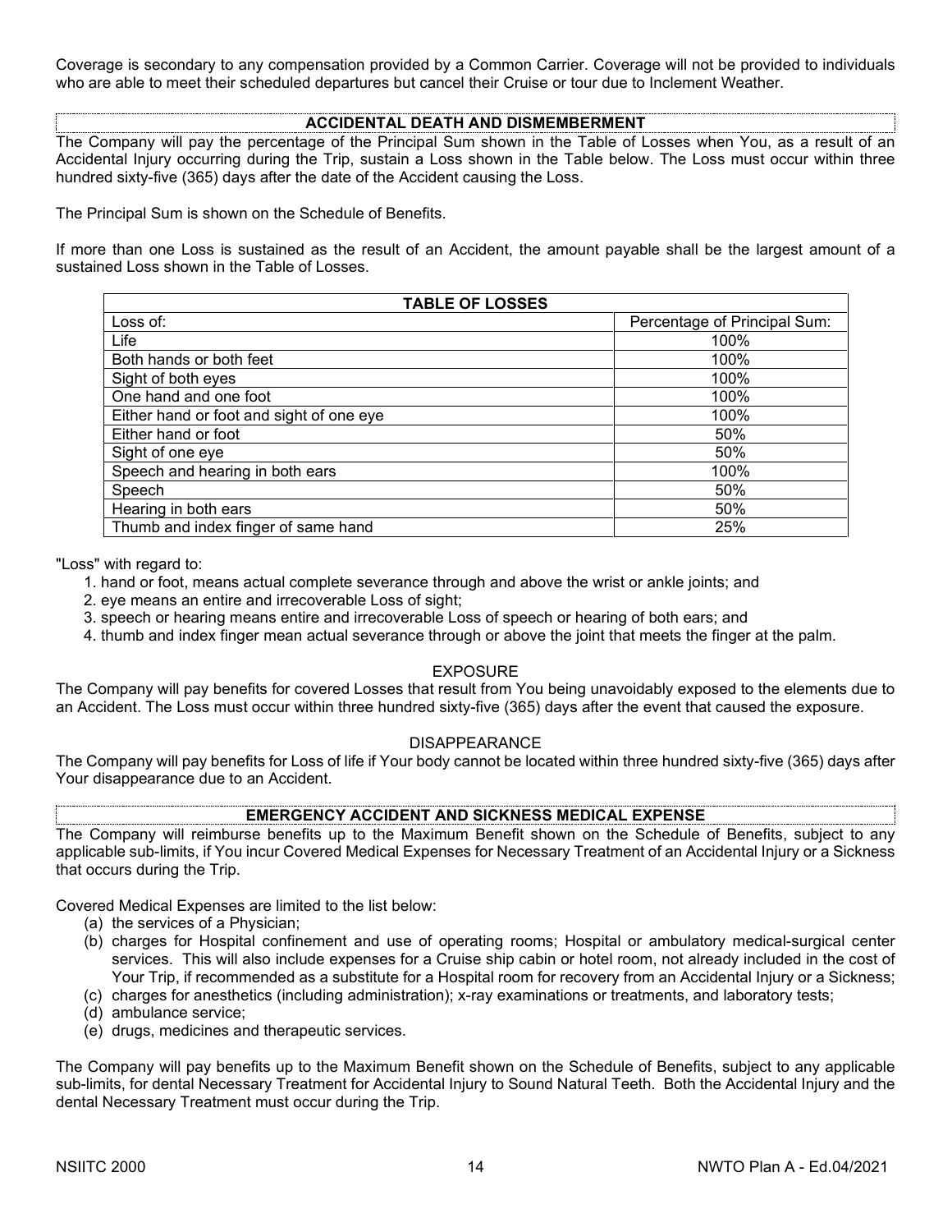Coverage is secondary to any compensation provided by a Common Carrier. Coverage will not be provided to individuals who are able to meet their scheduled departures but cancel their Cruise or tour due to Inclement Weather.

## ACCIDENTAL DEATH AND DISMEMBERMENT

The Company will pay the percentage of the Principal Sum shown in the Table of Losses when You, as a result of an Accidental Injury occurring during the Trip, sustain a Loss shown in the Table below. The Loss must occur within three hundred sixty-five (365) days after the date of the Accident causing the Loss.

The Principal Sum is shown on the Schedule of Benefits.

If more than one Loss is sustained as the result of an Accident, the amount payable shall be the largest amount of a sustained Loss shown in the Table of Losses.

| TABLE OF LOSSES | |
|---|---|
| Loss of: | Percentage of Principal Sum: |
| Life | 100% |
| Both hands or both feet | 100% |
| Sight of both eyes | 100% |
| One hand and one foot | 100% |
| Either hand or foot and sight of one eye | 100% |
| Either hand or foot | 50% |
| Sight of one eye | 50% |
| Speech and hearing in both ears | 100% |
| Speech | 50% |
| Hearing in both ears | 50% |
| Thumb and index finger of same hand | 25% |

"Loss" with regard to:

1. hand or foot, means actual complete severance through and above the wrist or ankle joints; and
2. eye means an entire and irrecoverable Loss of sight;
3. speech or hearing means entire and irrecoverable Loss of speech or hearing of both ears; and
4. thumb and index finger mean actual severance through or above the joint that meets the finger at the palm.

### EXPOSURE

The Company will pay benefits for covered Losses that result from You being unavoidably exposed to the elements due to an Accident. The Loss must occur within three hundred sixty-five (365) days after the event that caused the exposure.

### DISAPPEARANCE

The Company will pay benefits for Loss of life if Your body cannot be located within three hundred sixty-five (365) days after Your disappearance due to an Accident.

## EMERGENCY ACCIDENT AND SICKNESS MEDICAL EXPENSE

The Company will reimburse benefits up to the Maximum Benefit shown on the Schedule of Benefits, subject to any applicable sub-limits, if You incur Covered Medical Expenses for Necessary Treatment of an Accidental Injury or a Sickness that occurs during the Trip.

Covered Medical Expenses are limited to the list below:

(a) the services of a Physician;

(b) charges for Hospital confinement and use of operating rooms; Hospital or ambulatory medical-surgical center services. This will also include expenses for a Cruise ship cabin or hotel room, not already included in the cost of Your Trip, if recommended as a substitute for a Hospital room for recovery from an Accidental Injury or a Sickness;

(c) charges for anesthetics (including administration); x-ray examinations or treatments, and laboratory tests;

(d) ambulance service;

(e) drugs, medicines and therapeutic services.

The Company will pay benefits up to the Maximum Benefit shown on the Schedule of Benefits, subject to any applicable sub-limits, for dental Necessary Treatment for Accidental Injury to Sound Natural Teeth. Both the Accidental Injury and the dental Necessary Treatment must occur during the Trip.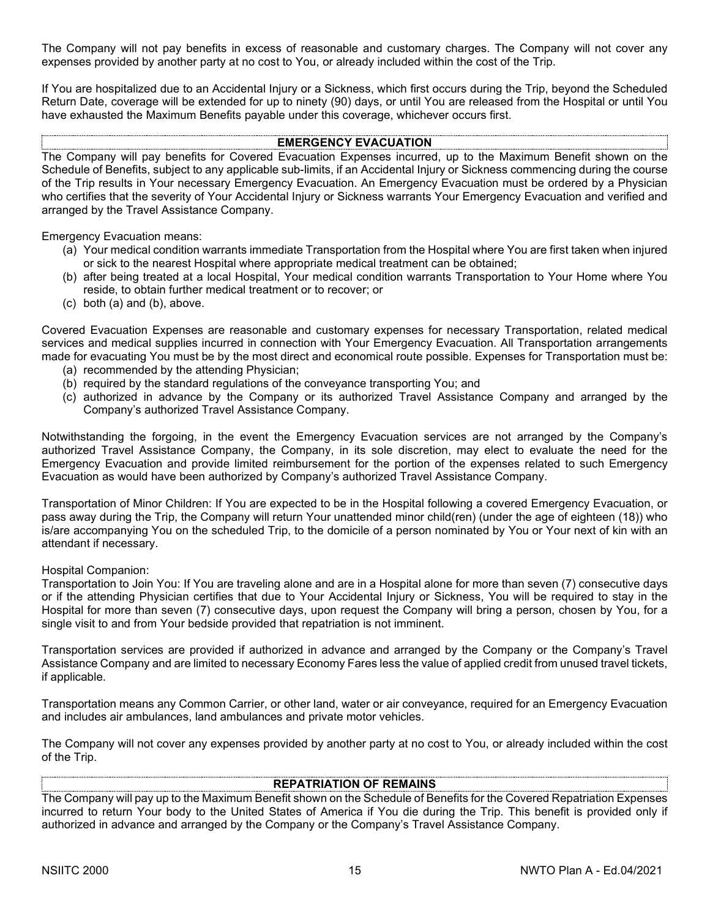The Company will not pay benefits in excess of reasonable and customary charges. The Company will not cover any expenses provided by another party at no cost to You, or already included within the cost of the Trip.

If You are hospitalized due to an Accidental Injury or a Sickness, which first occurs during the Trip, beyond the Scheduled Return Date, coverage will be extended for up to ninety (90) days, or until You are released from the Hospital or until You have exhausted the Maximum Benefits payable under this coverage, whichever occurs first.

## EMERGENCY EVACUATION

The Company will pay benefits for Covered Evacuation Expenses incurred, up to the Maximum Benefit shown on the Schedule of Benefits, subject to any applicable sub-limits, if an Accidental Injury or Sickness commencing during the course of the Trip results in Your necessary Emergency Evacuation. An Emergency Evacuation must be ordered by a Physician who certifies that the severity of Your Accidental Injury or Sickness warrants Your Emergency Evacuation and verified and arranged by the Travel Assistance Company.

Emergency Evacuation means:

(a) Your medical condition warrants immediate Transportation from the Hospital where You are first taken when injured or sick to the nearest Hospital where appropriate medical treatment can be obtained;
(b) after being treated at a local Hospital, Your medical condition warrants Transportation to Your Home where You reside, to obtain further medical treatment or to recover; or
(c) both (a) and (b), above.

Covered Evacuation Expenses are reasonable and customary expenses for necessary Transportation, related medical services and medical supplies incurred in connection with Your Emergency Evacuation. All Transportation arrangements made for evacuating You must be by the most direct and economical route possible. Expenses for Transportation must be:

(a) recommended by the attending Physician;
(b) required by the standard regulations of the conveyance transporting You; and
(c) authorized in advance by the Company or its authorized Travel Assistance Company and arranged by the Company's authorized Travel Assistance Company.

Notwithstanding the forgoing, in the event the Emergency Evacuation services are not arranged by the Company's authorized Travel Assistance Company, the Company, in its sole discretion, may elect to evaluate the need for the Emergency Evacuation and provide limited reimbursement for the portion of the expenses related to such Emergency Evacuation as would have been authorized by Company's authorized Travel Assistance Company.

Transportation of Minor Children: If You are expected to be in the Hospital following a covered Emergency Evacuation, or pass away during the Trip, the Company will return Your unattended minor child(ren) (under the age of eighteen (18)) who is/are accompanying You on the scheduled Trip, to the domicile of a person nominated by You or Your next of kin with an attendant if necessary.

Hospital Companion:
Transportation to Join You: If You are traveling alone and are in a Hospital alone for more than seven (7) consecutive days or if the attending Physician certifies that due to Your Accidental Injury or Sickness, You will be required to stay in the Hospital for more than seven (7) consecutive days, upon request the Company will bring a person, chosen by You, for a single visit to and from Your bedside provided that repatriation is not imminent.

Transportation services are provided if authorized in advance and arranged by the Company or the Company's Travel Assistance Company and are limited to necessary Economy Fares less the value of applied credit from unused travel tickets, if applicable.

Transportation means any Common Carrier, or other land, water or air conveyance, required for an Emergency Evacuation and includes air ambulances, land ambulances and private motor vehicles.

The Company will not cover any expenses provided by another party at no cost to You, or already included within the cost of the Trip.

## REPATRIATION OF REMAINS

The Company will pay up to the Maximum Benefit shown on the Schedule of Benefits for the Covered Repatriation Expenses incurred to return Your body to the United States of America if You die during the Trip. This benefit is provided only if authorized in advance and arranged by the Company or the Company's Travel Assistance Company.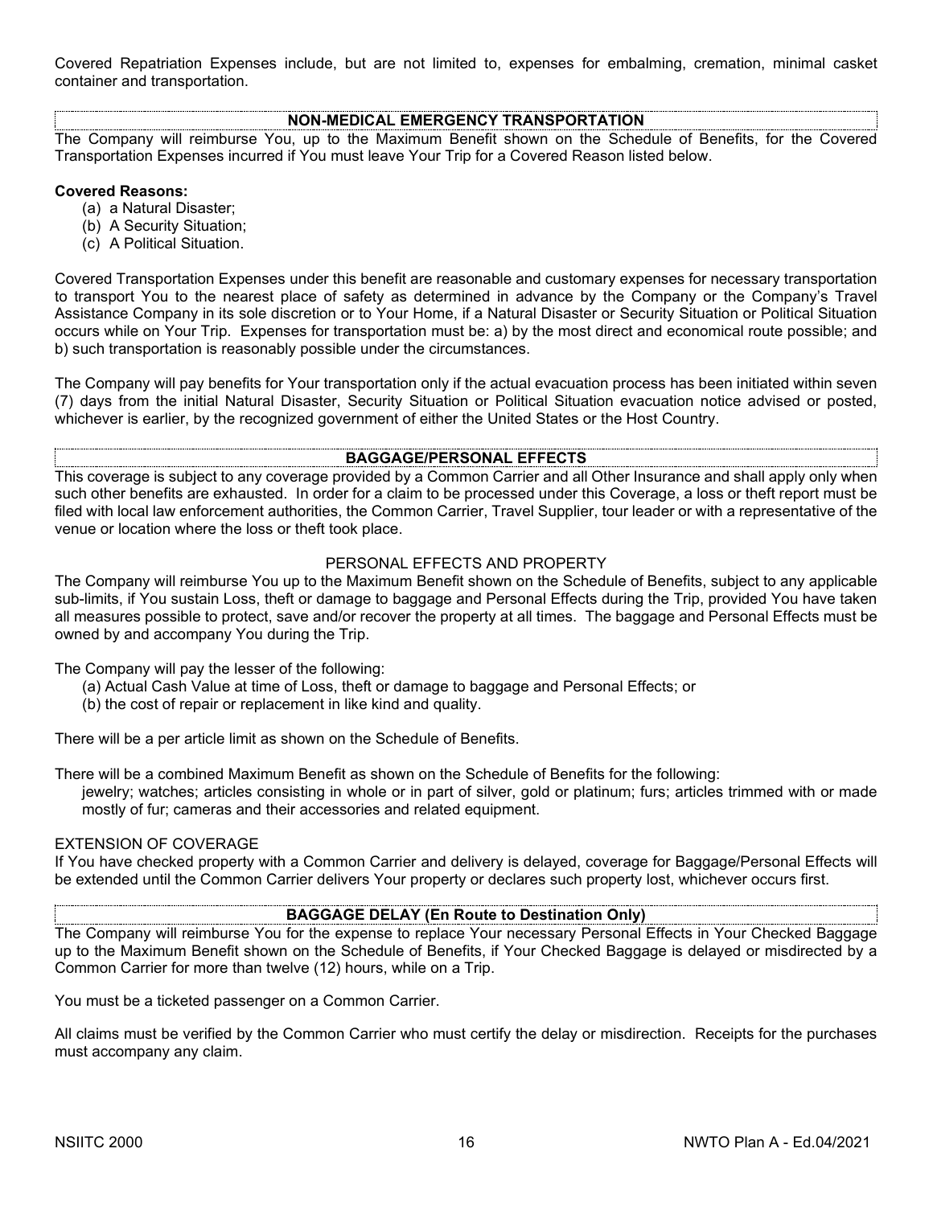Covered Repatriation Expenses include, but are not limited to, expenses for embalming, cremation, minimal casket container and transportation.

## NON-MEDICAL EMERGENCY TRANSPORTATION

The Company will reimburse You, up to the Maximum Benefit shown on the Schedule of Benefits, for the Covered Transportation Expenses incurred if You must leave Your Trip for a Covered Reason listed below.

**Covered Reasons:**

(a) a Natural Disaster;
(b) A Security Situation;
(c) A Political Situation.

Covered Transportation Expenses under this benefit are reasonable and customary expenses for necessary transportation to transport You to the nearest place of safety as determined in advance by the Company or the Company's Travel Assistance Company in its sole discretion or to Your Home, if a Natural Disaster or Security Situation or Political Situation occurs while on Your Trip. Expenses for transportation must be: a) by the most direct and economical route possible; and b) such transportation is reasonably possible under the circumstances.

The Company will pay benefits for Your transportation only if the actual evacuation process has been initiated within seven (7) days from the initial Natural Disaster, Security Situation or Political Situation evacuation notice advised or posted, whichever is earlier, by the recognized government of either the United States or the Host Country.

## BAGGAGE/PERSONAL EFFECTS

This coverage is subject to any coverage provided by a Common Carrier and all Other Insurance and shall apply only when such other benefits are exhausted. In order for a claim to be processed under this Coverage, a loss or theft report must be filed with local law enforcement authorities, the Common Carrier, Travel Supplier, tour leader or with a representative of the venue or location where the loss or theft took place.

### PERSONAL EFFECTS AND PROPERTY

The Company will reimburse You up to the Maximum Benefit shown on the Schedule of Benefits, subject to any applicable sub-limits, if You sustain Loss, theft or damage to baggage and Personal Effects during the Trip, provided You have taken all measures possible to protect, save and/or recover the property at all times. The baggage and Personal Effects must be owned by and accompany You during the Trip.

The Company will pay the lesser of the following:

(a) Actual Cash Value at time of Loss, theft or damage to baggage and Personal Effects; or
(b) the cost of repair or replacement in like kind and quality.

There will be a per article limit as shown on the Schedule of Benefits.

There will be a combined Maximum Benefit as shown on the Schedule of Benefits for the following:

jewelry; watches; articles consisting in whole or in part of silver, gold or platinum; furs; articles trimmed with or made mostly of fur; cameras and their accessories and related equipment.

### EXTENSION OF COVERAGE

If You have checked property with a Common Carrier and delivery is delayed, coverage for Baggage/Personal Effects will be extended until the Common Carrier delivers Your property or declares such property lost, whichever occurs first.

## BAGGAGE DELAY (En Route to Destination Only)

The Company will reimburse You for the expense to replace Your necessary Personal Effects in Your Checked Baggage up to the Maximum Benefit shown on the Schedule of Benefits, if Your Checked Baggage is delayed or misdirected by a Common Carrier for more than twelve (12) hours, while on a Trip.

You must be a ticketed passenger on a Common Carrier.

All claims must be verified by the Common Carrier who must certify the delay or misdirection. Receipts for the purchases must accompany any claim.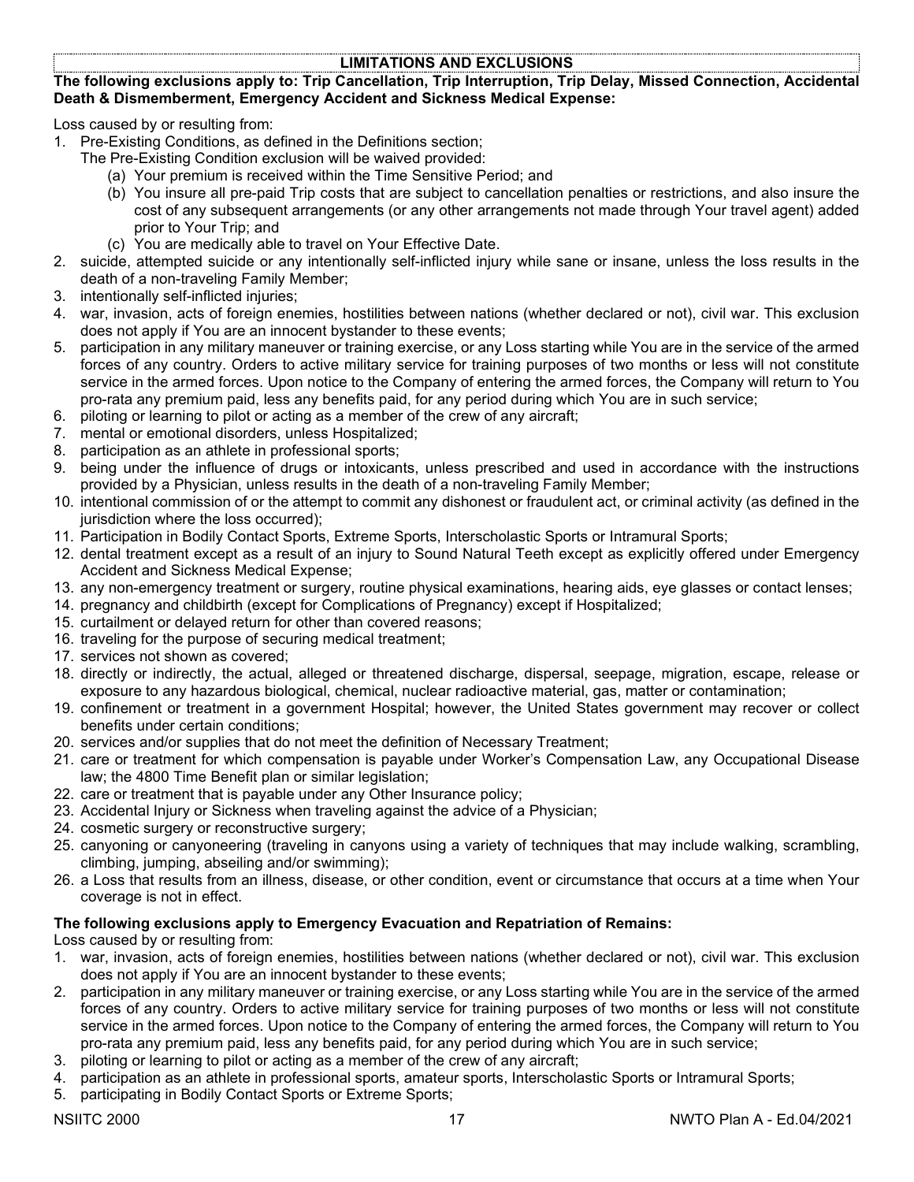## LIMITATIONS AND EXCLUSIONS

**The following exclusions apply to: Trip Cancellation, Trip Interruption, Trip Delay, Missed Connection, Accidental Death & Dismemberment, Emergency Accident and Sickness Medical Expense:**

Loss caused by or resulting from:

1. Pre-Existing Conditions, as defined in the Definitions section;
   The Pre-Existing Condition exclusion will be waived provided:
   (a) Your premium is received within the Time Sensitive Period; and
   (b) You insure all pre-paid Trip costs that are subject to cancellation penalties or restrictions, and also insure the cost of any subsequent arrangements (or any other arrangements not made through Your travel agent) added prior to Your Trip; and
   (c) You are medically able to travel on Your Effective Date.
2. suicide, attempted suicide or any intentionally self-inflicted injury while sane or insane, unless the loss results in the death of a non-traveling Family Member;
3. intentionally self-inflicted injuries;
4. war, invasion, acts of foreign enemies, hostilities between nations (whether declared or not), civil war. This exclusion does not apply if You are an innocent bystander to these events;
5. participation in any military maneuver or training exercise, or any Loss starting while You are in the service of the armed forces of any country. Orders to active military service for training purposes of two months or less will not constitute service in the armed forces. Upon notice to the Company of entering the armed forces, the Company will return to You pro-rata any premium paid, less any benefits paid, for any period during which You are in such service;
6. piloting or learning to pilot or acting as a member of the crew of any aircraft;
7. mental or emotional disorders, unless Hospitalized;
8. participation as an athlete in professional sports;
9. being under the influence of drugs or intoxicants, unless prescribed and used in accordance with the instructions provided by a Physician, unless results in the death of a non-traveling Family Member;
10. intentional commission of or the attempt to commit any dishonest or fraudulent act, or criminal activity (as defined in the jurisdiction where the loss occurred);
11. Participation in Bodily Contact Sports, Extreme Sports, Interscholastic Sports or Intramural Sports;
12. dental treatment except as a result of an injury to Sound Natural Teeth except as explicitly offered under Emergency Accident and Sickness Medical Expense;
13. any non-emergency treatment or surgery, routine physical examinations, hearing aids, eye glasses or contact lenses;
14. pregnancy and childbirth (except for Complications of Pregnancy) except if Hospitalized;
15. curtailment or delayed return for other than covered reasons;
16. traveling for the purpose of securing medical treatment;
17. services not shown as covered;
18. directly or indirectly, the actual, alleged or threatened discharge, dispersal, seepage, migration, escape, release or exposure to any hazardous biological, chemical, nuclear radioactive material, gas, matter or contamination;
19. confinement or treatment in a government Hospital; however, the United States government may recover or collect benefits under certain conditions;
20. services and/or supplies that do not meet the definition of Necessary Treatment;
21. care or treatment for which compensation is payable under Worker's Compensation Law, any Occupational Disease law; the 4800 Time Benefit plan or similar legislation;
22. care or treatment that is payable under any Other Insurance policy;
23. Accidental Injury or Sickness when traveling against the advice of a Physician;
24. cosmetic surgery or reconstructive surgery;
25. canyoning or canyoneering (traveling in canyons using a variety of techniques that may include walking, scrambling, climbing, jumping, abseiling and/or swimming);
26. a Loss that results from an illness, disease, or other condition, event or circumstance that occurs at a time when Your coverage is not in effect.

**The following exclusions apply to Emergency Evacuation and Repatriation of Remains:**

Loss caused by or resulting from:

1. war, invasion, acts of foreign enemies, hostilities between nations (whether declared or not), civil war. This exclusion does not apply if You are an innocent bystander to these events;
2. participation in any military maneuver or training exercise, or any Loss starting while You are in the service of the armed forces of any country. Orders to active military service for training purposes of two months or less will not constitute service in the armed forces. Upon notice to the Company of entering the armed forces, the Company will return to You pro-rata any premium paid, less any benefits paid, for any period during which You are in such service;
3. piloting or learning to pilot or acting as a member of the crew of any aircraft;
4. participation as an athlete in professional sports, amateur sports, Interscholastic Sports or Intramural Sports;
5. participating in Bodily Contact Sports or Extreme Sports;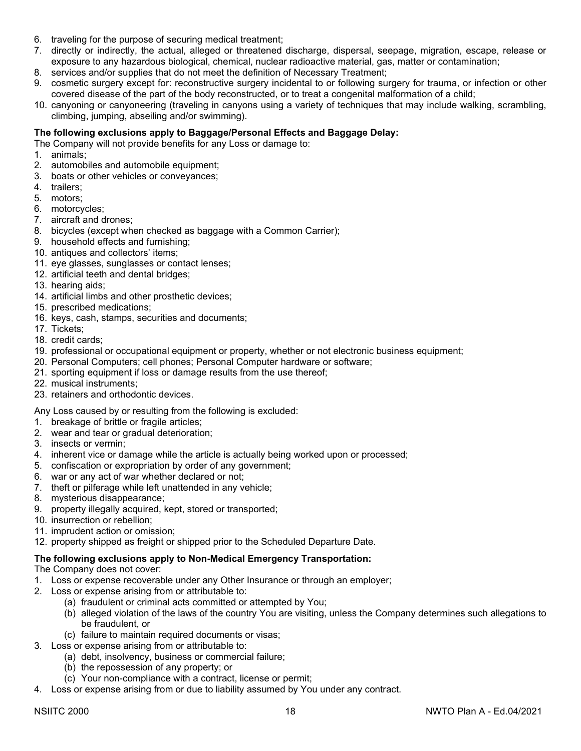6. traveling for the purpose of securing medical treatment;
7. directly or indirectly, the actual, alleged or threatened discharge, dispersal, seepage, migration, escape, release or exposure to any hazardous biological, chemical, nuclear radioactive material, gas, matter or contamination;
8. services and/or supplies that do not meet the definition of Necessary Treatment;
9. cosmetic surgery except for: reconstructive surgery incidental to or following surgery for trauma, or infection or other covered disease of the part of the body reconstructed, or to treat a congenital malformation of a child;
10. canyoning or canyoneering (traveling in canyons using a variety of techniques that may include walking, scrambling, climbing, jumping, abseiling and/or swimming).

**The following exclusions apply to Baggage/Personal Effects and Baggage Delay:**

The Company will not provide benefits for any Loss or damage to:

1. animals;
2. automobiles and automobile equipment;
3. boats or other vehicles or conveyances;
4. trailers;
5. motors;
6. motorcycles;
7. aircraft and drones;
8. bicycles (except when checked as baggage with a Common Carrier);
9. household effects and furnishing;
10. antiques and collectors' items;
11. eye glasses, sunglasses or contact lenses;
12. artificial teeth and dental bridges;
13. hearing aids;
14. artificial limbs and other prosthetic devices;
15. prescribed medications;
16. keys, cash, stamps, securities and documents;
17. Tickets;
18. credit cards;
19. professional or occupational equipment or property, whether or not electronic business equipment;
20. Personal Computers; cell phones; Personal Computer hardware or software;
21. sporting equipment if loss or damage results from the use thereof;
22. musical instruments;
23. retainers and orthodontic devices.

Any Loss caused by or resulting from the following is excluded:

1. breakage of brittle or fragile articles;
2. wear and tear or gradual deterioration;
3. insects or vermin;
4. inherent vice or damage while the article is actually being worked upon or processed;
5. confiscation or expropriation by order of any government;
6. war or any act of war whether declared or not;
7. theft or pilferage while left unattended in any vehicle;
8. mysterious disappearance;
9. property illegally acquired, kept, stored or transported;
10. insurrection or rebellion;
11. imprudent action or omission;
12. property shipped as freight or shipped prior to the Scheduled Departure Date.

**The following exclusions apply to Non-Medical Emergency Transportation:**

The Company does not cover:

1. Loss or expense recoverable under any Other Insurance or through an employer;
2. Loss or expense arising from or attributable to:
   (a) fraudulent or criminal acts committed or attempted by You;
   (b) alleged violation of the laws of the country You are visiting, unless the Company determines such allegations to be fraudulent, or
   (c) failure to maintain required documents or visas;
3. Loss or expense arising from or attributable to:
   (a) debt, insolvency, business or commercial failure;
   (b) the repossession of any property; or
   (c) Your non-compliance with a contract, license or permit;
4. Loss or expense arising from or due to liability assumed by You under any contract.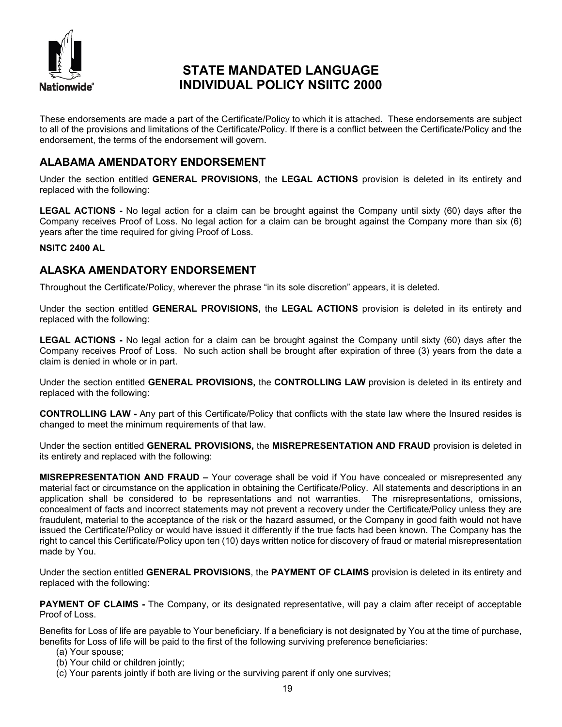# STATE MANDATED LANGUAGE INDIVIDUAL POLICY NSIITC 2000

These endorsements are made a part of the Certificate/Policy to which it is attached. These endorsements are subject to all of the provisions and limitations of the Certificate/Policy. If there is a conflict between the Certificate/Policy and the endorsement, the terms of the endorsement will govern.

## ALABAMA AMENDATORY ENDORSEMENT

Under the section entitled **GENERAL PROVISIONS**, the **LEGAL ACTIONS** provision is deleted in its entirety and replaced with the following:

**LEGAL ACTIONS -** No legal action for a claim can be brought against the Company until sixty (60) days after the Company receives Proof of Loss. No legal action for a claim can be brought against the Company more than six (6) years after the time required for giving Proof of Loss.

**NSITC 2400 AL**

## ALASKA AMENDATORY ENDORSEMENT

Throughout the Certificate/Policy, wherever the phrase "in its sole discretion" appears, it is deleted.

Under the section entitled **GENERAL PROVISIONS,** the **LEGAL ACTIONS** provision is deleted in its entirety and replaced with the following:

**LEGAL ACTIONS -** No legal action for a claim can be brought against the Company until sixty (60) days after the Company receives Proof of Loss. No such action shall be brought after expiration of three (3) years from the date a claim is denied in whole or in part.

Under the section entitled **GENERAL PROVISIONS,** the **CONTROLLING LAW** provision is deleted in its entirety and replaced with the following:

**CONTROLLING LAW -** Any part of this Certificate/Policy that conflicts with the state law where the Insured resides is changed to meet the minimum requirements of that law.

Under the section entitled **GENERAL PROVISIONS,** the **MISREPRESENTATION AND FRAUD** provision is deleted in its entirety and replaced with the following:

**MISREPRESENTATION AND FRAUD –** Your coverage shall be void if You have concealed or misrepresented any material fact or circumstance on the application in obtaining the Certificate/Policy. All statements and descriptions in an application shall be considered to be representations and not warranties. The misrepresentations, omissions, concealment of facts and incorrect statements may not prevent a recovery under the Certificate/Policy unless they are fraudulent, material to the acceptance of the risk or the hazard assumed, or the Company in good faith would not have issued the Certificate/Policy or would have issued it differently if the true facts had been known. The Company has the right to cancel this Certificate/Policy upon ten (10) days written notice for discovery of fraud or material misrepresentation made by You.

Under the section entitled **GENERAL PROVISIONS**, the **PAYMENT OF CLAIMS** provision is deleted in its entirety and replaced with the following:

**PAYMENT OF CLAIMS -** The Company, or its designated representative, will pay a claim after receipt of acceptable Proof of Loss.

Benefits for Loss of life are payable to Your beneficiary. If a beneficiary is not designated by You at the time of purchase, benefits for Loss of life will be paid to the first of the following surviving preference beneficiaries:

(a) Your spouse;
(b) Your child or children jointly;
(c) Your parents jointly if both are living or the surviving parent if only one survives;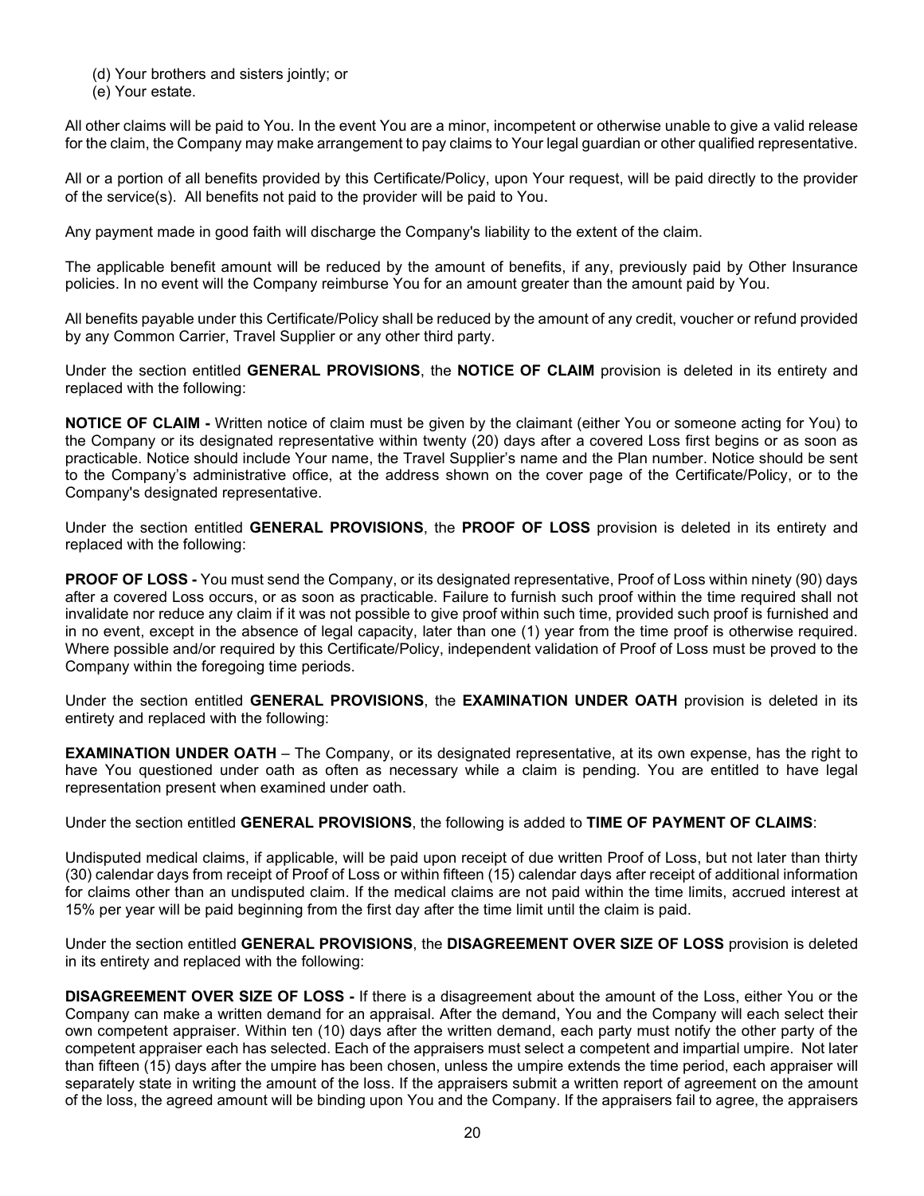(d) Your brothers and sisters jointly; or
(e) Your estate.

All other claims will be paid to You. In the event You are a minor, incompetent or otherwise unable to give a valid release for the claim, the Company may make arrangement to pay claims to Your legal guardian or other qualified representative.

All or a portion of all benefits provided by this Certificate/Policy, upon Your request, will be paid directly to the provider of the service(s). All benefits not paid to the provider will be paid to You.

Any payment made in good faith will discharge the Company's liability to the extent of the claim.

The applicable benefit amount will be reduced by the amount of benefits, if any, previously paid by Other Insurance policies. In no event will the Company reimburse You for an amount greater than the amount paid by You.

All benefits payable under this Certificate/Policy shall be reduced by the amount of any credit, voucher or refund provided by any Common Carrier, Travel Supplier or any other third party.

Under the section entitled **GENERAL PROVISIONS**, the **NOTICE OF CLAIM** provision is deleted in its entirety and replaced with the following:

**NOTICE OF CLAIM -** Written notice of claim must be given by the claimant (either You or someone acting for You) to the Company or its designated representative within twenty (20) days after a covered Loss first begins or as soon as practicable. Notice should include Your name, the Travel Supplier's name and the Plan number. Notice should be sent to the Company's administrative office, at the address shown on the cover page of the Certificate/Policy, or to the Company's designated representative.

Under the section entitled **GENERAL PROVISIONS**, the **PROOF OF LOSS** provision is deleted in its entirety and replaced with the following:

**PROOF OF LOSS -** You must send the Company, or its designated representative, Proof of Loss within ninety (90) days after a covered Loss occurs, or as soon as practicable. Failure to furnish such proof within the time required shall not invalidate nor reduce any claim if it was not possible to give proof within such time, provided such proof is furnished and in no event, except in the absence of legal capacity, later than one (1) year from the time proof is otherwise required. Where possible and/or required by this Certificate/Policy, independent validation of Proof of Loss must be proved to the Company within the foregoing time periods.

Under the section entitled **GENERAL PROVISIONS**, the **EXAMINATION UNDER OATH** provision is deleted in its entirety and replaced with the following:

**EXAMINATION UNDER OATH** – The Company, or its designated representative, at its own expense, has the right to have You questioned under oath as often as necessary while a claim is pending. You are entitled to have legal representation present when examined under oath.

Under the section entitled **GENERAL PROVISIONS**, the following is added to **TIME OF PAYMENT OF CLAIMS**:

Undisputed medical claims, if applicable, will be paid upon receipt of due written Proof of Loss, but not later than thirty (30) calendar days from receipt of Proof of Loss or within fifteen (15) calendar days after receipt of additional information for claims other than an undisputed claim. If the medical claims are not paid within the time limits, accrued interest at 15% per year will be paid beginning from the first day after the time limit until the claim is paid.

Under the section entitled **GENERAL PROVISIONS**, the **DISAGREEMENT OVER SIZE OF LOSS** provision is deleted in its entirety and replaced with the following:

**DISAGREEMENT OVER SIZE OF LOSS -** If there is a disagreement about the amount of the Loss, either You or the Company can make a written demand for an appraisal. After the demand, You and the Company will each select their own competent appraiser. Within ten (10) days after the written demand, each party must notify the other party of the competent appraiser each has selected. Each of the appraisers must select a competent and impartial umpire. Not later than fifteen (15) days after the umpire has been chosen, unless the umpire extends the time period, each appraiser will separately state in writing the amount of the loss. If the appraisers submit a written report of agreement on the amount of the loss, the agreed amount will be binding upon You and the Company. If the appraisers fail to agree, the appraisers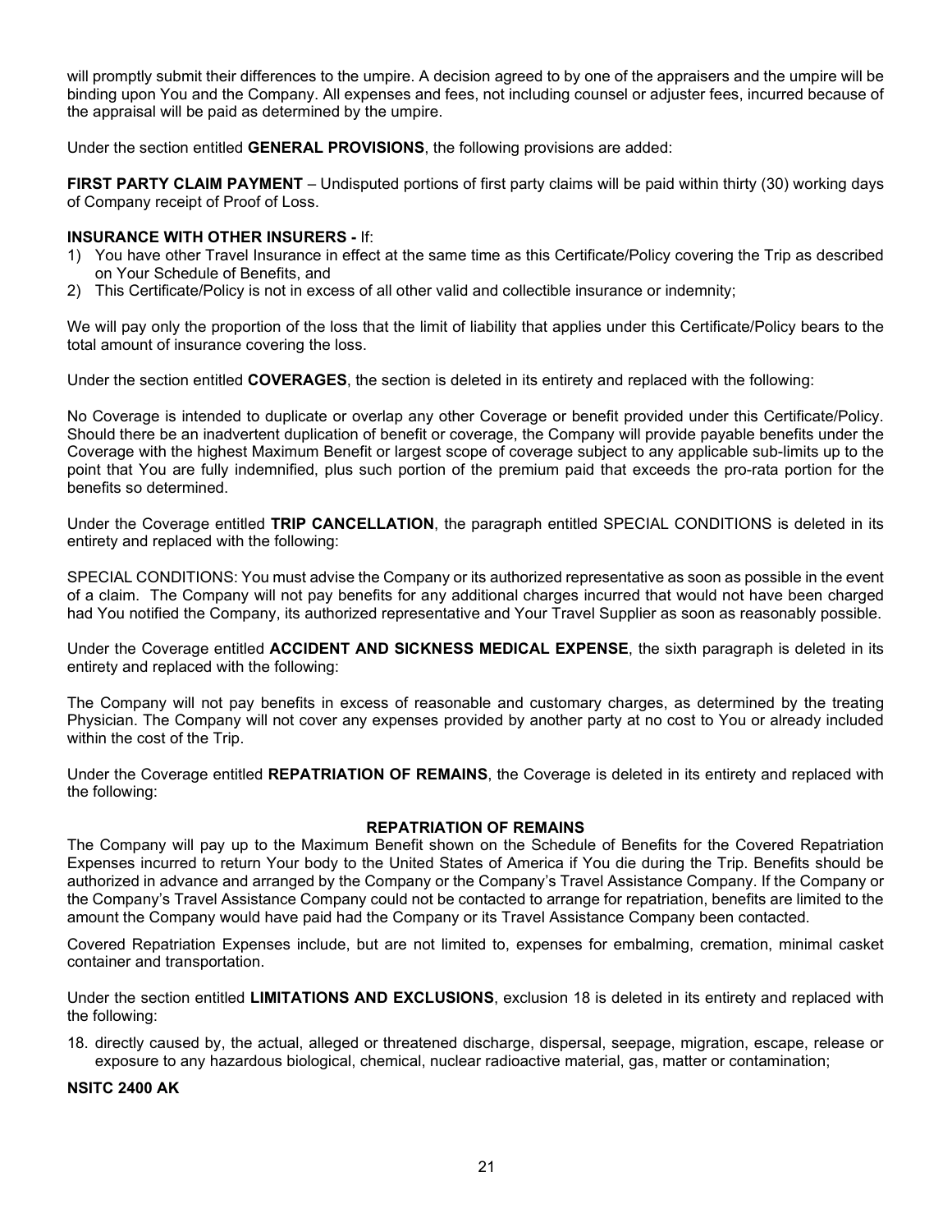will promptly submit their differences to the umpire. A decision agreed to by one of the appraisers and the umpire will be binding upon You and the Company. All expenses and fees, not including counsel or adjuster fees, incurred because of the appraisal will be paid as determined by the umpire.

Under the section entitled **GENERAL PROVISIONS**, the following provisions are added:

**FIRST PARTY CLAIM PAYMENT** – Undisputed portions of first party claims will be paid within thirty (30) working days of Company receipt of Proof of Loss.

**INSURANCE WITH OTHER INSURERS -** If:

1) You have other Travel Insurance in effect at the same time as this Certificate/Policy covering the Trip as described on Your Schedule of Benefits, and
2) This Certificate/Policy is not in excess of all other valid and collectible insurance or indemnity;

We will pay only the proportion of the loss that the limit of liability that applies under this Certificate/Policy bears to the total amount of insurance covering the loss.

Under the section entitled **COVERAGES**, the section is deleted in its entirety and replaced with the following:

No Coverage is intended to duplicate or overlap any other Coverage or benefit provided under this Certificate/Policy. Should there be an inadvertent duplication of benefit or coverage, the Company will provide payable benefits under the Coverage with the highest Maximum Benefit or largest scope of coverage subject to any applicable sub-limits up to the point that You are fully indemnified, plus such portion of the premium paid that exceeds the pro-rata portion for the benefits so determined.

Under the Coverage entitled **TRIP CANCELLATION**, the paragraph entitled SPECIAL CONDITIONS is deleted in its entirety and replaced with the following:

SPECIAL CONDITIONS: You must advise the Company or its authorized representative as soon as possible in the event of a claim. The Company will not pay benefits for any additional charges incurred that would not have been charged had You notified the Company, its authorized representative and Your Travel Supplier as soon as reasonably possible.

Under the Coverage entitled **ACCIDENT AND SICKNESS MEDICAL EXPENSE**, the sixth paragraph is deleted in its entirety and replaced with the following:

The Company will not pay benefits in excess of reasonable and customary charges, as determined by the treating Physician. The Company will not cover any expenses provided by another party at no cost to You or already included within the cost of the Trip.

Under the Coverage entitled **REPATRIATION OF REMAINS**, the Coverage is deleted in its entirety and replaced with the following:

**REPATRIATION OF REMAINS**

The Company will pay up to the Maximum Benefit shown on the Schedule of Benefits for the Covered Repatriation Expenses incurred to return Your body to the United States of America if You die during the Trip. Benefits should be authorized in advance and arranged by the Company or the Company's Travel Assistance Company. If the Company or the Company's Travel Assistance Company could not be contacted to arrange for repatriation, benefits are limited to the amount the Company would have paid had the Company or its Travel Assistance Company been contacted.

Covered Repatriation Expenses include, but are not limited to, expenses for embalming, cremation, minimal casket container and transportation.

Under the section entitled **LIMITATIONS AND EXCLUSIONS**, exclusion 18 is deleted in its entirety and replaced with the following:

18. directly caused by, the actual, alleged or threatened discharge, dispersal, seepage, migration, escape, release or exposure to any hazardous biological, chemical, nuclear radioactive material, gas, matter or contamination;

**NSITC 2400 AK**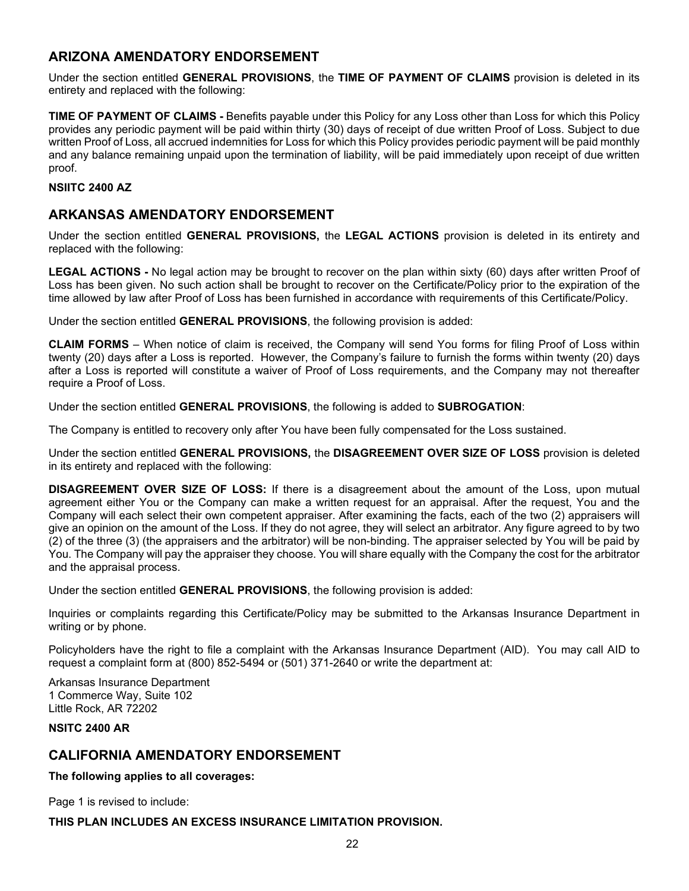## ARIZONA AMENDATORY ENDORSEMENT

Under the section entitled **GENERAL PROVISIONS**, the **TIME OF PAYMENT OF CLAIMS** provision is deleted in its entirety and replaced with the following:

**TIME OF PAYMENT OF CLAIMS -** Benefits payable under this Policy for any Loss other than Loss for which this Policy provides any periodic payment will be paid within thirty (30) days of receipt of due written Proof of Loss. Subject to due written Proof of Loss, all accrued indemnities for Loss for which this Policy provides periodic payment will be paid monthly and any balance remaining unpaid upon the termination of liability, will be paid immediately upon receipt of due written proof.

**NSIITC 2400 AZ**

## ARKANSAS AMENDATORY ENDORSEMENT

Under the section entitled **GENERAL PROVISIONS,** the **LEGAL ACTIONS** provision is deleted in its entirety and replaced with the following:

**LEGAL ACTIONS -** No legal action may be brought to recover on the plan within sixty (60) days after written Proof of Loss has been given. No such action shall be brought to recover on the Certificate/Policy prior to the expiration of the time allowed by law after Proof of Loss has been furnished in accordance with requirements of this Certificate/Policy.

Under the section entitled **GENERAL PROVISIONS**, the following provision is added:

**CLAIM FORMS** – When notice of claim is received, the Company will send You forms for filing Proof of Loss within twenty (20) days after a Loss is reported. However, the Company's failure to furnish the forms within twenty (20) days after a Loss is reported will constitute a waiver of Proof of Loss requirements, and the Company may not thereafter require a Proof of Loss.

Under the section entitled **GENERAL PROVISIONS**, the following is added to **SUBROGATION**:

The Company is entitled to recovery only after You have been fully compensated for the Loss sustained.

Under the section entitled **GENERAL PROVISIONS,** the **DISAGREEMENT OVER SIZE OF LOSS** provision is deleted in its entirety and replaced with the following:

**DISAGREEMENT OVER SIZE OF LOSS:** If there is a disagreement about the amount of the Loss, upon mutual agreement either You or the Company can make a written request for an appraisal. After the request, You and the Company will each select their own competent appraiser. After examining the facts, each of the two (2) appraisers will give an opinion on the amount of the Loss. If they do not agree, they will select an arbitrator. Any figure agreed to by two (2) of the three (3) (the appraisers and the arbitrator) will be non-binding. The appraiser selected by You will be paid by You. The Company will pay the appraiser they choose. You will share equally with the Company the cost for the arbitrator and the appraisal process.

Under the section entitled **GENERAL PROVISIONS**, the following provision is added:

Inquiries or complaints regarding this Certificate/Policy may be submitted to the Arkansas Insurance Department in writing or by phone.

Policyholders have the right to file a complaint with the Arkansas Insurance Department (AID). You may call AID to request a complaint form at (800) 852-5494 or (501) 371-2640 or write the department at:

Arkansas Insurance Department
1 Commerce Way, Suite 102
Little Rock, AR 72202

**NSITC 2400 AR**

## CALIFORNIA AMENDATORY ENDORSEMENT

**The following applies to all coverages:**

Page 1 is revised to include:

**THIS PLAN INCLUDES AN EXCESS INSURANCE LIMITATION PROVISION.**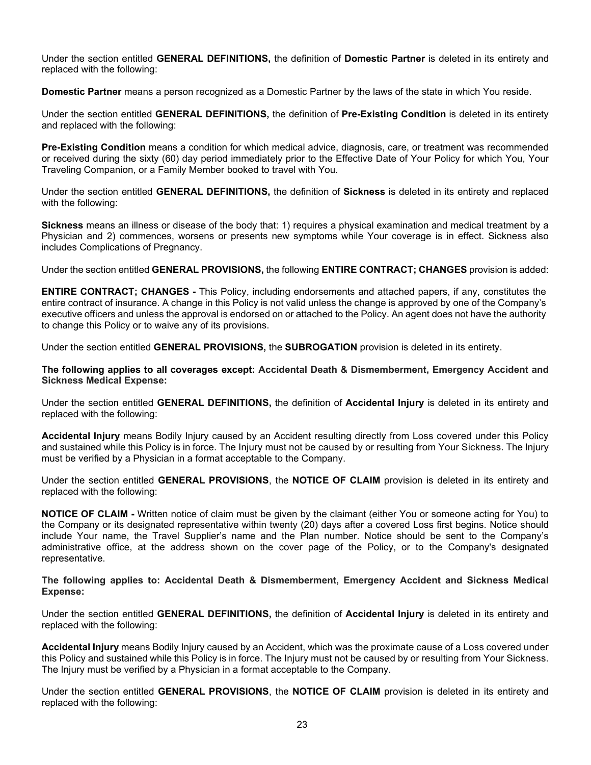Under the section entitled **GENERAL DEFINITIONS,** the definition of **Domestic Partner** is deleted in its entirety and replaced with the following:

**Domestic Partner** means a person recognized as a Domestic Partner by the laws of the state in which You reside.

Under the section entitled **GENERAL DEFINITIONS,** the definition of **Pre-Existing Condition** is deleted in its entirety and replaced with the following:

**Pre-Existing Condition** means a condition for which medical advice, diagnosis, care, or treatment was recommended or received during the sixty (60) day period immediately prior to the Effective Date of Your Policy for which You, Your Traveling Companion, or a Family Member booked to travel with You.

Under the section entitled **GENERAL DEFINITIONS,** the definition of **Sickness** is deleted in its entirety and replaced with the following:

**Sickness** means an illness or disease of the body that: 1) requires a physical examination and medical treatment by a Physician and 2) commences, worsens or presents new symptoms while Your coverage is in effect. Sickness also includes Complications of Pregnancy.

Under the section entitled **GENERAL PROVISIONS,** the following **ENTIRE CONTRACT; CHANGES** provision is added:

**ENTIRE CONTRACT; CHANGES -** This Policy, including endorsements and attached papers, if any, constitutes the entire contract of insurance. A change in this Policy is not valid unless the change is approved by one of the Company's executive officers and unless the approval is endorsed on or attached to the Policy. An agent does not have the authority to change this Policy or to waive any of its provisions.

Under the section entitled **GENERAL PROVISIONS,** the **SUBROGATION** provision is deleted in its entirety.

**The following applies to all coverages except: Accidental Death & Dismemberment, Emergency Accident and Sickness Medical Expense:**

Under the section entitled **GENERAL DEFINITIONS,** the definition of **Accidental Injury** is deleted in its entirety and replaced with the following:

**Accidental Injury** means Bodily Injury caused by an Accident resulting directly from Loss covered under this Policy and sustained while this Policy is in force. The Injury must not be caused by or resulting from Your Sickness. The Injury must be verified by a Physician in a format acceptable to the Company.

Under the section entitled **GENERAL PROVISIONS**, the **NOTICE OF CLAIM** provision is deleted in its entirety and replaced with the following:

**NOTICE OF CLAIM -** Written notice of claim must be given by the claimant (either You or someone acting for You) to the Company or its designated representative within twenty (20) days after a covered Loss first begins. Notice should include Your name, the Travel Supplier's name and the Plan number. Notice should be sent to the Company's administrative office, at the address shown on the cover page of the Policy, or to the Company's designated representative.

**The following applies to: Accidental Death & Dismemberment, Emergency Accident and Sickness Medical Expense:**

Under the section entitled **GENERAL DEFINITIONS,** the definition of **Accidental Injury** is deleted in its entirety and replaced with the following:

**Accidental Injury** means Bodily Injury caused by an Accident, which was the proximate cause of a Loss covered under this Policy and sustained while this Policy is in force. The Injury must not be caused by or resulting from Your Sickness. The Injury must be verified by a Physician in a format acceptable to the Company.

Under the section entitled **GENERAL PROVISIONS**, the **NOTICE OF CLAIM** provision is deleted in its entirety and replaced with the following: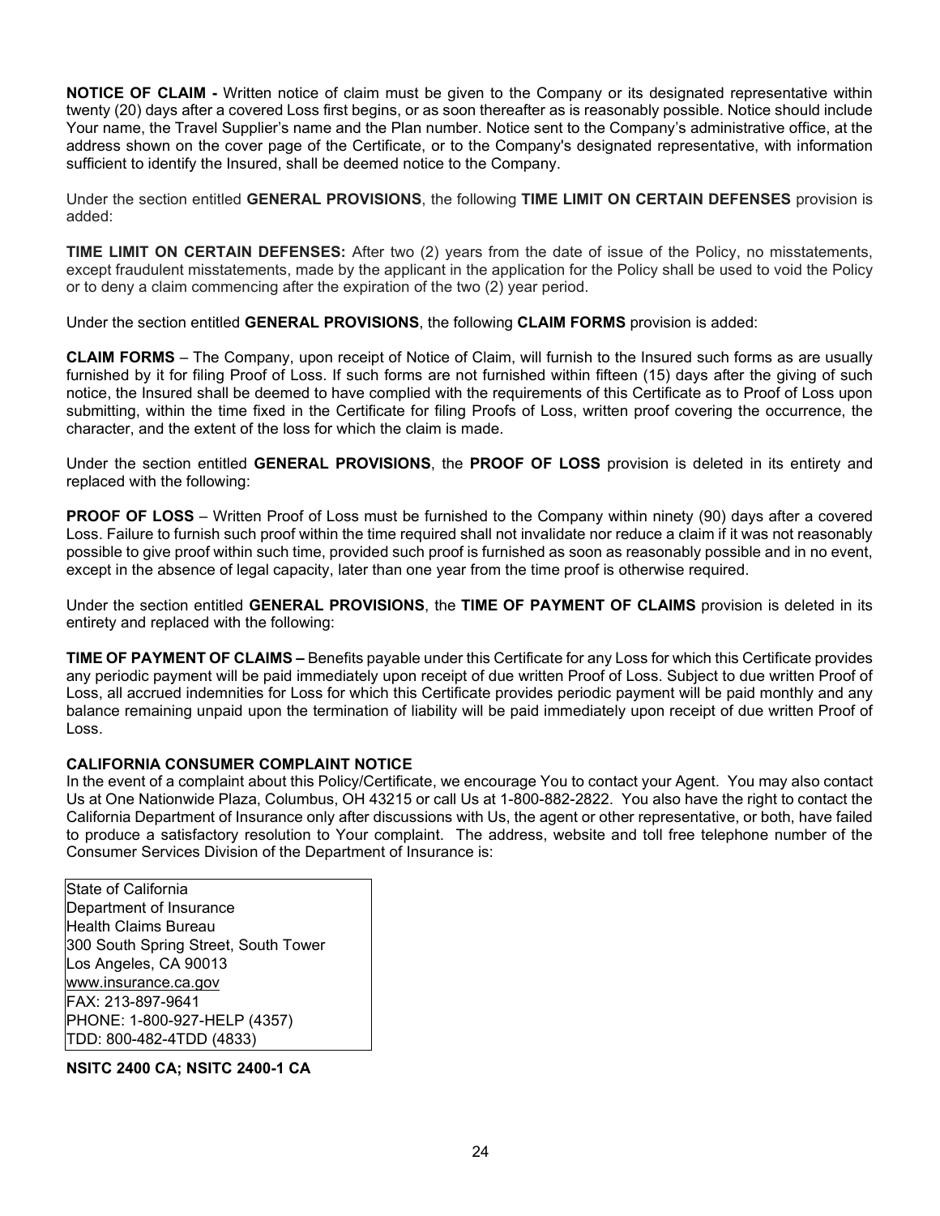**NOTICE OF CLAIM -** Written notice of claim must be given to the Company or its designated representative within twenty (20) days after a covered Loss first begins, or as soon thereafter as is reasonably possible. Notice should include Your name, the Travel Supplier's name and the Plan number. Notice sent to the Company's administrative office, at the address shown on the cover page of the Certificate, or to the Company's designated representative, with information sufficient to identify the Insured, shall be deemed notice to the Company.

Under the section entitled **GENERAL PROVISIONS**, the following **TIME LIMIT ON CERTAIN DEFENSES** provision is added:

**TIME LIMIT ON CERTAIN DEFENSES:** After two (2) years from the date of issue of the Policy, no misstatements, except fraudulent misstatements, made by the applicant in the application for the Policy shall be used to void the Policy or to deny a claim commencing after the expiration of the two (2) year period.

Under the section entitled **GENERAL PROVISIONS**, the following **CLAIM FORMS** provision is added:

**CLAIM FORMS** – The Company, upon receipt of Notice of Claim, will furnish to the Insured such forms as are usually furnished by it for filing Proof of Loss. If such forms are not furnished within fifteen (15) days after the giving of such notice, the Insured shall be deemed to have complied with the requirements of this Certificate as to Proof of Loss upon submitting, within the time fixed in the Certificate for filing Proofs of Loss, written proof covering the occurrence, the character, and the extent of the loss for which the claim is made.

Under the section entitled **GENERAL PROVISIONS**, the **PROOF OF LOSS** provision is deleted in its entirety and replaced with the following:

**PROOF OF LOSS** – Written Proof of Loss must be furnished to the Company within ninety (90) days after a covered Loss. Failure to furnish such proof within the time required shall not invalidate nor reduce a claim if it was not reasonably possible to give proof within such time, provided such proof is furnished as soon as reasonably possible and in no event, except in the absence of legal capacity, later than one year from the time proof is otherwise required.

Under the section entitled **GENERAL PROVISIONS**, the **TIME OF PAYMENT OF CLAIMS** provision is deleted in its entirety and replaced with the following:

**TIME OF PAYMENT OF CLAIMS –** Benefits payable under this Certificate for any Loss for which this Certificate provides any periodic payment will be paid immediately upon receipt of due written Proof of Loss. Subject to due written Proof of Loss, all accrued indemnities for Loss for which this Certificate provides periodic payment will be paid monthly and any balance remaining unpaid upon the termination of liability will be paid immediately upon receipt of due written Proof of Loss.

**CALIFORNIA CONSUMER COMPLAINT NOTICE**

In the event of a complaint about this Policy/Certificate, we encourage You to contact your Agent. You may also contact Us at One Nationwide Plaza, Columbus, OH 43215 or call Us at 1-800-882-2822. You also have the right to contact the California Department of Insurance only after discussions with Us, the agent or other representative, or both, have failed to produce a satisfactory resolution to Your complaint. The address, website and toll free telephone number of the Consumer Services Division of the Department of Insurance is:

State of California
Department of Insurance
Health Claims Bureau
300 South Spring Street, South Tower
Los Angeles, CA 90013
www.insurance.ca.gov
FAX: 213-897-9641
PHONE: 1-800-927-HELP (4357)
TDD: 800-482-4TDD (4833)

**NSITC 2400 CA; NSITC 2400-1 CA**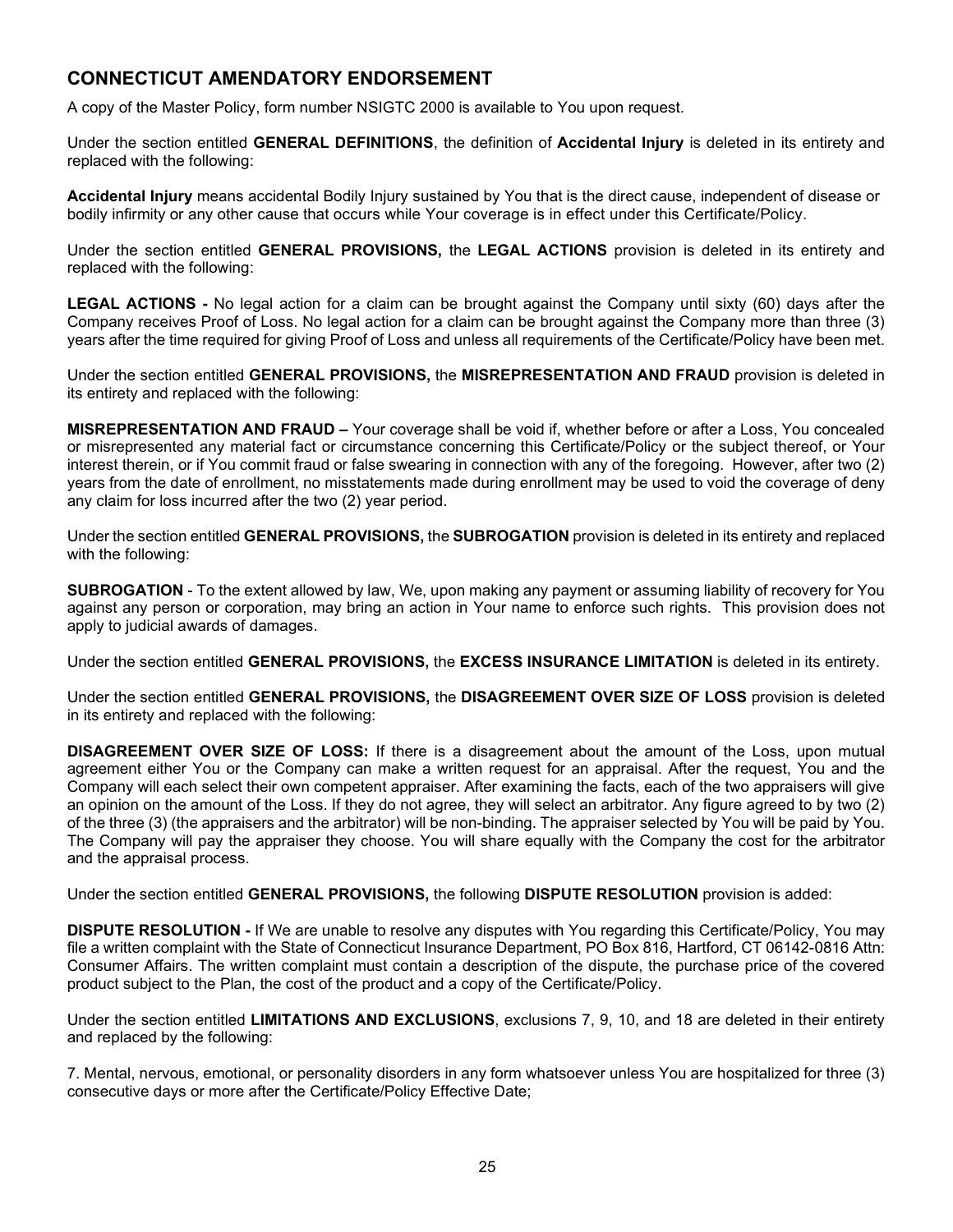## CONNECTICUT AMENDATORY ENDORSEMENT

A copy of the Master Policy, form number NSIGTC 2000 is available to You upon request.

Under the section entitled **GENERAL DEFINITIONS**, the definition of **Accidental Injury** is deleted in its entirety and replaced with the following:

**Accidental Injury** means accidental Bodily Injury sustained by You that is the direct cause, independent of disease or bodily infirmity or any other cause that occurs while Your coverage is in effect under this Certificate/Policy.

Under the section entitled **GENERAL PROVISIONS,** the **LEGAL ACTIONS** provision is deleted in its entirety and replaced with the following:

**LEGAL ACTIONS -** No legal action for a claim can be brought against the Company until sixty (60) days after the Company receives Proof of Loss. No legal action for a claim can be brought against the Company more than three (3) years after the time required for giving Proof of Loss and unless all requirements of the Certificate/Policy have been met.

Under the section entitled **GENERAL PROVISIONS,** the **MISREPRESENTATION AND FRAUD** provision is deleted in its entirety and replaced with the following:

**MISREPRESENTATION AND FRAUD –** Your coverage shall be void if, whether before or after a Loss, You concealed or misrepresented any material fact or circumstance concerning this Certificate/Policy or the subject thereof, or Your interest therein, or if You commit fraud or false swearing in connection with any of the foregoing. However, after two (2) years from the date of enrollment, no misstatements made during enrollment may be used to void the coverage of deny any claim for loss incurred after the two (2) year period.

Under the section entitled **GENERAL PROVISIONS,** the **SUBROGATION** provision is deleted in its entirety and replaced with the following:

**SUBROGATION** - To the extent allowed by law, We, upon making any payment or assuming liability of recovery for You against any person or corporation, may bring an action in Your name to enforce such rights. This provision does not apply to judicial awards of damages.

Under the section entitled **GENERAL PROVISIONS,** the **EXCESS INSURANCE LIMITATION** is deleted in its entirety.

Under the section entitled **GENERAL PROVISIONS,** the **DISAGREEMENT OVER SIZE OF LOSS** provision is deleted in its entirety and replaced with the following:

**DISAGREEMENT OVER SIZE OF LOSS:** If there is a disagreement about the amount of the Loss, upon mutual agreement either You or the Company can make a written request for an appraisal. After the request, You and the Company will each select their own competent appraiser. After examining the facts, each of the two appraisers will give an opinion on the amount of the Loss. If they do not agree, they will select an arbitrator. Any figure agreed to by two (2) of the three (3) (the appraisers and the arbitrator) will be non-binding. The appraiser selected by You will be paid by You. The Company will pay the appraiser they choose. You will share equally with the Company the cost for the arbitrator and the appraisal process.

Under the section entitled **GENERAL PROVISIONS,** the following **DISPUTE RESOLUTION** provision is added:

**DISPUTE RESOLUTION -** If We are unable to resolve any disputes with You regarding this Certificate/Policy, You may file a written complaint with the State of Connecticut Insurance Department, PO Box 816, Hartford, CT 06142-0816 Attn: Consumer Affairs. The written complaint must contain a description of the dispute, the purchase price of the covered product subject to the Plan, the cost of the product and a copy of the Certificate/Policy.

Under the section entitled **LIMITATIONS AND EXCLUSIONS**, exclusions 7, 9, 10, and 18 are deleted in their entirety and replaced by the following:

7. Mental, nervous, emotional, or personality disorders in any form whatsoever unless You are hospitalized for three (3) consecutive days or more after the Certificate/Policy Effective Date;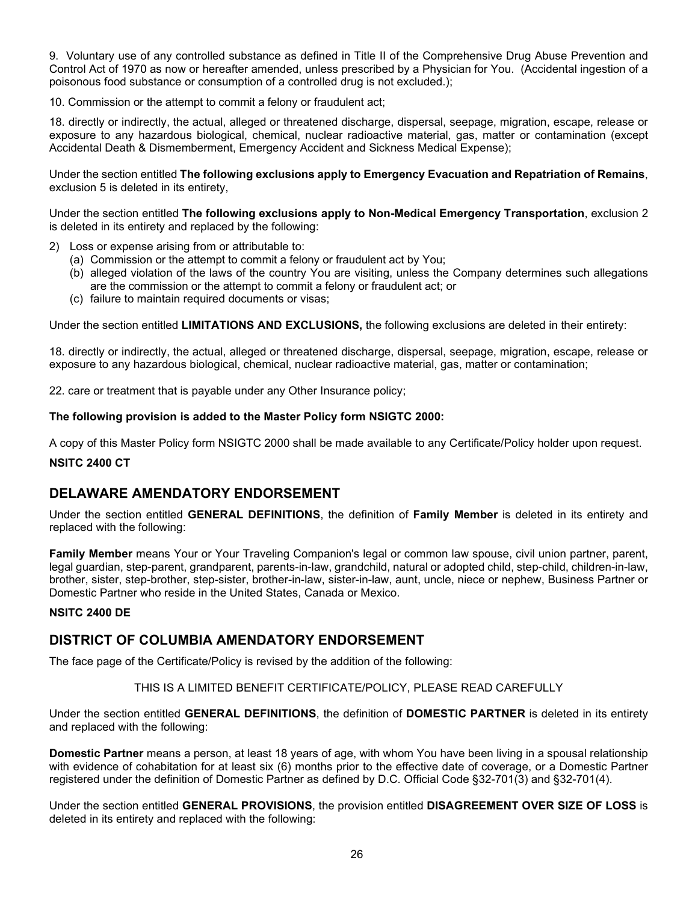9. Voluntary use of any controlled substance as defined in Title II of the Comprehensive Drug Abuse Prevention and Control Act of 1970 as now or hereafter amended, unless prescribed by a Physician for You. (Accidental ingestion of a poisonous food substance or consumption of a controlled drug is not excluded.);

10. Commission or the attempt to commit a felony or fraudulent act;

18. directly or indirectly, the actual, alleged or threatened discharge, dispersal, seepage, migration, escape, release or exposure to any hazardous biological, chemical, nuclear radioactive material, gas, matter or contamination (except Accidental Death & Dismemberment, Emergency Accident and Sickness Medical Expense);

Under the section entitled **The following exclusions apply to Emergency Evacuation and Repatriation of Remains**, exclusion 5 is deleted in its entirety,

Under the section entitled **The following exclusions apply to Non-Medical Emergency Transportation**, exclusion 2 is deleted in its entirety and replaced by the following:

2) Loss or expense arising from or attributable to:
   (a) Commission or the attempt to commit a felony or fraudulent act by You;
   (b) alleged violation of the laws of the country You are visiting, unless the Company determines such allegations are the commission or the attempt to commit a felony or fraudulent act; or
   (c) failure to maintain required documents or visas;

Under the section entitled **LIMITATIONS AND EXCLUSIONS,** the following exclusions are deleted in their entirety:

18. directly or indirectly, the actual, alleged or threatened discharge, dispersal, seepage, migration, escape, release or exposure to any hazardous biological, chemical, nuclear radioactive material, gas, matter or contamination;

22. care or treatment that is payable under any Other Insurance policy;

**The following provision is added to the Master Policy form NSIGTC 2000:**

A copy of this Master Policy form NSIGTC 2000 shall be made available to any Certificate/Policy holder upon request.

**NSITC 2400 CT**

## DELAWARE AMENDATORY ENDORSEMENT

Under the section entitled **GENERAL DEFINITIONS**, the definition of **Family Member** is deleted in its entirety and replaced with the following:

**Family Member** means Your or Your Traveling Companion's legal or common law spouse, civil union partner, parent, legal guardian, step-parent, grandparent, parents-in-law, grandchild, natural or adopted child, step-child, children-in-law, brother, sister, step-brother, step-sister, brother-in-law, sister-in-law, aunt, uncle, niece or nephew, Business Partner or Domestic Partner who reside in the United States, Canada or Mexico.

**NSITC 2400 DE**

## DISTRICT OF COLUMBIA AMENDATORY ENDORSEMENT

The face page of the Certificate/Policy is revised by the addition of the following:

THIS IS A LIMITED BENEFIT CERTIFICATE/POLICY, PLEASE READ CAREFULLY

Under the section entitled **GENERAL DEFINITIONS**, the definition of **DOMESTIC PARTNER** is deleted in its entirety and replaced with the following:

**Domestic Partner** means a person, at least 18 years of age, with whom You have been living in a spousal relationship with evidence of cohabitation for at least six (6) months prior to the effective date of coverage, or a Domestic Partner registered under the definition of Domestic Partner as defined by D.C. Official Code §32-701(3) and §32-701(4).

Under the section entitled **GENERAL PROVISIONS**, the provision entitled **DISAGREEMENT OVER SIZE OF LOSS** is deleted in its entirety and replaced with the following: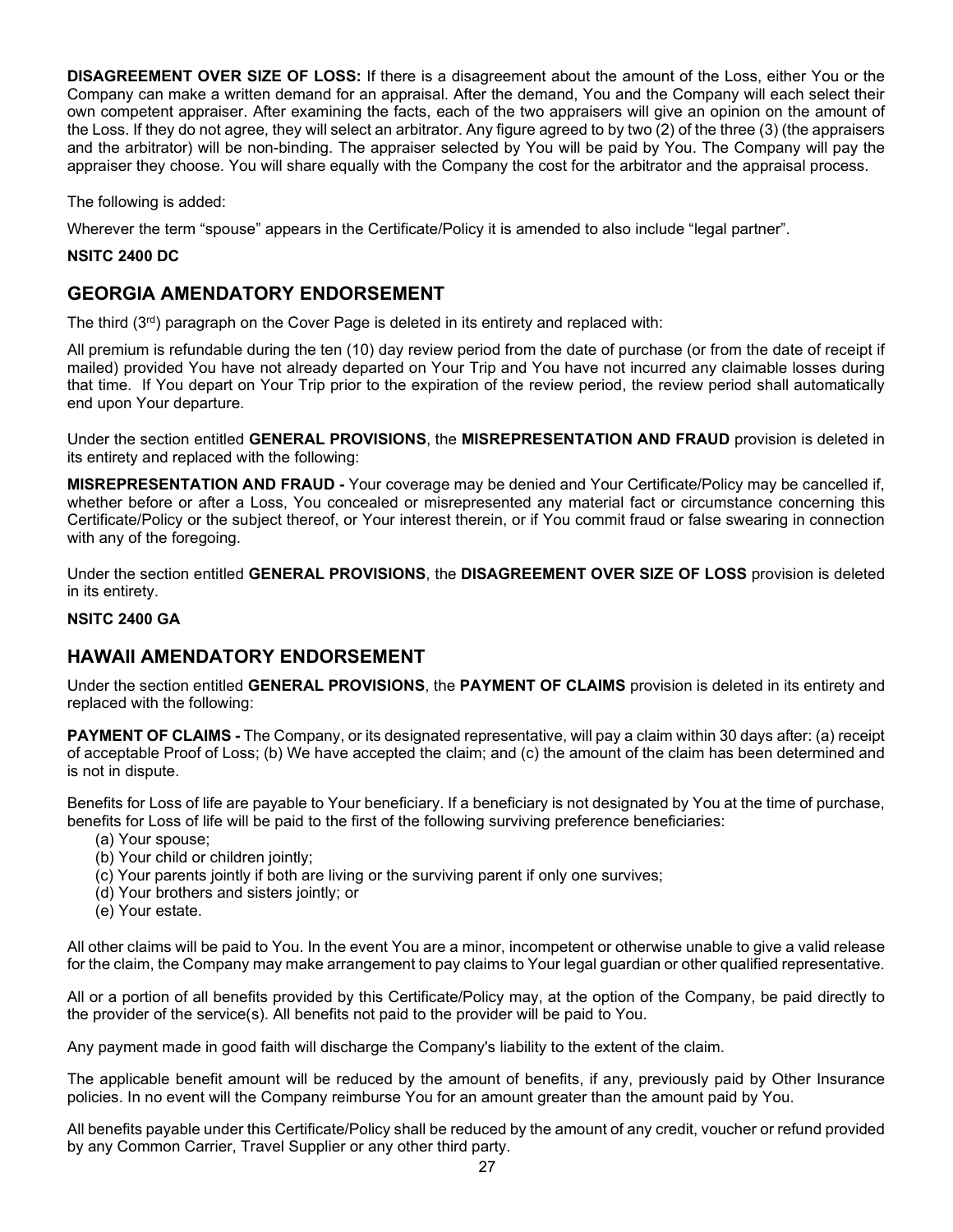**DISAGREEMENT OVER SIZE OF LOSS:** If there is a disagreement about the amount of the Loss, either You or the Company can make a written demand for an appraisal. After the demand, You and the Company will each select their own competent appraiser. After examining the facts, each of the two appraisers will give an opinion on the amount of the Loss. If they do not agree, they will select an arbitrator. Any figure agreed to by two (2) of the three (3) (the appraisers and the arbitrator) will be non-binding. The appraiser selected by You will be paid by You. The Company will pay the appraiser they choose. You will share equally with the Company the cost for the arbitrator and the appraisal process.

The following is added:

Wherever the term "spouse" appears in the Certificate/Policy it is amended to also include "legal partner".

**NSITC 2400 DC**

## GEORGIA AMENDATORY ENDORSEMENT

The third (3rd) paragraph on the Cover Page is deleted in its entirety and replaced with:

All premium is refundable during the ten (10) day review period from the date of purchase (or from the date of receipt if mailed) provided You have not already departed on Your Trip and You have not incurred any claimable losses during that time. If You depart on Your Trip prior to the expiration of the review period, the review period shall automatically end upon Your departure.

Under the section entitled **GENERAL PROVISIONS**, the **MISREPRESENTATION AND FRAUD** provision is deleted in its entirety and replaced with the following:

**MISREPRESENTATION AND FRAUD -** Your coverage may be denied and Your Certificate/Policy may be cancelled if, whether before or after a Loss, You concealed or misrepresented any material fact or circumstance concerning this Certificate/Policy or the subject thereof, or Your interest therein, or if You commit fraud or false swearing in connection with any of the foregoing.

Under the section entitled **GENERAL PROVISIONS**, the **DISAGREEMENT OVER SIZE OF LOSS** provision is deleted in its entirety.

**NSITC 2400 GA**

## HAWAII AMENDATORY ENDORSEMENT

Under the section entitled **GENERAL PROVISIONS**, the **PAYMENT OF CLAIMS** provision is deleted in its entirety and replaced with the following:

**PAYMENT OF CLAIMS -** The Company, or its designated representative, will pay a claim within 30 days after: (a) receipt of acceptable Proof of Loss; (b) We have accepted the claim; and (c) the amount of the claim has been determined and is not in dispute.

Benefits for Loss of life are payable to Your beneficiary. If a beneficiary is not designated by You at the time of purchase, benefits for Loss of life will be paid to the first of the following surviving preference beneficiaries:

(a) Your spouse;
(b) Your child or children jointly;
(c) Your parents jointly if both are living or the surviving parent if only one survives;
(d) Your brothers and sisters jointly; or
(e) Your estate.

All other claims will be paid to You. In the event You are a minor, incompetent or otherwise unable to give a valid release for the claim, the Company may make arrangement to pay claims to Your legal guardian or other qualified representative.

All or a portion of all benefits provided by this Certificate/Policy may, at the option of the Company, be paid directly to the provider of the service(s). All benefits not paid to the provider will be paid to You.

Any payment made in good faith will discharge the Company's liability to the extent of the claim.

The applicable benefit amount will be reduced by the amount of benefits, if any, previously paid by Other Insurance policies. In no event will the Company reimburse You for an amount greater than the amount paid by You.

All benefits payable under this Certificate/Policy shall be reduced by the amount of any credit, voucher or refund provided by any Common Carrier, Travel Supplier or any other third party.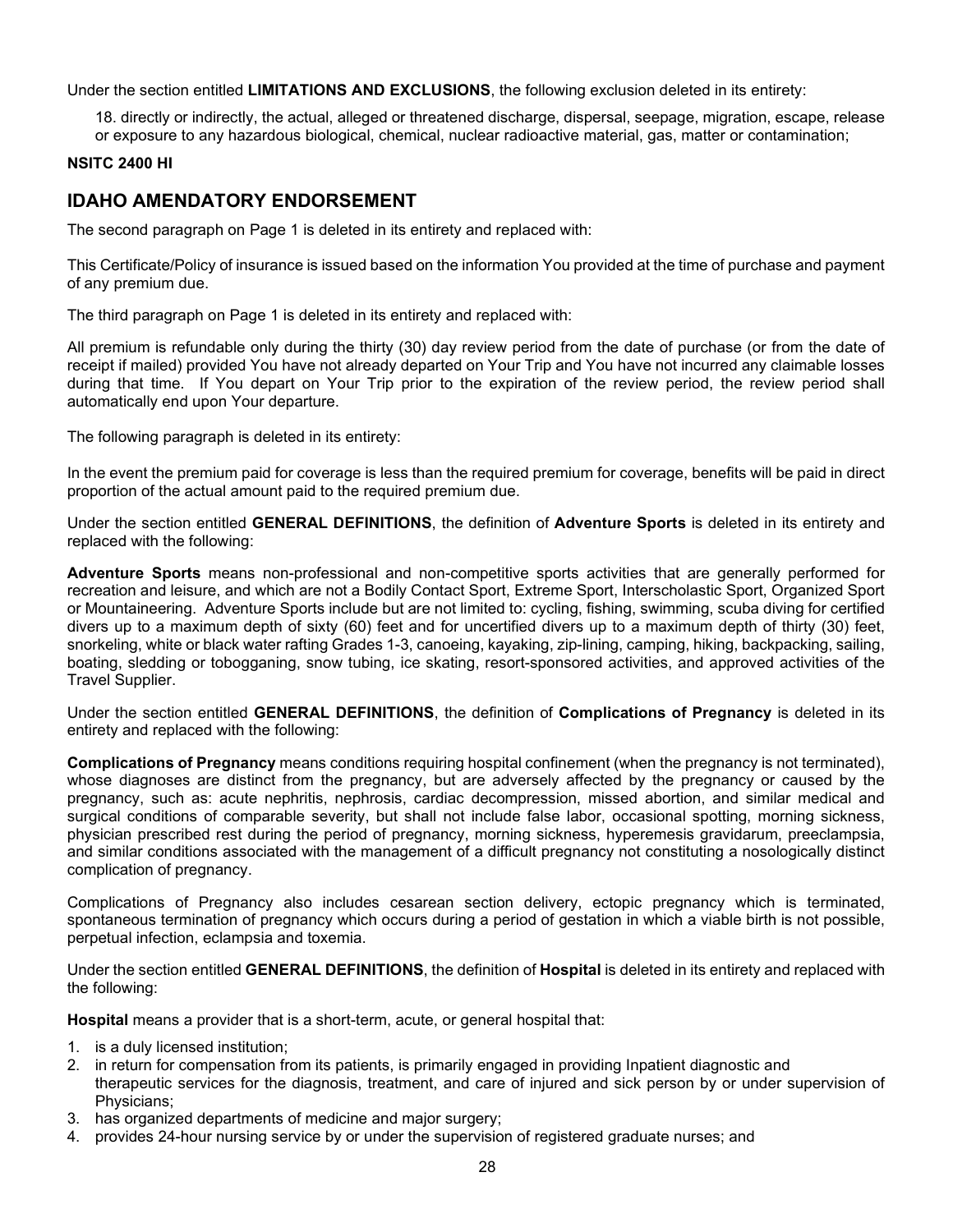Under the section entitled **LIMITATIONS AND EXCLUSIONS**, the following exclusion deleted in its entirety:

18. directly or indirectly, the actual, alleged or threatened discharge, dispersal, seepage, migration, escape, release or exposure to any hazardous biological, chemical, nuclear radioactive material, gas, matter or contamination;

**NSITC 2400 HI**

## IDAHO AMENDATORY ENDORSEMENT

The second paragraph on Page 1 is deleted in its entirety and replaced with:

This Certificate/Policy of insurance is issued based on the information You provided at the time of purchase and payment of any premium due.

The third paragraph on Page 1 is deleted in its entirety and replaced with:

All premium is refundable only during the thirty (30) day review period from the date of purchase (or from the date of receipt if mailed) provided You have not already departed on Your Trip and You have not incurred any claimable losses during that time. If You depart on Your Trip prior to the expiration of the review period, the review period shall automatically end upon Your departure.

The following paragraph is deleted in its entirety:

In the event the premium paid for coverage is less than the required premium for coverage, benefits will be paid in direct proportion of the actual amount paid to the required premium due.

Under the section entitled **GENERAL DEFINITIONS**, the definition of **Adventure Sports** is deleted in its entirety and replaced with the following:

**Adventure Sports** means non-professional and non-competitive sports activities that are generally performed for recreation and leisure, and which are not a Bodily Contact Sport, Extreme Sport, Interscholastic Sport, Organized Sport or Mountaineering. Adventure Sports include but are not limited to: cycling, fishing, swimming, scuba diving for certified divers up to a maximum depth of sixty (60) feet and for uncertified divers up to a maximum depth of thirty (30) feet, snorkeling, white or black water rafting Grades 1-3, canoeing, kayaking, zip-lining, camping, hiking, backpacking, sailing, boating, sledding or tobogganing, snow tubing, ice skating, resort-sponsored activities, and approved activities of the Travel Supplier.

Under the section entitled **GENERAL DEFINITIONS**, the definition of **Complications of Pregnancy** is deleted in its entirety and replaced with the following:

**Complications of Pregnancy** means conditions requiring hospital confinement (when the pregnancy is not terminated), whose diagnoses are distinct from the pregnancy, but are adversely affected by the pregnancy or caused by the pregnancy, such as: acute nephritis, nephrosis, cardiac decompression, missed abortion, and similar medical and surgical conditions of comparable severity, but shall not include false labor, occasional spotting, morning sickness, physician prescribed rest during the period of pregnancy, morning sickness, hyperemesis gravidarum, preeclampsia, and similar conditions associated with the management of a difficult pregnancy not constituting a nosologically distinct complication of pregnancy.

Complications of Pregnancy also includes cesarean section delivery, ectopic pregnancy which is terminated, spontaneous termination of pregnancy which occurs during a period of gestation in which a viable birth is not possible, perpetual infection, eclampsia and toxemia.

Under the section entitled **GENERAL DEFINITIONS**, the definition of **Hospital** is deleted in its entirety and replaced with the following:

**Hospital** means a provider that is a short-term, acute, or general hospital that:

1. is a duly licensed institution;
2. in return for compensation from its patients, is primarily engaged in providing Inpatient diagnostic and therapeutic services for the diagnosis, treatment, and care of injured and sick person by or under supervision of Physicians;
3. has organized departments of medicine and major surgery;
4. provides 24-hour nursing service by or under the supervision of registered graduate nurses; and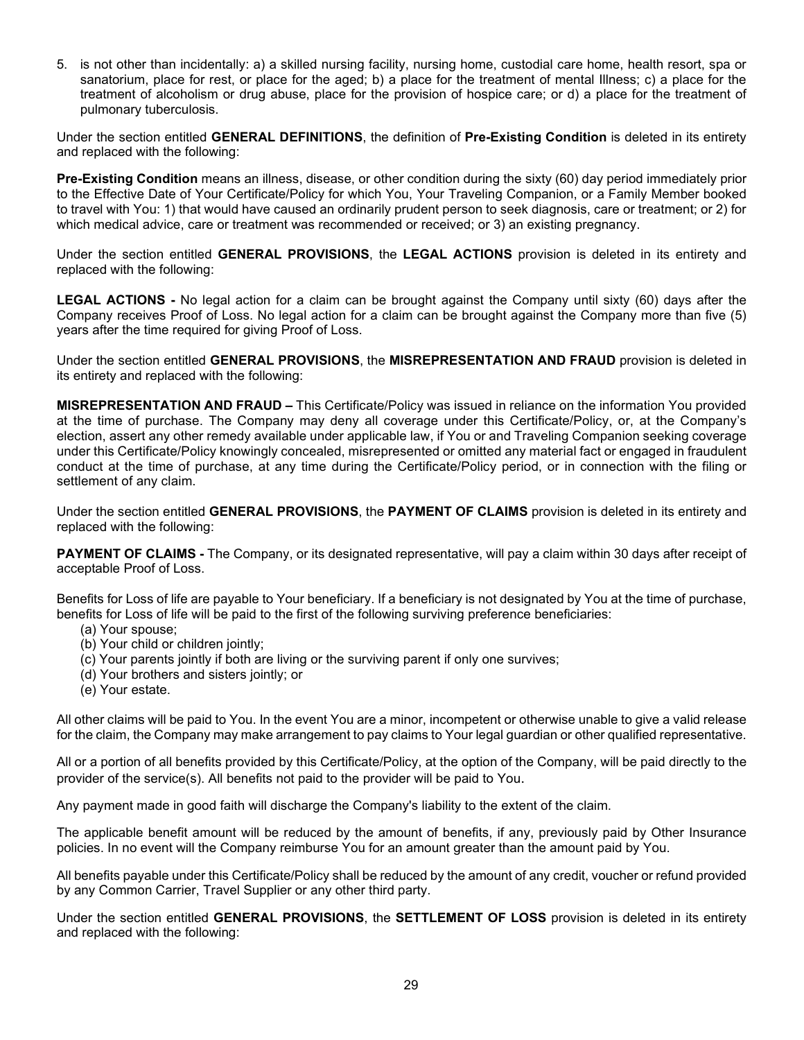5. is not other than incidentally: a) a skilled nursing facility, nursing home, custodial care home, health resort, spa or sanatorium, place for rest, or place for the aged; b) a place for the treatment of mental Illness; c) a place for the treatment of alcoholism or drug abuse, place for the provision of hospice care; or d) a place for the treatment of pulmonary tuberculosis.

Under the section entitled **GENERAL DEFINITIONS**, the definition of **Pre-Existing Condition** is deleted in its entirety and replaced with the following:

**Pre-Existing Condition** means an illness, disease, or other condition during the sixty (60) day period immediately prior to the Effective Date of Your Certificate/Policy for which You, Your Traveling Companion, or a Family Member booked to travel with You: 1) that would have caused an ordinarily prudent person to seek diagnosis, care or treatment; or 2) for which medical advice, care or treatment was recommended or received; or 3) an existing pregnancy.

Under the section entitled **GENERAL PROVISIONS**, the **LEGAL ACTIONS** provision is deleted in its entirety and replaced with the following:

**LEGAL ACTIONS -** No legal action for a claim can be brought against the Company until sixty (60) days after the Company receives Proof of Loss. No legal action for a claim can be brought against the Company more than five (5) years after the time required for giving Proof of Loss.

Under the section entitled **GENERAL PROVISIONS**, the **MISREPRESENTATION AND FRAUD** provision is deleted in its entirety and replaced with the following:

**MISREPRESENTATION AND FRAUD –** This Certificate/Policy was issued in reliance on the information You provided at the time of purchase. The Company may deny all coverage under this Certificate/Policy, or, at the Company's election, assert any other remedy available under applicable law, if You or and Traveling Companion seeking coverage under this Certificate/Policy knowingly concealed, misrepresented or omitted any material fact or engaged in fraudulent conduct at the time of purchase, at any time during the Certificate/Policy period, or in connection with the filing or settlement of any claim.

Under the section entitled **GENERAL PROVISIONS**, the **PAYMENT OF CLAIMS** provision is deleted in its entirety and replaced with the following:

**PAYMENT OF CLAIMS -** The Company, or its designated representative, will pay a claim within 30 days after receipt of acceptable Proof of Loss.

Benefits for Loss of life are payable to Your beneficiary. If a beneficiary is not designated by You at the time of purchase, benefits for Loss of life will be paid to the first of the following surviving preference beneficiaries:

(a) Your spouse;
(b) Your child or children jointly;
(c) Your parents jointly if both are living or the surviving parent if only one survives;
(d) Your brothers and sisters jointly; or
(e) Your estate.

All other claims will be paid to You. In the event You are a minor, incompetent or otherwise unable to give a valid release for the claim, the Company may make arrangement to pay claims to Your legal guardian or other qualified representative.

All or a portion of all benefits provided by this Certificate/Policy, at the option of the Company, will be paid directly to the provider of the service(s). All benefits not paid to the provider will be paid to You.

Any payment made in good faith will discharge the Company's liability to the extent of the claim.

The applicable benefit amount will be reduced by the amount of benefits, if any, previously paid by Other Insurance policies. In no event will the Company reimburse You for an amount greater than the amount paid by You.

All benefits payable under this Certificate/Policy shall be reduced by the amount of any credit, voucher or refund provided by any Common Carrier, Travel Supplier or any other third party.

Under the section entitled **GENERAL PROVISIONS**, the **SETTLEMENT OF LOSS** provision is deleted in its entirety and replaced with the following: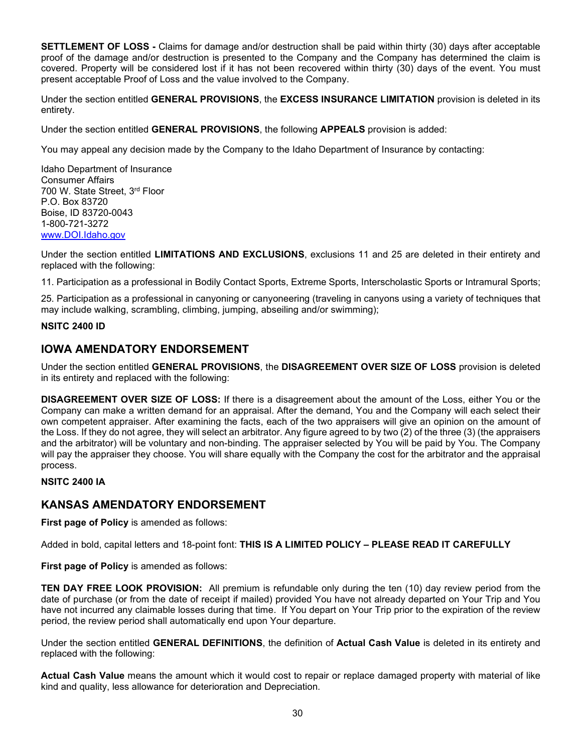**SETTLEMENT OF LOSS -** Claims for damage and/or destruction shall be paid within thirty (30) days after acceptable proof of the damage and/or destruction is presented to the Company and the Company has determined the claim is covered. Property will be considered lost if it has not been recovered within thirty (30) days of the event. You must present acceptable Proof of Loss and the value involved to the Company.

Under the section entitled **GENERAL PROVISIONS**, the **EXCESS INSURANCE LIMITATION** provision is deleted in its entirety.

Under the section entitled **GENERAL PROVISIONS**, the following **APPEALS** provision is added:

You may appeal any decision made by the Company to the Idaho Department of Insurance by contacting:

Idaho Department of Insurance
Consumer Affairs
700 W. State Street, 3rd Floor
P.O. Box 83720
Boise, ID 83720-0043
1-800-721-3272
www.DOI.Idaho.gov

Under the section entitled **LIMITATIONS AND EXCLUSIONS**, exclusions 11 and 25 are deleted in their entirety and replaced with the following:

11. Participation as a professional in Bodily Contact Sports, Extreme Sports, Interscholastic Sports or Intramural Sports;

25. Participation as a professional in canyoning or canyoneering (traveling in canyons using a variety of techniques that may include walking, scrambling, climbing, jumping, abseiling and/or swimming);

**NSITC 2400 ID**

## IOWA AMENDATORY ENDORSEMENT

Under the section entitled **GENERAL PROVISIONS**, the **DISAGREEMENT OVER SIZE OF LOSS** provision is deleted in its entirety and replaced with the following:

**DISAGREEMENT OVER SIZE OF LOSS:** If there is a disagreement about the amount of the Loss, either You or the Company can make a written demand for an appraisal. After the demand, You and the Company will each select their own competent appraiser. After examining the facts, each of the two appraisers will give an opinion on the amount of the Loss. If they do not agree, they will select an arbitrator. Any figure agreed to by two (2) of the three (3) (the appraisers and the arbitrator) will be voluntary and non-binding. The appraiser selected by You will be paid by You. The Company will pay the appraiser they choose. You will share equally with the Company the cost for the arbitrator and the appraisal process.

**NSITC 2400 IA**

## KANSAS AMENDATORY ENDORSEMENT

**First page of Policy** is amended as follows:

Added in bold, capital letters and 18-point font: **THIS IS A LIMITED POLICY – PLEASE READ IT CAREFULLY**

**First page of Policy** is amended as follows:

**TEN DAY FREE LOOK PROVISION:** All premium is refundable only during the ten (10) day review period from the date of purchase (or from the date of receipt if mailed) provided You have not already departed on Your Trip and You have not incurred any claimable losses during that time. If You depart on Your Trip prior to the expiration of the review period, the review period shall automatically end upon Your departure.

Under the section entitled **GENERAL DEFINITIONS**, the definition of **Actual Cash Value** is deleted in its entirety and replaced with the following:

**Actual Cash Value** means the amount which it would cost to repair or replace damaged property with material of like kind and quality, less allowance for deterioration and Depreciation.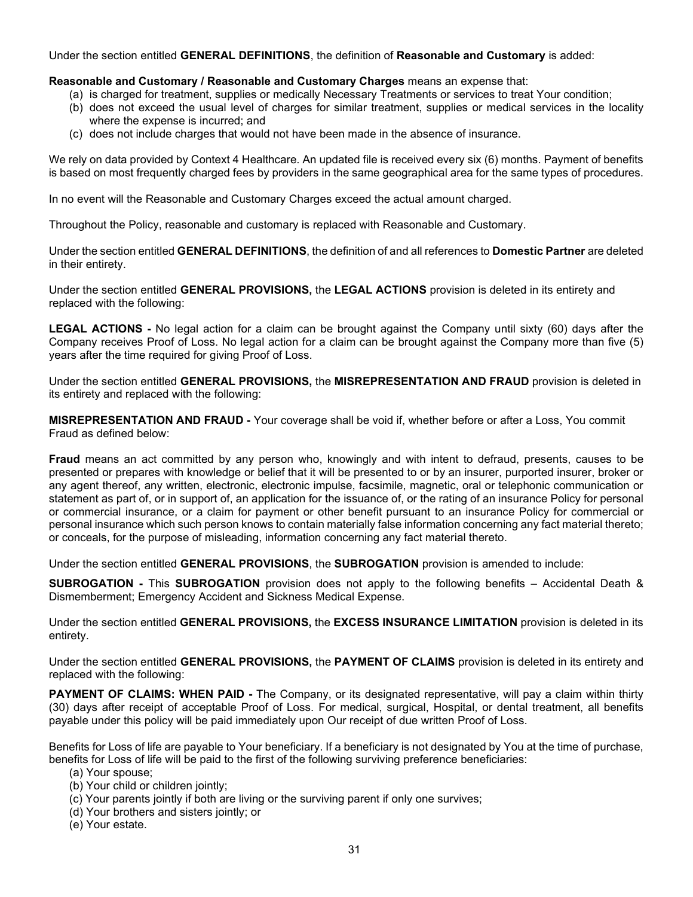Under the section entitled **GENERAL DEFINITIONS**, the definition of **Reasonable and Customary** is added:

**Reasonable and Customary / Reasonable and Customary Charges** means an expense that:

(a) is charged for treatment, supplies or medically Necessary Treatments or services to treat Your condition;
(b) does not exceed the usual level of charges for similar treatment, supplies or medical services in the locality where the expense is incurred; and
(c) does not include charges that would not have been made in the absence of insurance.

We rely on data provided by Context 4 Healthcare. An updated file is received every six (6) months. Payment of benefits is based on most frequently charged fees by providers in the same geographical area for the same types of procedures.

In no event will the Reasonable and Customary Charges exceed the actual amount charged.

Throughout the Policy, reasonable and customary is replaced with Reasonable and Customary.

Under the section entitled **GENERAL DEFINITIONS**, the definition of and all references to **Domestic Partner** are deleted in their entirety.

Under the section entitled **GENERAL PROVISIONS,** the **LEGAL ACTIONS** provision is deleted in its entirety and replaced with the following:

**LEGAL ACTIONS -** No legal action for a claim can be brought against the Company until sixty (60) days after the Company receives Proof of Loss. No legal action for a claim can be brought against the Company more than five (5) years after the time required for giving Proof of Loss.

Under the section entitled **GENERAL PROVISIONS,** the **MISREPRESENTATION AND FRAUD** provision is deleted in its entirety and replaced with the following:

**MISREPRESENTATION AND FRAUD -** Your coverage shall be void if, whether before or after a Loss, You commit Fraud as defined below:

**Fraud** means an act committed by any person who, knowingly and with intent to defraud, presents, causes to be presented or prepares with knowledge or belief that it will be presented to or by an insurer, purported insurer, broker or any agent thereof, any written, electronic, electronic impulse, facsimile, magnetic, oral or telephonic communication or statement as part of, or in support of, an application for the issuance of, or the rating of an insurance Policy for personal or commercial insurance, or a claim for payment or other benefit pursuant to an insurance Policy for commercial or personal insurance which such person knows to contain materially false information concerning any fact material thereto; or conceals, for the purpose of misleading, information concerning any fact material thereto.

Under the section entitled **GENERAL PROVISIONS**, the **SUBROGATION** provision is amended to include:

**SUBROGATION -** This **SUBROGATION** provision does not apply to the following benefits – Accidental Death & Dismemberment; Emergency Accident and Sickness Medical Expense.

Under the section entitled **GENERAL PROVISIONS,** the **EXCESS INSURANCE LIMITATION** provision is deleted in its entirety.

Under the section entitled **GENERAL PROVISIONS,** the **PAYMENT OF CLAIMS** provision is deleted in its entirety and replaced with the following:

**PAYMENT OF CLAIMS: WHEN PAID -** The Company, or its designated representative, will pay a claim within thirty (30) days after receipt of acceptable Proof of Loss. For medical, surgical, Hospital, or dental treatment, all benefits payable under this policy will be paid immediately upon Our receipt of due written Proof of Loss.

Benefits for Loss of life are payable to Your beneficiary. If a beneficiary is not designated by You at the time of purchase, benefits for Loss of life will be paid to the first of the following surviving preference beneficiaries:

(a) Your spouse;
(b) Your child or children jointly;
(c) Your parents jointly if both are living or the surviving parent if only one survives;
(d) Your brothers and sisters jointly; or
(e) Your estate.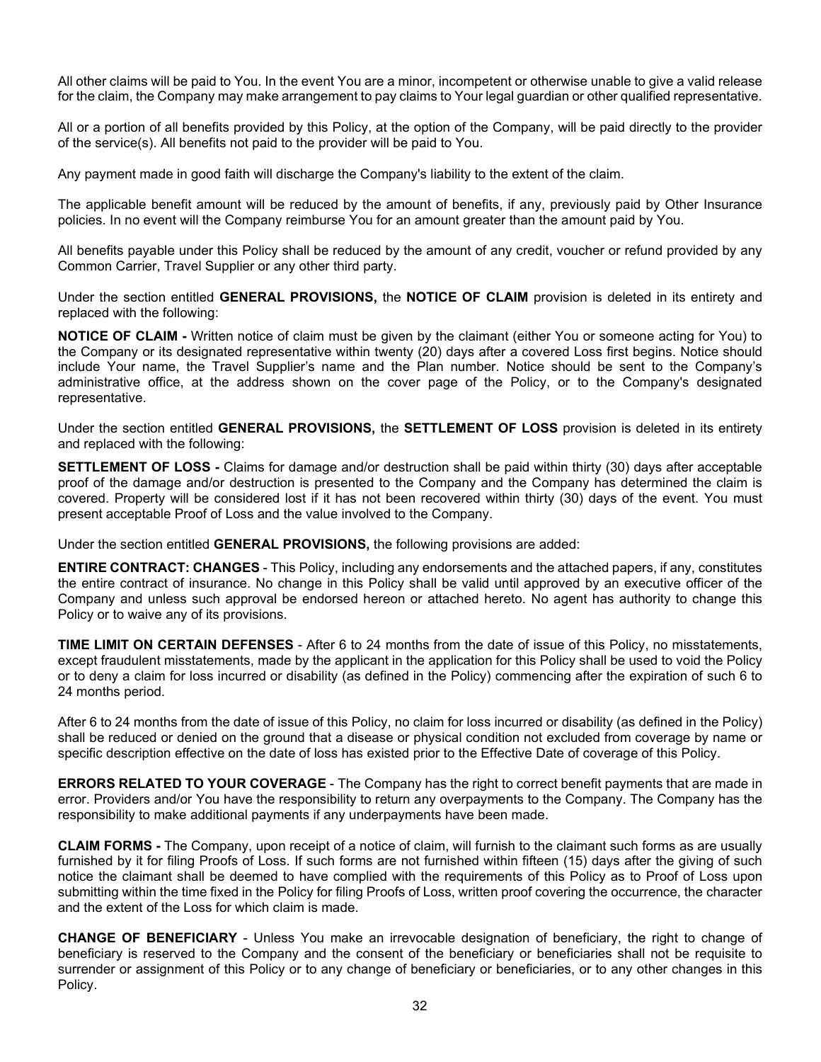All other claims will be paid to You. In the event You are a minor, incompetent or otherwise unable to give a valid release for the claim, the Company may make arrangement to pay claims to Your legal guardian or other qualified representative.

All or a portion of all benefits provided by this Policy, at the option of the Company, will be paid directly to the provider of the service(s). All benefits not paid to the provider will be paid to You.

Any payment made in good faith will discharge the Company's liability to the extent of the claim.

The applicable benefit amount will be reduced by the amount of benefits, if any, previously paid by Other Insurance policies. In no event will the Company reimburse You for an amount greater than the amount paid by You.

All benefits payable under this Policy shall be reduced by the amount of any credit, voucher or refund provided by any Common Carrier, Travel Supplier or any other third party.

Under the section entitled **GENERAL PROVISIONS,** the **NOTICE OF CLAIM** provision is deleted in its entirety and replaced with the following:

**NOTICE OF CLAIM -** Written notice of claim must be given by the claimant (either You or someone acting for You) to the Company or its designated representative within twenty (20) days after a covered Loss first begins. Notice should include Your name, the Travel Supplier's name and the Plan number. Notice should be sent to the Company's administrative office, at the address shown on the cover page of the Policy, or to the Company's designated representative.

Under the section entitled **GENERAL PROVISIONS,** the **SETTLEMENT OF LOSS** provision is deleted in its entirety and replaced with the following:

**SETTLEMENT OF LOSS -** Claims for damage and/or destruction shall be paid within thirty (30) days after acceptable proof of the damage and/or destruction is presented to the Company and the Company has determined the claim is covered. Property will be considered lost if it has not been recovered within thirty (30) days of the event. You must present acceptable Proof of Loss and the value involved to the Company.

Under the section entitled **GENERAL PROVISIONS,** the following provisions are added:

**ENTIRE CONTRACT: CHANGES** - This Policy, including any endorsements and the attached papers, if any, constitutes the entire contract of insurance. No change in this Policy shall be valid until approved by an executive officer of the Company and unless such approval be endorsed hereon or attached hereto. No agent has authority to change this Policy or to waive any of its provisions.

**TIME LIMIT ON CERTAIN DEFENSES** - After 6 to 24 months from the date of issue of this Policy, no misstatements, except fraudulent misstatements, made by the applicant in the application for this Policy shall be used to void the Policy or to deny a claim for loss incurred or disability (as defined in the Policy) commencing after the expiration of such 6 to 24 months period.

After 6 to 24 months from the date of issue of this Policy, no claim for loss incurred or disability (as defined in the Policy) shall be reduced or denied on the ground that a disease or physical condition not excluded from coverage by name or specific description effective on the date of loss has existed prior to the Effective Date of coverage of this Policy.

**ERRORS RELATED TO YOUR COVERAGE** - The Company has the right to correct benefit payments that are made in error. Providers and/or You have the responsibility to return any overpayments to the Company. The Company has the responsibility to make additional payments if any underpayments have been made.

**CLAIM FORMS -** The Company, upon receipt of a notice of claim, will furnish to the claimant such forms as are usually furnished by it for filing Proofs of Loss. If such forms are not furnished within fifteen (15) days after the giving of such notice the claimant shall be deemed to have complied with the requirements of this Policy as to Proof of Loss upon submitting within the time fixed in the Policy for filing Proofs of Loss, written proof covering the occurrence, the character and the extent of the Loss for which claim is made.

**CHANGE OF BENEFICIARY** - Unless You make an irrevocable designation of beneficiary, the right to change of beneficiary is reserved to the Company and the consent of the beneficiary or beneficiaries shall not be requisite to surrender or assignment of this Policy or to any change of beneficiary or beneficiaries, or to any other changes in this Policy.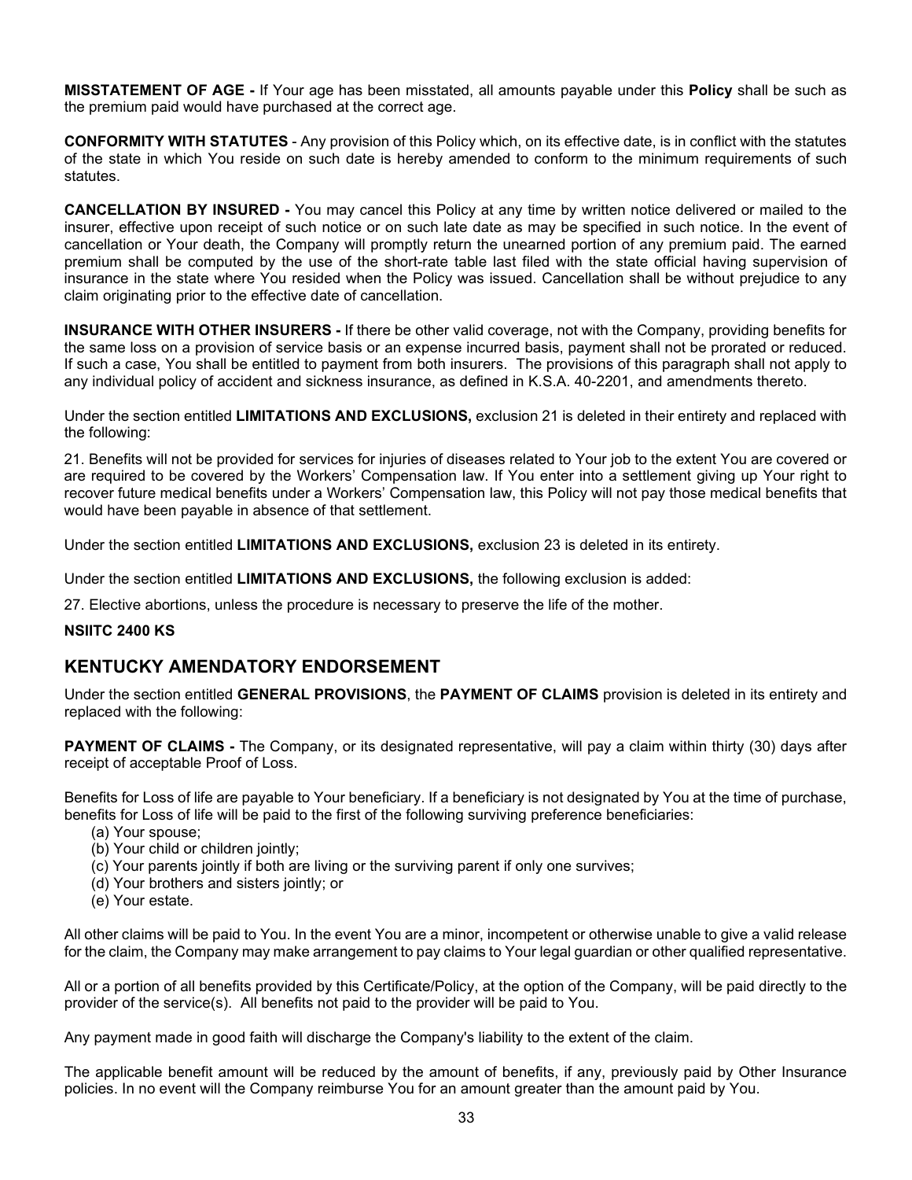**MISSTATEMENT OF AGE -** If Your age has been misstated, all amounts payable under this **Policy** shall be such as the premium paid would have purchased at the correct age.

**CONFORMITY WITH STATUTES** - Any provision of this Policy which, on its effective date, is in conflict with the statutes of the state in which You reside on such date is hereby amended to conform to the minimum requirements of such statutes.

**CANCELLATION BY INSURED -** You may cancel this Policy at any time by written notice delivered or mailed to the insurer, effective upon receipt of such notice or on such late date as may be specified in such notice. In the event of cancellation or Your death, the Company will promptly return the unearned portion of any premium paid. The earned premium shall be computed by the use of the short-rate table last filed with the state official having supervision of insurance in the state where You resided when the Policy was issued. Cancellation shall be without prejudice to any claim originating prior to the effective date of cancellation.

**INSURANCE WITH OTHER INSURERS -** If there be other valid coverage, not with the Company, providing benefits for the same loss on a provision of service basis or an expense incurred basis, payment shall not be prorated or reduced. If such a case, You shall be entitled to payment from both insurers. The provisions of this paragraph shall not apply to any individual policy of accident and sickness insurance, as defined in K.S.A. 40-2201, and amendments thereto.

Under the section entitled **LIMITATIONS AND EXCLUSIONS,** exclusion 21 is deleted in their entirety and replaced with the following:

21. Benefits will not be provided for services for injuries of diseases related to Your job to the extent You are covered or are required to be covered by the Workers' Compensation law. If You enter into a settlement giving up Your right to recover future medical benefits under a Workers' Compensation law, this Policy will not pay those medical benefits that would have been payable in absence of that settlement.

Under the section entitled **LIMITATIONS AND EXCLUSIONS,** exclusion 23 is deleted in its entirety.

Under the section entitled **LIMITATIONS AND EXCLUSIONS,** the following exclusion is added:

27. Elective abortions, unless the procedure is necessary to preserve the life of the mother.

**NSIITC 2400 KS**

## KENTUCKY AMENDATORY ENDORSEMENT

Under the section entitled **GENERAL PROVISIONS**, the **PAYMENT OF CLAIMS** provision is deleted in its entirety and replaced with the following:

**PAYMENT OF CLAIMS -** The Company, or its designated representative, will pay a claim within thirty (30) days after receipt of acceptable Proof of Loss.

Benefits for Loss of life are payable to Your beneficiary. If a beneficiary is not designated by You at the time of purchase, benefits for Loss of life will be paid to the first of the following surviving preference beneficiaries:

(a) Your spouse;
(b) Your child or children jointly;
(c) Your parents jointly if both are living or the surviving parent if only one survives;
(d) Your brothers and sisters jointly; or
(e) Your estate.

All other claims will be paid to You. In the event You are a minor, incompetent or otherwise unable to give a valid release for the claim, the Company may make arrangement to pay claims to Your legal guardian or other qualified representative.

All or a portion of all benefits provided by this Certificate/Policy, at the option of the Company, will be paid directly to the provider of the service(s). All benefits not paid to the provider will be paid to You.

Any payment made in good faith will discharge the Company's liability to the extent of the claim.

The applicable benefit amount will be reduced by the amount of benefits, if any, previously paid by Other Insurance policies. In no event will the Company reimburse You for an amount greater than the amount paid by You.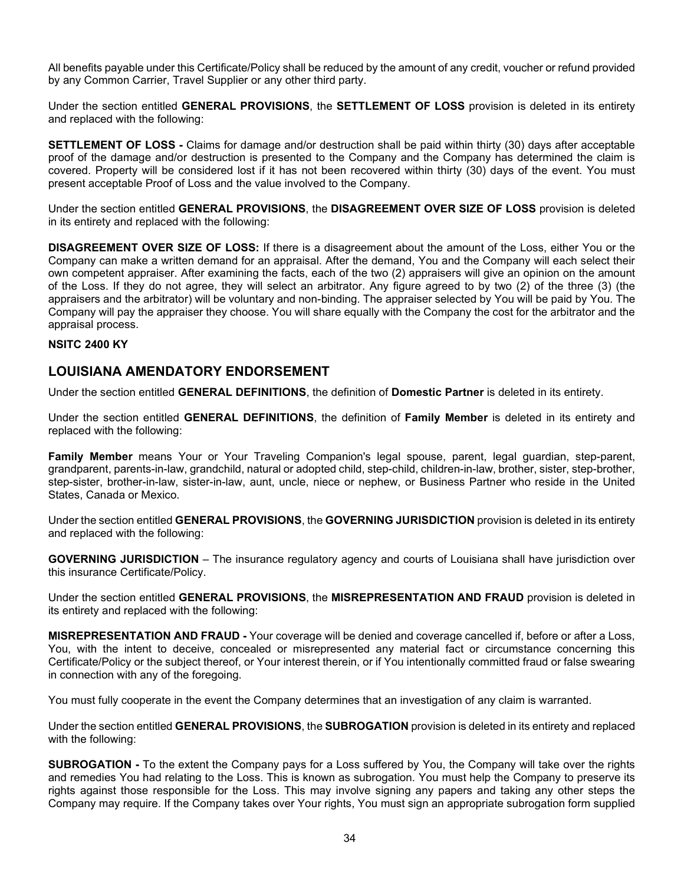All benefits payable under this Certificate/Policy shall be reduced by the amount of any credit, voucher or refund provided by any Common Carrier, Travel Supplier or any other third party.

Under the section entitled **GENERAL PROVISIONS**, the **SETTLEMENT OF LOSS** provision is deleted in its entirety and replaced with the following:

**SETTLEMENT OF LOSS -** Claims for damage and/or destruction shall be paid within thirty (30) days after acceptable proof of the damage and/or destruction is presented to the Company and the Company has determined the claim is covered. Property will be considered lost if it has not been recovered within thirty (30) days of the event. You must present acceptable Proof of Loss and the value involved to the Company.

Under the section entitled **GENERAL PROVISIONS**, the **DISAGREEMENT OVER SIZE OF LOSS** provision is deleted in its entirety and replaced with the following:

**DISAGREEMENT OVER SIZE OF LOSS:** If there is a disagreement about the amount of the Loss, either You or the Company can make a written demand for an appraisal. After the demand, You and the Company will each select their own competent appraiser. After examining the facts, each of the two (2) appraisers will give an opinion on the amount of the Loss. If they do not agree, they will select an arbitrator. Any figure agreed to by two (2) of the three (3) (the appraisers and the arbitrator) will be voluntary and non-binding. The appraiser selected by You will be paid by You. The Company will pay the appraiser they choose. You will share equally with the Company the cost for the arbitrator and the appraisal process.

**NSITC 2400 KY**

## LOUISIANA AMENDATORY ENDORSEMENT

Under the section entitled **GENERAL DEFINITIONS**, the definition of **Domestic Partner** is deleted in its entirety.

Under the section entitled **GENERAL DEFINITIONS**, the definition of **Family Member** is deleted in its entirety and replaced with the following:

**Family Member** means Your or Your Traveling Companion's legal spouse, parent, legal guardian, step-parent, grandparent, parents-in-law, grandchild, natural or adopted child, step-child, children-in-law, brother, sister, step-brother, step-sister, brother-in-law, sister-in-law, aunt, uncle, niece or nephew, or Business Partner who reside in the United States, Canada or Mexico.

Under the section entitled **GENERAL PROVISIONS**, the **GOVERNING JURISDICTION** provision is deleted in its entirety and replaced with the following:

**GOVERNING JURISDICTION** – The insurance regulatory agency and courts of Louisiana shall have jurisdiction over this insurance Certificate/Policy.

Under the section entitled **GENERAL PROVISIONS**, the **MISREPRESENTATION AND FRAUD** provision is deleted in its entirety and replaced with the following:

**MISREPRESENTATION AND FRAUD -** Your coverage will be denied and coverage cancelled if, before or after a Loss, You, with the intent to deceive, concealed or misrepresented any material fact or circumstance concerning this Certificate/Policy or the subject thereof, or Your interest therein, or if You intentionally committed fraud or false swearing in connection with any of the foregoing.

You must fully cooperate in the event the Company determines that an investigation of any claim is warranted.

Under the section entitled **GENERAL PROVISIONS**, the **SUBROGATION** provision is deleted in its entirety and replaced with the following:

**SUBROGATION -** To the extent the Company pays for a Loss suffered by You, the Company will take over the rights and remedies You had relating to the Loss. This is known as subrogation. You must help the Company to preserve its rights against those responsible for the Loss. This may involve signing any papers and taking any other steps the Company may require. If the Company takes over Your rights, You must sign an appropriate subrogation form supplied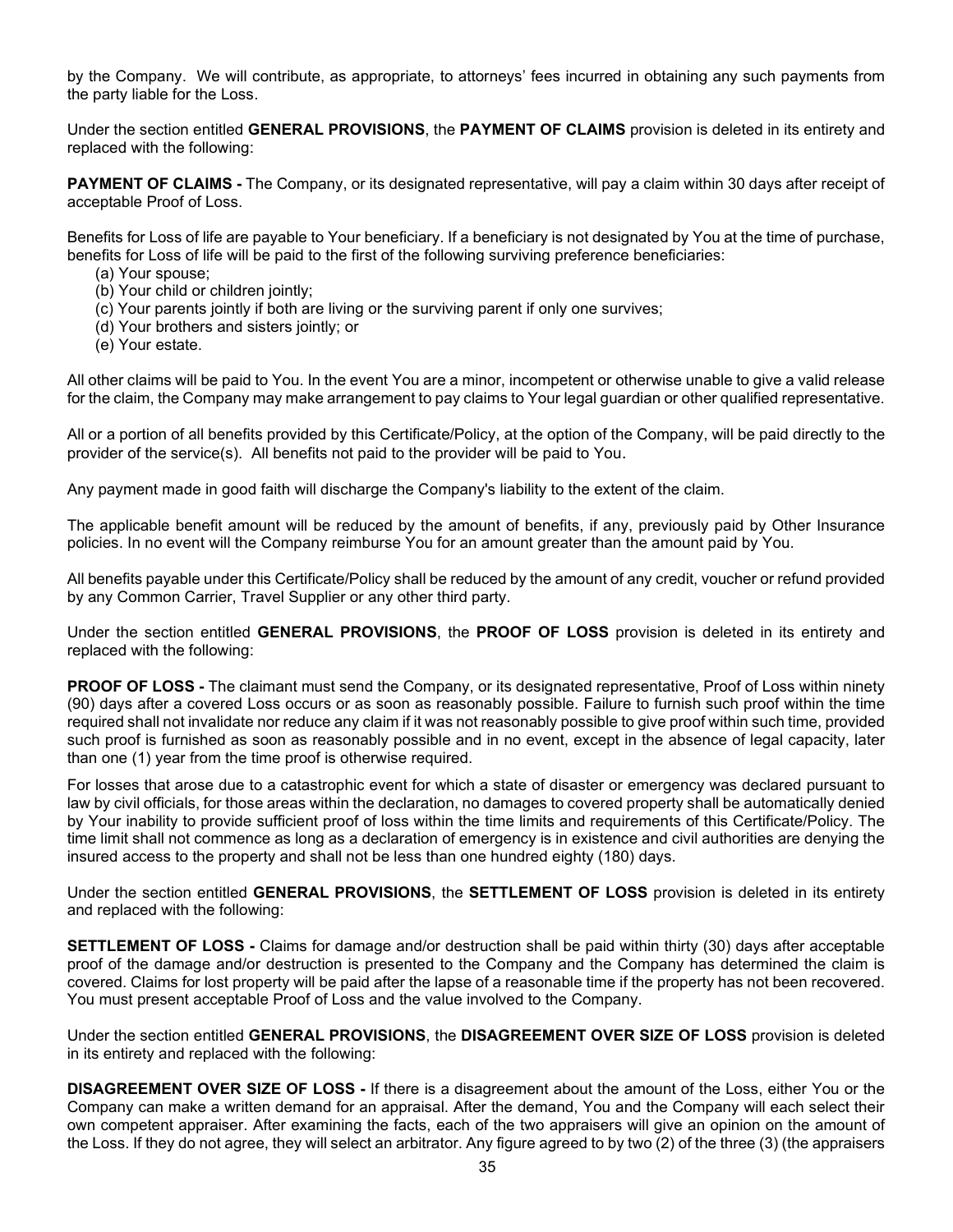by the Company. We will contribute, as appropriate, to attorneys' fees incurred in obtaining any such payments from the party liable for the Loss.

Under the section entitled **GENERAL PROVISIONS**, the **PAYMENT OF CLAIMS** provision is deleted in its entirety and replaced with the following:

**PAYMENT OF CLAIMS -** The Company, or its designated representative, will pay a claim within 30 days after receipt of acceptable Proof of Loss.

Benefits for Loss of life are payable to Your beneficiary. If a beneficiary is not designated by You at the time of purchase, benefits for Loss of life will be paid to the first of the following surviving preference beneficiaries:

(a) Your spouse;
(b) Your child or children jointly;
(c) Your parents jointly if both are living or the surviving parent if only one survives;
(d) Your brothers and sisters jointly; or
(e) Your estate.

All other claims will be paid to You. In the event You are a minor, incompetent or otherwise unable to give a valid release for the claim, the Company may make arrangement to pay claims to Your legal guardian or other qualified representative.

All or a portion of all benefits provided by this Certificate/Policy, at the option of the Company, will be paid directly to the provider of the service(s). All benefits not paid to the provider will be paid to You.

Any payment made in good faith will discharge the Company's liability to the extent of the claim.

The applicable benefit amount will be reduced by the amount of benefits, if any, previously paid by Other Insurance policies. In no event will the Company reimburse You for an amount greater than the amount paid by You.

All benefits payable under this Certificate/Policy shall be reduced by the amount of any credit, voucher or refund provided by any Common Carrier, Travel Supplier or any other third party.

Under the section entitled **GENERAL PROVISIONS**, the **PROOF OF LOSS** provision is deleted in its entirety and replaced with the following:

**PROOF OF LOSS -** The claimant must send the Company, or its designated representative, Proof of Loss within ninety (90) days after a covered Loss occurs or as soon as reasonably possible. Failure to furnish such proof within the time required shall not invalidate nor reduce any claim if it was not reasonably possible to give proof within such time, provided such proof is furnished as soon as reasonably possible and in no event, except in the absence of legal capacity, later than one (1) year from the time proof is otherwise required.

For losses that arose due to a catastrophic event for which a state of disaster or emergency was declared pursuant to law by civil officials, for those areas within the declaration, no damages to covered property shall be automatically denied by Your inability to provide sufficient proof of loss within the time limits and requirements of this Certificate/Policy. The time limit shall not commence as long as a declaration of emergency is in existence and civil authorities are denying the insured access to the property and shall not be less than one hundred eighty (180) days.

Under the section entitled **GENERAL PROVISIONS**, the **SETTLEMENT OF LOSS** provision is deleted in its entirety and replaced with the following:

**SETTLEMENT OF LOSS -** Claims for damage and/or destruction shall be paid within thirty (30) days after acceptable proof of the damage and/or destruction is presented to the Company and the Company has determined the claim is covered. Claims for lost property will be paid after the lapse of a reasonable time if the property has not been recovered. You must present acceptable Proof of Loss and the value involved to the Company.

Under the section entitled **GENERAL PROVISIONS**, the **DISAGREEMENT OVER SIZE OF LOSS** provision is deleted in its entirety and replaced with the following:

**DISAGREEMENT OVER SIZE OF LOSS -** If there is a disagreement about the amount of the Loss, either You or the Company can make a written demand for an appraisal. After the demand, You and the Company will each select their own competent appraiser. After examining the facts, each of the two appraisers will give an opinion on the amount of the Loss. If they do not agree, they will select an arbitrator. Any figure agreed to by two (2) of the three (3) (the appraisers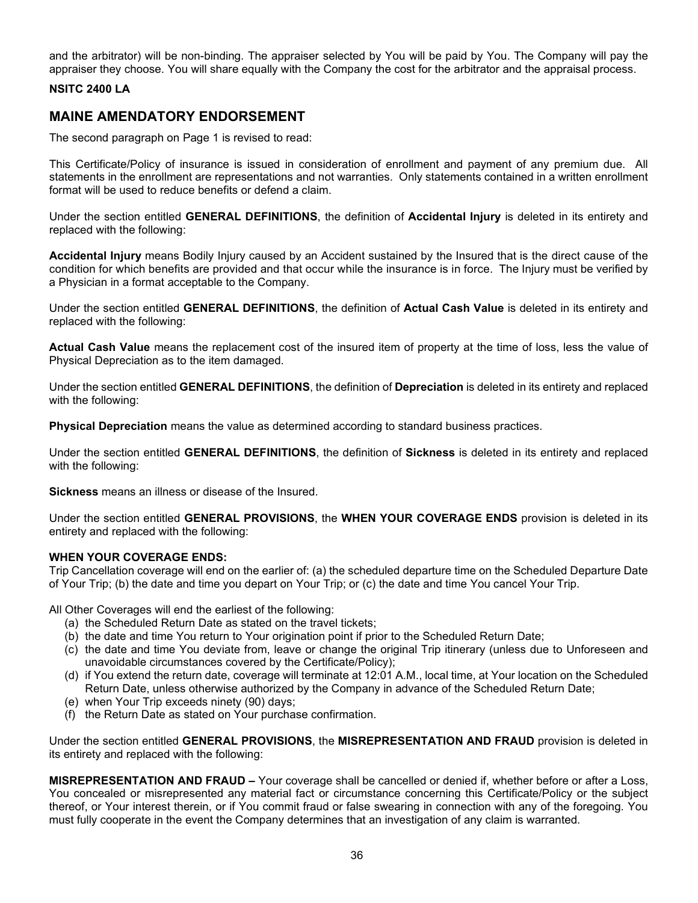and the arbitrator) will be non-binding. The appraiser selected by You will be paid by You. The Company will pay the appraiser they choose. You will share equally with the Company the cost for the arbitrator and the appraisal process.

**NSITC 2400 LA**

## MAINE AMENDATORY ENDORSEMENT

The second paragraph on Page 1 is revised to read:

This Certificate/Policy of insurance is issued in consideration of enrollment and payment of any premium due. All statements in the enrollment are representations and not warranties. Only statements contained in a written enrollment format will be used to reduce benefits or defend a claim.

Under the section entitled **GENERAL DEFINITIONS**, the definition of **Accidental Injury** is deleted in its entirety and replaced with the following:

**Accidental Injury** means Bodily Injury caused by an Accident sustained by the Insured that is the direct cause of the condition for which benefits are provided and that occur while the insurance is in force. The Injury must be verified by a Physician in a format acceptable to the Company.

Under the section entitled **GENERAL DEFINITIONS**, the definition of **Actual Cash Value** is deleted in its entirety and replaced with the following:

**Actual Cash Value** means the replacement cost of the insured item of property at the time of loss, less the value of Physical Depreciation as to the item damaged.

Under the section entitled **GENERAL DEFINITIONS**, the definition of **Depreciation** is deleted in its entirety and replaced with the following:

**Physical Depreciation** means the value as determined according to standard business practices.

Under the section entitled **GENERAL DEFINITIONS**, the definition of **Sickness** is deleted in its entirety and replaced with the following:

**Sickness** means an illness or disease of the Insured.

Under the section entitled **GENERAL PROVISIONS**, the **WHEN YOUR COVERAGE ENDS** provision is deleted in its entirety and replaced with the following:

**WHEN YOUR COVERAGE ENDS:**
Trip Cancellation coverage will end on the earlier of: (a) the scheduled departure time on the Scheduled Departure Date of Your Trip; (b) the date and time you depart on Your Trip; or (c) the date and time You cancel Your Trip.

All Other Coverages will end the earliest of the following:

(a) the Scheduled Return Date as stated on the travel tickets;
(b) the date and time You return to Your origination point if prior to the Scheduled Return Date;
(c) the date and time You deviate from, leave or change the original Trip itinerary (unless due to Unforeseen and unavoidable circumstances covered by the Certificate/Policy);
(d) if You extend the return date, coverage will terminate at 12:01 A.M., local time, at Your location on the Scheduled Return Date, unless otherwise authorized by the Company in advance of the Scheduled Return Date;
(e) when Your Trip exceeds ninety (90) days;
(f) the Return Date as stated on Your purchase confirmation.

Under the section entitled **GENERAL PROVISIONS**, the **MISREPRESENTATION AND FRAUD** provision is deleted in its entirety and replaced with the following:

**MISREPRESENTATION AND FRAUD –** Your coverage shall be cancelled or denied if, whether before or after a Loss, You concealed or misrepresented any material fact or circumstance concerning this Certificate/Policy or the subject thereof, or Your interest therein, or if You commit fraud or false swearing in connection with any of the foregoing. You must fully cooperate in the event the Company determines that an investigation of any claim is warranted.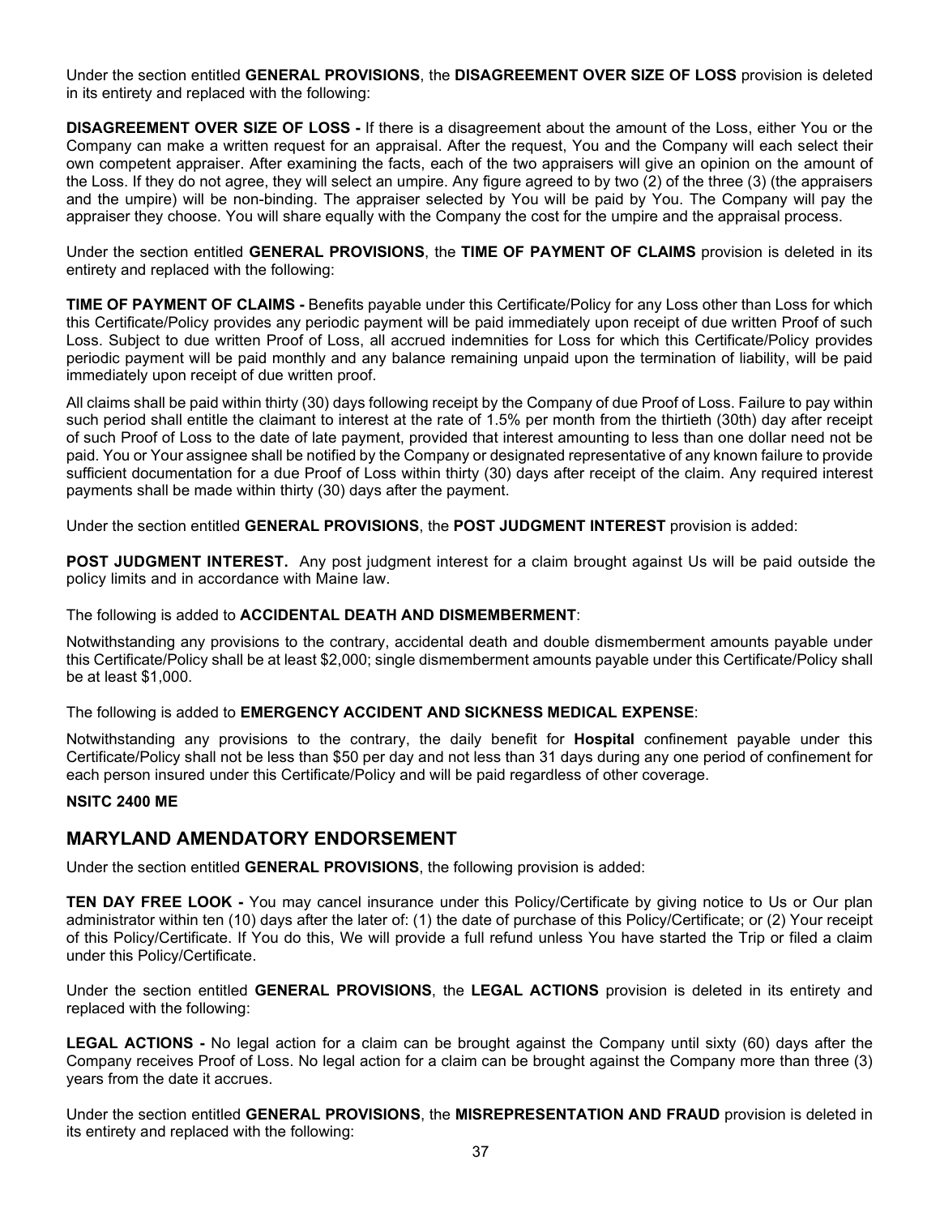Under the section entitled **GENERAL PROVISIONS**, the **DISAGREEMENT OVER SIZE OF LOSS** provision is deleted in its entirety and replaced with the following:

**DISAGREEMENT OVER SIZE OF LOSS -** If there is a disagreement about the amount of the Loss, either You or the Company can make a written request for an appraisal. After the request, You and the Company will each select their own competent appraiser. After examining the facts, each of the two appraisers will give an opinion on the amount of the Loss. If they do not agree, they will select an umpire. Any figure agreed to by two (2) of the three (3) (the appraisers and the umpire) will be non-binding. The appraiser selected by You will be paid by You. The Company will pay the appraiser they choose. You will share equally with the Company the cost for the umpire and the appraisal process.

Under the section entitled **GENERAL PROVISIONS**, the **TIME OF PAYMENT OF CLAIMS** provision is deleted in its entirety and replaced with the following:

**TIME OF PAYMENT OF CLAIMS -** Benefits payable under this Certificate/Policy for any Loss other than Loss for which this Certificate/Policy provides any periodic payment will be paid immediately upon receipt of due written Proof of such Loss. Subject to due written Proof of Loss, all accrued indemnities for Loss for which this Certificate/Policy provides periodic payment will be paid monthly and any balance remaining unpaid upon the termination of liability, will be paid immediately upon receipt of due written proof.

All claims shall be paid within thirty (30) days following receipt by the Company of due Proof of Loss. Failure to pay within such period shall entitle the claimant to interest at the rate of 1.5% per month from the thirtieth (30th) day after receipt of such Proof of Loss to the date of late payment, provided that interest amounting to less than one dollar need not be paid. You or Your assignee shall be notified by the Company or designated representative of any known failure to provide sufficient documentation for a due Proof of Loss within thirty (30) days after receipt of the claim. Any required interest payments shall be made within thirty (30) days after the payment.

Under the section entitled **GENERAL PROVISIONS**, the **POST JUDGMENT INTEREST** provision is added:

**POST JUDGMENT INTEREST.** Any post judgment interest for a claim brought against Us will be paid outside the policy limits and in accordance with Maine law.

The following is added to **ACCIDENTAL DEATH AND DISMEMBERMENT**:

Notwithstanding any provisions to the contrary, accidental death and double dismemberment amounts payable under this Certificate/Policy shall be at least $2,000; single dismemberment amounts payable under this Certificate/Policy shall be at least $1,000.

The following is added to **EMERGENCY ACCIDENT AND SICKNESS MEDICAL EXPENSE**:

Notwithstanding any provisions to the contrary, the daily benefit for **Hospital** confinement payable under this Certificate/Policy shall not be less than $50 per day and not less than 31 days during any one period of confinement for each person insured under this Certificate/Policy and will be paid regardless of other coverage.

**NSITC 2400 ME**

## MARYLAND AMENDATORY ENDORSEMENT

Under the section entitled **GENERAL PROVISIONS**, the following provision is added:

**TEN DAY FREE LOOK -** You may cancel insurance under this Policy/Certificate by giving notice to Us or Our plan administrator within ten (10) days after the later of: (1) the date of purchase of this Policy/Certificate; or (2) Your receipt of this Policy/Certificate. If You do this, We will provide a full refund unless You have started the Trip or filed a claim under this Policy/Certificate.

Under the section entitled **GENERAL PROVISIONS**, the **LEGAL ACTIONS** provision is deleted in its entirety and replaced with the following:

**LEGAL ACTIONS -** No legal action for a claim can be brought against the Company until sixty (60) days after the Company receives Proof of Loss. No legal action for a claim can be brought against the Company more than three (3) years from the date it accrues.

Under the section entitled **GENERAL PROVISIONS**, the **MISREPRESENTATION AND FRAUD** provision is deleted in its entirety and replaced with the following: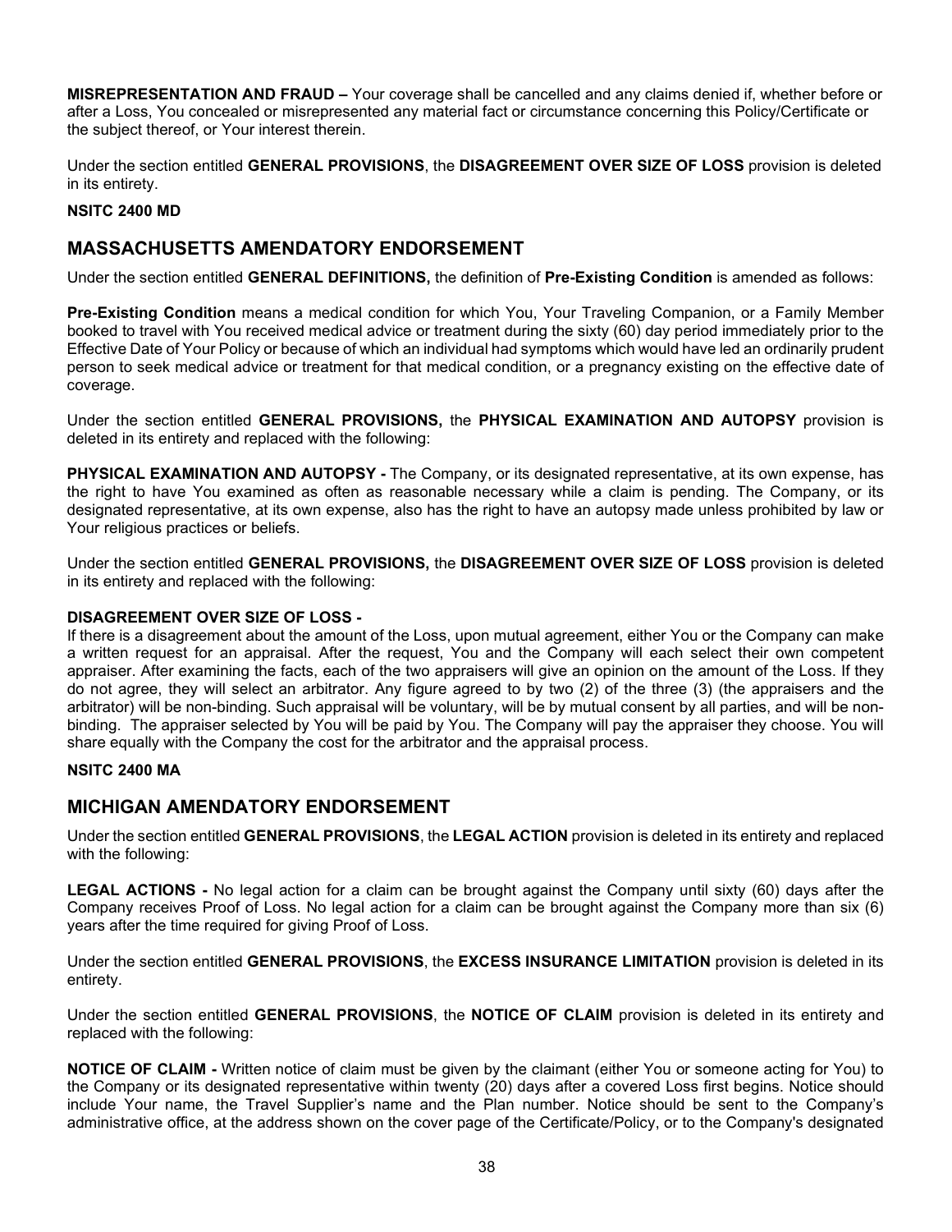**MISREPRESENTATION AND FRAUD –** Your coverage shall be cancelled and any claims denied if, whether before or after a Loss, You concealed or misrepresented any material fact or circumstance concerning this Policy/Certificate or the subject thereof, or Your interest therein.

Under the section entitled **GENERAL PROVISIONS**, the **DISAGREEMENT OVER SIZE OF LOSS** provision is deleted in its entirety.

**NSITC 2400 MD**

## MASSACHUSETTS AMENDATORY ENDORSEMENT

Under the section entitled **GENERAL DEFINITIONS,** the definition of **Pre-Existing Condition** is amended as follows:

**Pre-Existing Condition** means a medical condition for which You, Your Traveling Companion, or a Family Member booked to travel with You received medical advice or treatment during the sixty (60) day period immediately prior to the Effective Date of Your Policy or because of which an individual had symptoms which would have led an ordinarily prudent person to seek medical advice or treatment for that medical condition, or a pregnancy existing on the effective date of coverage.

Under the section entitled **GENERAL PROVISIONS,** the **PHYSICAL EXAMINATION AND AUTOPSY** provision is deleted in its entirety and replaced with the following:

**PHYSICAL EXAMINATION AND AUTOPSY -** The Company, or its designated representative, at its own expense, has the right to have You examined as often as reasonable necessary while a claim is pending. The Company, or its designated representative, at its own expense, also has the right to have an autopsy made unless prohibited by law or Your religious practices or beliefs.

Under the section entitled **GENERAL PROVISIONS,** the **DISAGREEMENT OVER SIZE OF LOSS** provision is deleted in its entirety and replaced with the following:

**DISAGREEMENT OVER SIZE OF LOSS -**
If there is a disagreement about the amount of the Loss, upon mutual agreement, either You or the Company can make a written request for an appraisal. After the request, You and the Company will each select their own competent appraiser. After examining the facts, each of the two appraisers will give an opinion on the amount of the Loss. If they do not agree, they will select an arbitrator. Any figure agreed to by two (2) of the three (3) (the appraisers and the arbitrator) will be non-binding. Such appraisal will be voluntary, will be by mutual consent by all parties, and will be non-binding. The appraiser selected by You will be paid by You. The Company will pay the appraiser they choose. You will share equally with the Company the cost for the arbitrator and the appraisal process.

**NSITC 2400 MA**

## MICHIGAN AMENDATORY ENDORSEMENT

Under the section entitled **GENERAL PROVISIONS**, the **LEGAL ACTION** provision is deleted in its entirety and replaced with the following:

**LEGAL ACTIONS -** No legal action for a claim can be brought against the Company until sixty (60) days after the Company receives Proof of Loss. No legal action for a claim can be brought against the Company more than six (6) years after the time required for giving Proof of Loss.

Under the section entitled **GENERAL PROVISIONS**, the **EXCESS INSURANCE LIMITATION** provision is deleted in its entirety.

Under the section entitled **GENERAL PROVISIONS**, the **NOTICE OF CLAIM** provision is deleted in its entirety and replaced with the following:

**NOTICE OF CLAIM -** Written notice of claim must be given by the claimant (either You or someone acting for You) to the Company or its designated representative within twenty (20) days after a covered Loss first begins. Notice should include Your name, the Travel Supplier's name and the Plan number. Notice should be sent to the Company's administrative office, at the address shown on the cover page of the Certificate/Policy, or to the Company's designated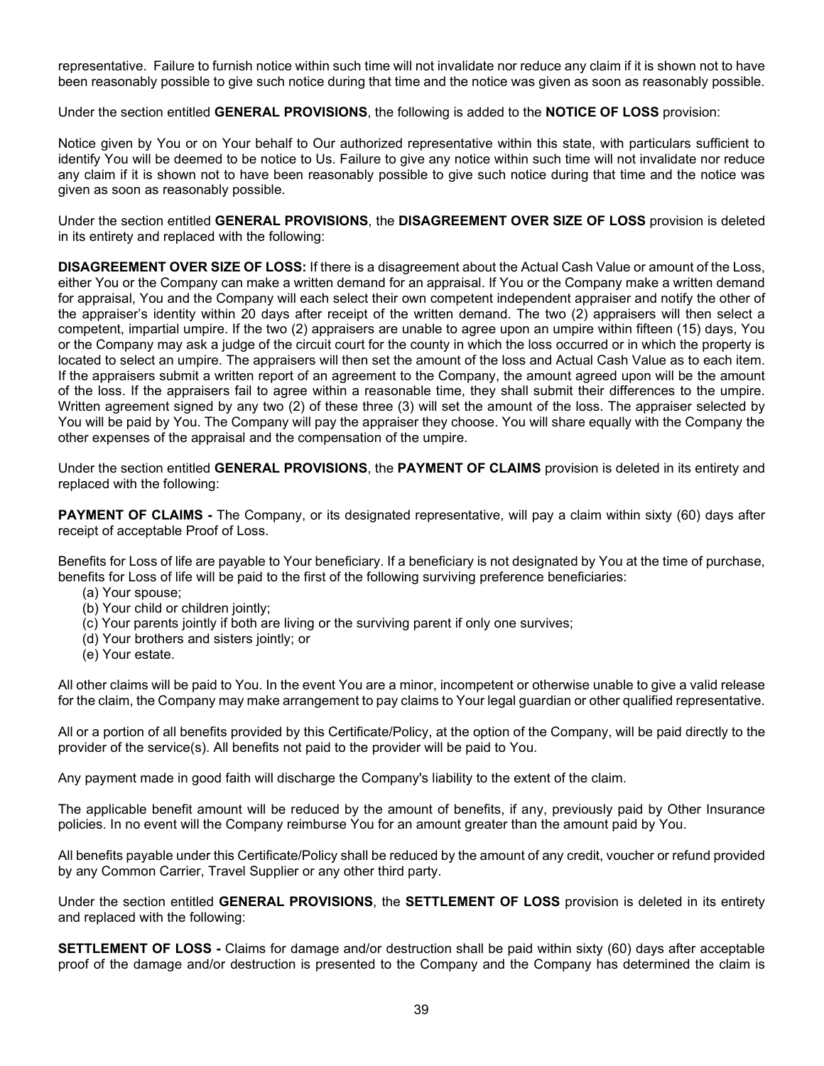representative. Failure to furnish notice within such time will not invalidate nor reduce any claim if it is shown not to have been reasonably possible to give such notice during that time and the notice was given as soon as reasonably possible.

Under the section entitled **GENERAL PROVISIONS**, the following is added to the **NOTICE OF LOSS** provision:

Notice given by You or on Your behalf to Our authorized representative within this state, with particulars sufficient to identify You will be deemed to be notice to Us. Failure to give any notice within such time will not invalidate nor reduce any claim if it is shown not to have been reasonably possible to give such notice during that time and the notice was given as soon as reasonably possible.

Under the section entitled **GENERAL PROVISIONS**, the **DISAGREEMENT OVER SIZE OF LOSS** provision is deleted in its entirety and replaced with the following:

**DISAGREEMENT OVER SIZE OF LOSS:** If there is a disagreement about the Actual Cash Value or amount of the Loss, either You or the Company can make a written demand for an appraisal. If You or the Company make a written demand for appraisal, You and the Company will each select their own competent independent appraiser and notify the other of the appraiser's identity within 20 days after receipt of the written demand. The two (2) appraisers will then select a competent, impartial umpire. If the two (2) appraisers are unable to agree upon an umpire within fifteen (15) days, You or the Company may ask a judge of the circuit court for the county in which the loss occurred or in which the property is located to select an umpire. The appraisers will then set the amount of the loss and Actual Cash Value as to each item. If the appraisers submit a written report of an agreement to the Company, the amount agreed upon will be the amount of the loss. If the appraisers fail to agree within a reasonable time, they shall submit their differences to the umpire. Written agreement signed by any two (2) of these three (3) will set the amount of the loss. The appraiser selected by You will be paid by You. The Company will pay the appraiser they choose. You will share equally with the Company the other expenses of the appraisal and the compensation of the umpire.

Under the section entitled **GENERAL PROVISIONS**, the **PAYMENT OF CLAIMS** provision is deleted in its entirety and replaced with the following:

**PAYMENT OF CLAIMS -** The Company, or its designated representative, will pay a claim within sixty (60) days after receipt of acceptable Proof of Loss.

Benefits for Loss of life are payable to Your beneficiary. If a beneficiary is not designated by You at the time of purchase, benefits for Loss of life will be paid to the first of the following surviving preference beneficiaries:

(a) Your spouse;
(b) Your child or children jointly;
(c) Your parents jointly if both are living or the surviving parent if only one survives;
(d) Your brothers and sisters jointly; or
(e) Your estate.

All other claims will be paid to You. In the event You are a minor, incompetent or otherwise unable to give a valid release for the claim, the Company may make arrangement to pay claims to Your legal guardian or other qualified representative.

All or a portion of all benefits provided by this Certificate/Policy, at the option of the Company, will be paid directly to the provider of the service(s). All benefits not paid to the provider will be paid to You.

Any payment made in good faith will discharge the Company's liability to the extent of the claim.

The applicable benefit amount will be reduced by the amount of benefits, if any, previously paid by Other Insurance policies. In no event will the Company reimburse You for an amount greater than the amount paid by You.

All benefits payable under this Certificate/Policy shall be reduced by the amount of any credit, voucher or refund provided by any Common Carrier, Travel Supplier or any other third party.

Under the section entitled **GENERAL PROVISIONS**, the **SETTLEMENT OF LOSS** provision is deleted in its entirety and replaced with the following:

**SETTLEMENT OF LOSS -** Claims for damage and/or destruction shall be paid within sixty (60) days after acceptable proof of the damage and/or destruction is presented to the Company and the Company has determined the claim is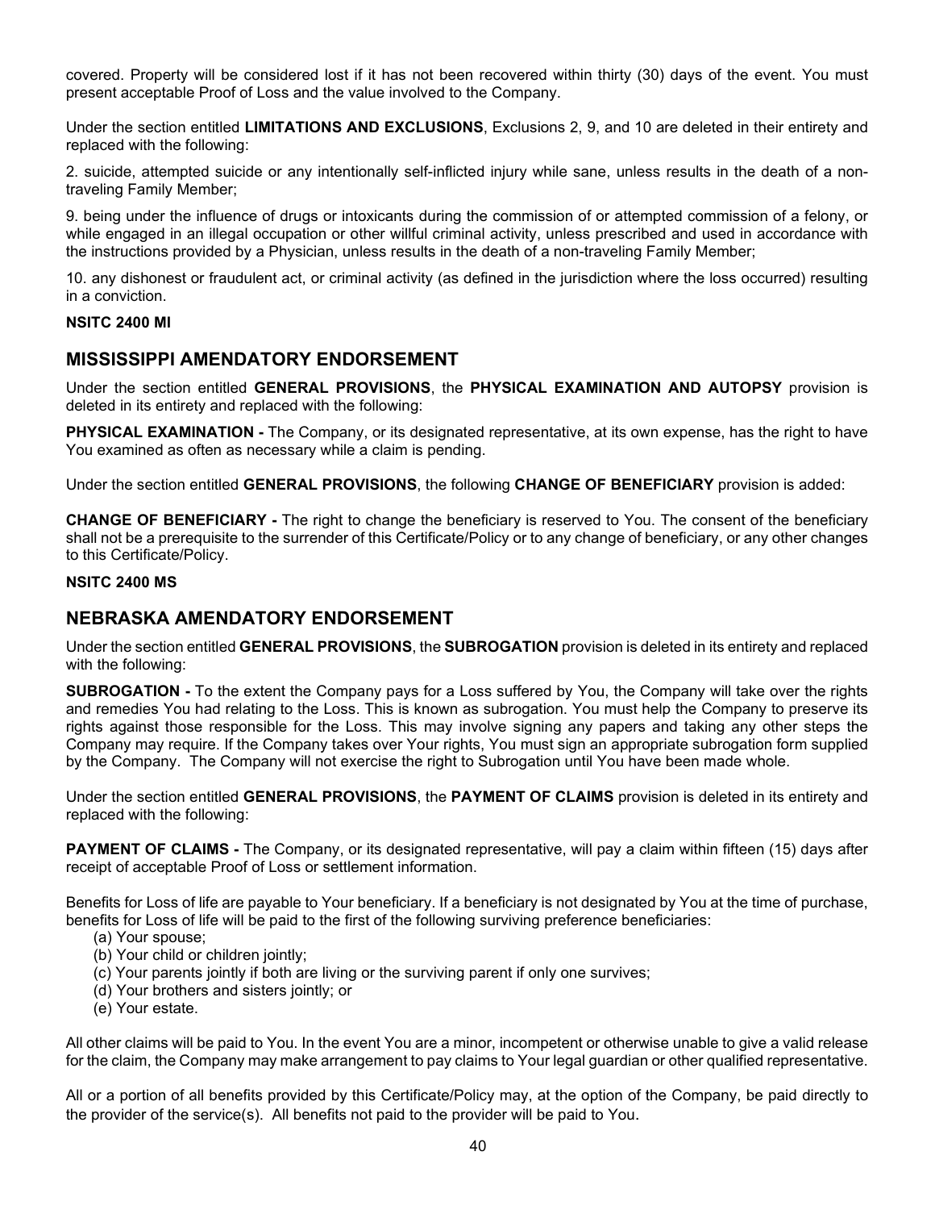covered. Property will be considered lost if it has not been recovered within thirty (30) days of the event. You must present acceptable Proof of Loss and the value involved to the Company.

Under the section entitled **LIMITATIONS AND EXCLUSIONS**, Exclusions 2, 9, and 10 are deleted in their entirety and replaced with the following:

2. suicide, attempted suicide or any intentionally self-inflicted injury while sane, unless results in the death of a non-traveling Family Member;

9. being under the influence of drugs or intoxicants during the commission of or attempted commission of a felony, or while engaged in an illegal occupation or other willful criminal activity, unless prescribed and used in accordance with the instructions provided by a Physician, unless results in the death of a non-traveling Family Member;

10. any dishonest or fraudulent act, or criminal activity (as defined in the jurisdiction where the loss occurred) resulting in a conviction.

**NSITC 2400 MI**

## MISSISSIPPI AMENDATORY ENDORSEMENT

Under the section entitled **GENERAL PROVISIONS**, the **PHYSICAL EXAMINATION AND AUTOPSY** provision is deleted in its entirety and replaced with the following:

**PHYSICAL EXAMINATION -** The Company, or its designated representative, at its own expense, has the right to have You examined as often as necessary while a claim is pending.

Under the section entitled **GENERAL PROVISIONS**, the following **CHANGE OF BENEFICIARY** provision is added:

**CHANGE OF BENEFICIARY -** The right to change the beneficiary is reserved to You. The consent of the beneficiary shall not be a prerequisite to the surrender of this Certificate/Policy or to any change of beneficiary, or any other changes to this Certificate/Policy.

**NSITC 2400 MS**

## NEBRASKA AMENDATORY ENDORSEMENT

Under the section entitled **GENERAL PROVISIONS**, the **SUBROGATION** provision is deleted in its entirety and replaced with the following:

**SUBROGATION -** To the extent the Company pays for a Loss suffered by You, the Company will take over the rights and remedies You had relating to the Loss. This is known as subrogation. You must help the Company to preserve its rights against those responsible for the Loss. This may involve signing any papers and taking any other steps the Company may require. If the Company takes over Your rights, You must sign an appropriate subrogation form supplied by the Company. The Company will not exercise the right to Subrogation until You have been made whole.

Under the section entitled **GENERAL PROVISIONS**, the **PAYMENT OF CLAIMS** provision is deleted in its entirety and replaced with the following:

**PAYMENT OF CLAIMS -** The Company, or its designated representative, will pay a claim within fifteen (15) days after receipt of acceptable Proof of Loss or settlement information.

Benefits for Loss of life are payable to Your beneficiary. If a beneficiary is not designated by You at the time of purchase, benefits for Loss of life will be paid to the first of the following surviving preference beneficiaries:

(a) Your spouse;
(b) Your child or children jointly;
(c) Your parents jointly if both are living or the surviving parent if only one survives;
(d) Your brothers and sisters jointly; or
(e) Your estate.

All other claims will be paid to You. In the event You are a minor, incompetent or otherwise unable to give a valid release for the claim, the Company may make arrangement to pay claims to Your legal guardian or other qualified representative.

All or a portion of all benefits provided by this Certificate/Policy may, at the option of the Company, be paid directly to the provider of the service(s). All benefits not paid to the provider will be paid to You.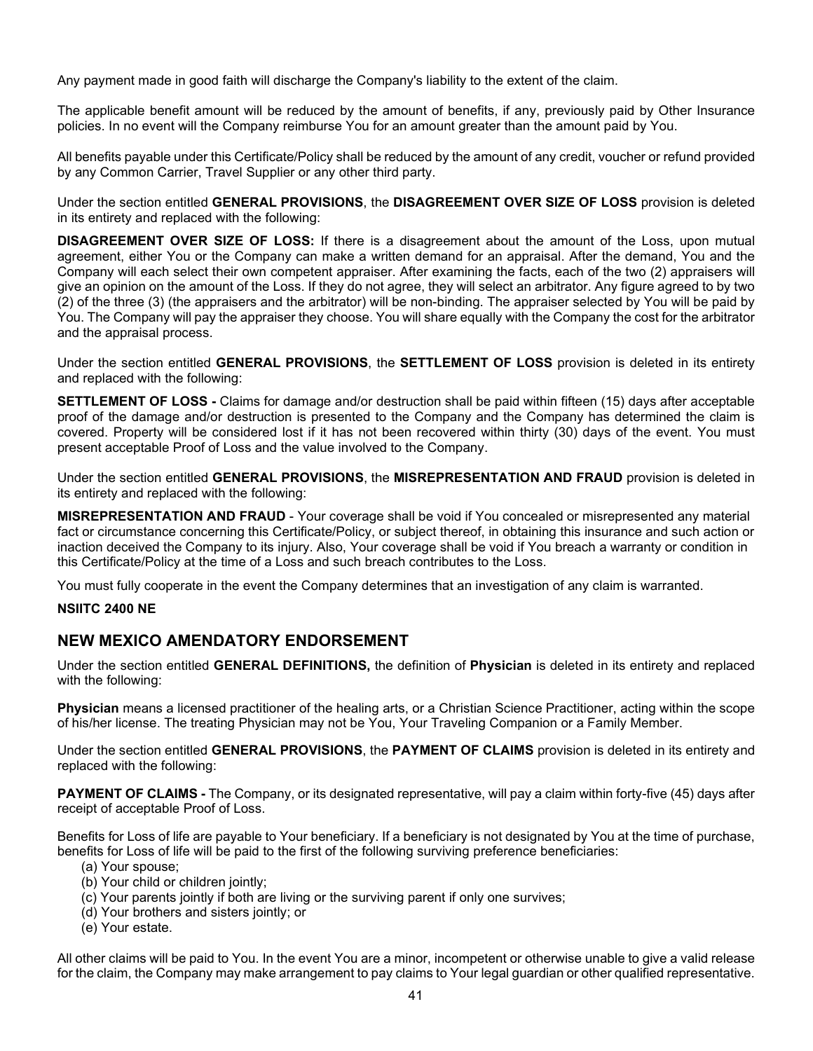Any payment made in good faith will discharge the Company's liability to the extent of the claim.

The applicable benefit amount will be reduced by the amount of benefits, if any, previously paid by Other Insurance policies. In no event will the Company reimburse You for an amount greater than the amount paid by You.

All benefits payable under this Certificate/Policy shall be reduced by the amount of any credit, voucher or refund provided by any Common Carrier, Travel Supplier or any other third party.

Under the section entitled **GENERAL PROVISIONS**, the **DISAGREEMENT OVER SIZE OF LOSS** provision is deleted in its entirety and replaced with the following:

**DISAGREEMENT OVER SIZE OF LOSS:** If there is a disagreement about the amount of the Loss, upon mutual agreement, either You or the Company can make a written demand for an appraisal. After the demand, You and the Company will each select their own competent appraiser. After examining the facts, each of the two (2) appraisers will give an opinion on the amount of the Loss. If they do not agree, they will select an arbitrator. Any figure agreed to by two (2) of the three (3) (the appraisers and the arbitrator) will be non-binding. The appraiser selected by You will be paid by You. The Company will pay the appraiser they choose. You will share equally with the Company the cost for the arbitrator and the appraisal process.

Under the section entitled **GENERAL PROVISIONS**, the **SETTLEMENT OF LOSS** provision is deleted in its entirety and replaced with the following:

**SETTLEMENT OF LOSS -** Claims for damage and/or destruction shall be paid within fifteen (15) days after acceptable proof of the damage and/or destruction is presented to the Company and the Company has determined the claim is covered. Property will be considered lost if it has not been recovered within thirty (30) days of the event. You must present acceptable Proof of Loss and the value involved to the Company.

Under the section entitled **GENERAL PROVISIONS**, the **MISREPRESENTATION AND FRAUD** provision is deleted in its entirety and replaced with the following:

**MISREPRESENTATION AND FRAUD** - Your coverage shall be void if You concealed or misrepresented any material fact or circumstance concerning this Certificate/Policy, or subject thereof, in obtaining this insurance and such action or inaction deceived the Company to its injury. Also, Your coverage shall be void if You breach a warranty or condition in this Certificate/Policy at the time of a Loss and such breach contributes to the Loss.

You must fully cooperate in the event the Company determines that an investigation of any claim is warranted.

**NSIITC 2400 NE**

## NEW MEXICO AMENDATORY ENDORSEMENT

Under the section entitled **GENERAL DEFINITIONS,** the definition of **Physician** is deleted in its entirety and replaced with the following:

**Physician** means a licensed practitioner of the healing arts, or a Christian Science Practitioner, acting within the scope of his/her license. The treating Physician may not be You, Your Traveling Companion or a Family Member.

Under the section entitled **GENERAL PROVISIONS**, the **PAYMENT OF CLAIMS** provision is deleted in its entirety and replaced with the following:

**PAYMENT OF CLAIMS -** The Company, or its designated representative, will pay a claim within forty-five (45) days after receipt of acceptable Proof of Loss.

Benefits for Loss of life are payable to Your beneficiary. If a beneficiary is not designated by You at the time of purchase, benefits for Loss of life will be paid to the first of the following surviving preference beneficiaries:

(a) Your spouse;
(b) Your child or children jointly;
(c) Your parents jointly if both are living or the surviving parent if only one survives;
(d) Your brothers and sisters jointly; or
(e) Your estate.

All other claims will be paid to You. In the event You are a minor, incompetent or otherwise unable to give a valid release for the claim, the Company may make arrangement to pay claims to Your legal guardian or other qualified representative.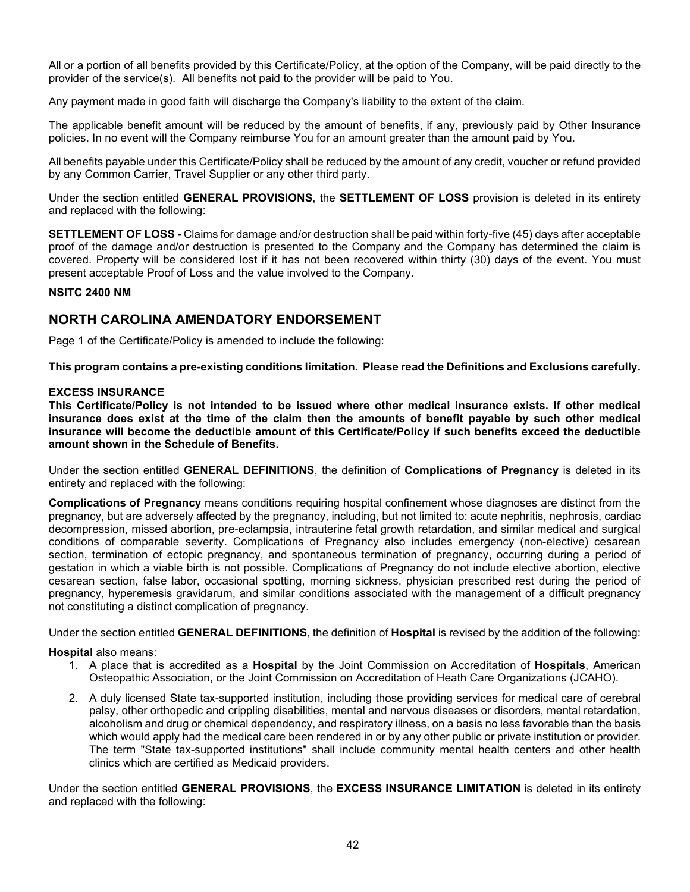All or a portion of all benefits provided by this Certificate/Policy, at the option of the Company, will be paid directly to the provider of the service(s). All benefits not paid to the provider will be paid to You.

Any payment made in good faith will discharge the Company's liability to the extent of the claim.

The applicable benefit amount will be reduced by the amount of benefits, if any, previously paid by Other Insurance policies. In no event will the Company reimburse You for an amount greater than the amount paid by You.

All benefits payable under this Certificate/Policy shall be reduced by the amount of any credit, voucher or refund provided by any Common Carrier, Travel Supplier or any other third party.

Under the section entitled **GENERAL PROVISIONS**, the **SETTLEMENT OF LOSS** provision is deleted in its entirety and replaced with the following:

**SETTLEMENT OF LOSS -** Claims for damage and/or destruction shall be paid within forty-five (45) days after acceptable proof of the damage and/or destruction is presented to the Company and the Company has determined the claim is covered. Property will be considered lost if it has not been recovered within thirty (30) days of the event. You must present acceptable Proof of Loss and the value involved to the Company.

**NSITC 2400 NM**

## NORTH CAROLINA AMENDATORY ENDORSEMENT

Page 1 of the Certificate/Policy is amended to include the following:

**This program contains a pre-existing conditions limitation. Please read the Definitions and Exclusions carefully.**

**EXCESS INSURANCE**

**This Certificate/Policy is not intended to be issued where other medical insurance exists. If other medical insurance does exist at the time of the claim then the amounts of benefit payable by such other medical insurance will become the deductible amount of this Certificate/Policy if such benefits exceed the deductible amount shown in the Schedule of Benefits.**

Under the section entitled **GENERAL DEFINITIONS**, the definition of **Complications of Pregnancy** is deleted in its entirety and replaced with the following:

**Complications of Pregnancy** means conditions requiring hospital confinement whose diagnoses are distinct from the pregnancy, but are adversely affected by the pregnancy, including, but not limited to: acute nephritis, nephrosis, cardiac decompression, missed abortion, pre-eclampsia, intrauterine fetal growth retardation, and similar medical and surgical conditions of comparable severity. Complications of Pregnancy also includes emergency (non-elective) cesarean section, termination of ectopic pregnancy, and spontaneous termination of pregnancy, occurring during a period of gestation in which a viable birth is not possible. Complications of Pregnancy do not include elective abortion, elective cesarean section, false labor, occasional spotting, morning sickness, physician prescribed rest during the period of pregnancy, hyperemesis gravidarum, and similar conditions associated with the management of a difficult pregnancy not constituting a distinct complication of pregnancy.

Under the section entitled **GENERAL DEFINITIONS**, the definition of **Hospital** is revised by the addition of the following:

**Hospital** also means:

1. A place that is accredited as a **Hospital** by the Joint Commission on Accreditation of **Hospitals**, American Osteopathic Association, or the Joint Commission on Accreditation of Heath Care Organizations (JCAHO).
2. A duly licensed State tax-supported institution, including those providing services for medical care of cerebral palsy, other orthopedic and crippling disabilities, mental and nervous diseases or disorders, mental retardation, alcoholism and drug or chemical dependency, and respiratory illness, on a basis no less favorable than the basis which would apply had the medical care been rendered in or by any other public or private institution or provider. The term "State tax-supported institutions" shall include community mental health centers and other health clinics which are certified as Medicaid providers.

Under the section entitled **GENERAL PROVISIONS**, the **EXCESS INSURANCE LIMITATION** is deleted in its entirety and replaced with the following: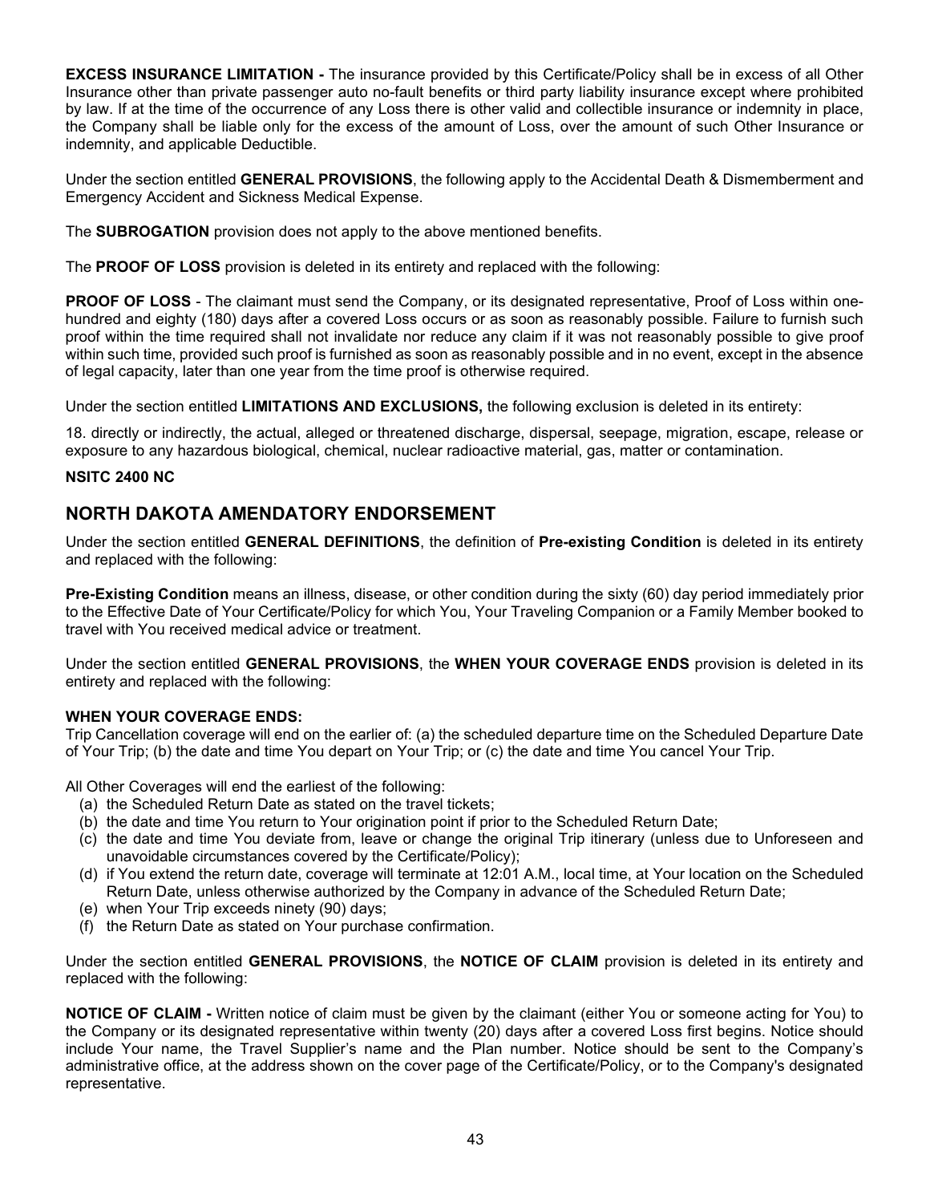**EXCESS INSURANCE LIMITATION -** The insurance provided by this Certificate/Policy shall be in excess of all Other Insurance other than private passenger auto no-fault benefits or third party liability insurance except where prohibited by law. If at the time of the occurrence of any Loss there is other valid and collectible insurance or indemnity in place, the Company shall be liable only for the excess of the amount of Loss, over the amount of such Other Insurance or indemnity, and applicable Deductible.

Under the section entitled **GENERAL PROVISIONS**, the following apply to the Accidental Death & Dismemberment and Emergency Accident and Sickness Medical Expense.

The **SUBROGATION** provision does not apply to the above mentioned benefits.

The **PROOF OF LOSS** provision is deleted in its entirety and replaced with the following:

**PROOF OF LOSS** - The claimant must send the Company, or its designated representative, Proof of Loss within one-hundred and eighty (180) days after a covered Loss occurs or as soon as reasonably possible. Failure to furnish such proof within the time required shall not invalidate nor reduce any claim if it was not reasonably possible to give proof within such time, provided such proof is furnished as soon as reasonably possible and in no event, except in the absence of legal capacity, later than one year from the time proof is otherwise required.

Under the section entitled **LIMITATIONS AND EXCLUSIONS,** the following exclusion is deleted in its entirety:

18. directly or indirectly, the actual, alleged or threatened discharge, dispersal, seepage, migration, escape, release or exposure to any hazardous biological, chemical, nuclear radioactive material, gas, matter or contamination.

**NSITC 2400 NC**

## NORTH DAKOTA AMENDATORY ENDORSEMENT

Under the section entitled **GENERAL DEFINITIONS**, the definition of **Pre-existing Condition** is deleted in its entirety and replaced with the following:

**Pre-Existing Condition** means an illness, disease, or other condition during the sixty (60) day period immediately prior to the Effective Date of Your Certificate/Policy for which You, Your Traveling Companion or a Family Member booked to travel with You received medical advice or treatment.

Under the section entitled **GENERAL PROVISIONS**, the **WHEN YOUR COVERAGE ENDS** provision is deleted in its entirety and replaced with the following:

**WHEN YOUR COVERAGE ENDS:**
Trip Cancellation coverage will end on the earlier of: (a) the scheduled departure time on the Scheduled Departure Date of Your Trip; (b) the date and time You depart on Your Trip; or (c) the date and time You cancel Your Trip.

All Other Coverages will end the earliest of the following:

(a) the Scheduled Return Date as stated on the travel tickets;
(b) the date and time You return to Your origination point if prior to the Scheduled Return Date;
(c) the date and time You deviate from, leave or change the original Trip itinerary (unless due to Unforeseen and unavoidable circumstances covered by the Certificate/Policy);
(d) if You extend the return date, coverage will terminate at 12:01 A.M., local time, at Your location on the Scheduled Return Date, unless otherwise authorized by the Company in advance of the Scheduled Return Date;
(e) when Your Trip exceeds ninety (90) days;
(f) the Return Date as stated on Your purchase confirmation.

Under the section entitled **GENERAL PROVISIONS**, the **NOTICE OF CLAIM** provision is deleted in its entirety and replaced with the following:

**NOTICE OF CLAIM -** Written notice of claim must be given by the claimant (either You or someone acting for You) to the Company or its designated representative within twenty (20) days after a covered Loss first begins. Notice should include Your name, the Travel Supplier's name and the Plan number. Notice should be sent to the Company's administrative office, at the address shown on the cover page of the Certificate/Policy, or to the Company's designated representative.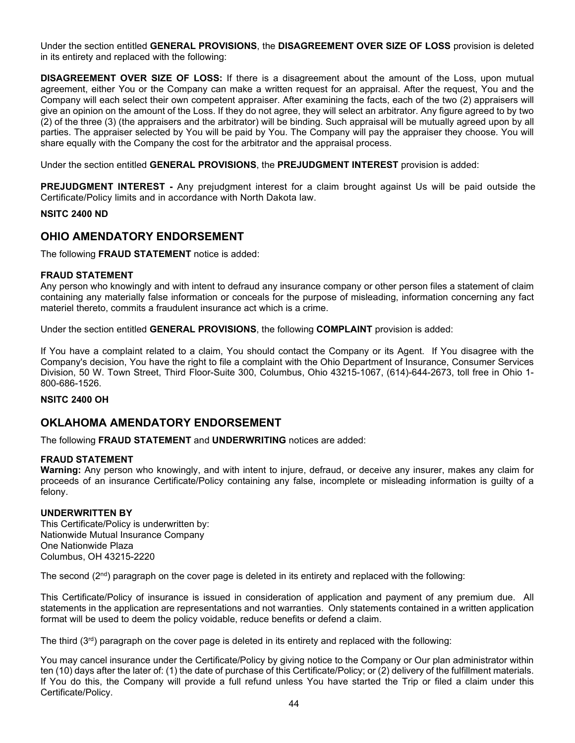Under the section entitled **GENERAL PROVISIONS**, the **DISAGREEMENT OVER SIZE OF LOSS** provision is deleted in its entirety and replaced with the following:

**DISAGREEMENT OVER SIZE OF LOSS:** If there is a disagreement about the amount of the Loss, upon mutual agreement, either You or the Company can make a written request for an appraisal. After the request, You and the Company will each select their own competent appraiser. After examining the facts, each of the two (2) appraisers will give an opinion on the amount of the Loss. If they do not agree, they will select an arbitrator. Any figure agreed to by two (2) of the three (3) (the appraisers and the arbitrator) will be binding. Such appraisal will be mutually agreed upon by all parties. The appraiser selected by You will be paid by You. The Company will pay the appraiser they choose. You will share equally with the Company the cost for the arbitrator and the appraisal process.

Under the section entitled **GENERAL PROVISIONS**, the **PREJUDGMENT INTEREST** provision is added:

**PREJUDGMENT INTEREST -** Any prejudgment interest for a claim brought against Us will be paid outside the Certificate/Policy limits and in accordance with North Dakota law.

**NSITC 2400 ND**

## OHIO AMENDATORY ENDORSEMENT

The following **FRAUD STATEMENT** notice is added:

**FRAUD STATEMENT**
Any person who knowingly and with intent to defraud any insurance company or other person files a statement of claim containing any materially false information or conceals for the purpose of misleading, information concerning any fact materiel thereto, commits a fraudulent insurance act which is a crime.

Under the section entitled **GENERAL PROVISIONS**, the following **COMPLAINT** provision is added:

If You have a complaint related to a claim, You should contact the Company or its Agent. If You disagree with the Company's decision, You have the right to file a complaint with the Ohio Department of Insurance, Consumer Services Division, 50 W. Town Street, Third Floor-Suite 300, Columbus, Ohio 43215-1067, (614)-644-2673, toll free in Ohio 1-800-686-1526.

**NSITC 2400 OH**

## OKLAHOMA AMENDATORY ENDORSEMENT

The following **FRAUD STATEMENT** and **UNDERWRITING** notices are added:

**FRAUD STATEMENT**
**Warning:** Any person who knowingly, and with intent to injure, defraud, or deceive any insurer, makes any claim for proceeds of an insurance Certificate/Policy containing any false, incomplete or misleading information is guilty of a felony.

**UNDERWRITTEN BY**
This Certificate/Policy is underwritten by:
Nationwide Mutual Insurance Company
One Nationwide Plaza
Columbus, OH 43215-2220

The second (2nd) paragraph on the cover page is deleted in its entirety and replaced with the following:

This Certificate/Policy of insurance is issued in consideration of application and payment of any premium due. All statements in the application are representations and not warranties. Only statements contained in a written application format will be used to deem the policy voidable, reduce benefits or defend a claim.

The third (3rd) paragraph on the cover page is deleted in its entirety and replaced with the following:

You may cancel insurance under the Certificate/Policy by giving notice to the Company or Our plan administrator within ten (10) days after the later of: (1) the date of purchase of this Certificate/Policy; or (2) delivery of the fulfillment materials. If You do this, the Company will provide a full refund unless You have started the Trip or filed a claim under this Certificate/Policy.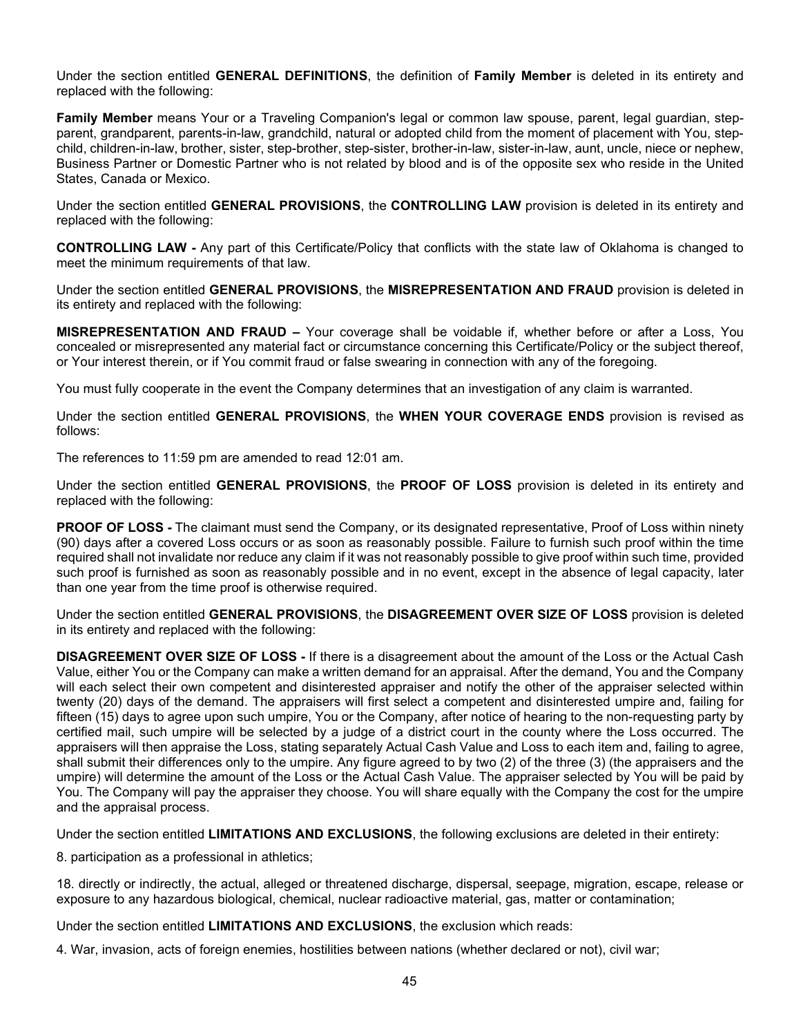Under the section entitled **GENERAL DEFINITIONS**, the definition of **Family Member** is deleted in its entirety and replaced with the following:

**Family Member** means Your or a Traveling Companion's legal or common law spouse, parent, legal guardian, step-parent, grandparent, parents-in-law, grandchild, natural or adopted child from the moment of placement with You, step-child, children-in-law, brother, sister, step-brother, step-sister, brother-in-law, sister-in-law, aunt, uncle, niece or nephew, Business Partner or Domestic Partner who is not related by blood and is of the opposite sex who reside in the United States, Canada or Mexico.

Under the section entitled **GENERAL PROVISIONS**, the **CONTROLLING LAW** provision is deleted in its entirety and replaced with the following:

**CONTROLLING LAW -** Any part of this Certificate/Policy that conflicts with the state law of Oklahoma is changed to meet the minimum requirements of that law.

Under the section entitled **GENERAL PROVISIONS**, the **MISREPRESENTATION AND FRAUD** provision is deleted in its entirety and replaced with the following:

**MISREPRESENTATION AND FRAUD –** Your coverage shall be voidable if, whether before or after a Loss, You concealed or misrepresented any material fact or circumstance concerning this Certificate/Policy or the subject thereof, or Your interest therein, or if You commit fraud or false swearing in connection with any of the foregoing.

You must fully cooperate in the event the Company determines that an investigation of any claim is warranted.

Under the section entitled **GENERAL PROVISIONS**, the **WHEN YOUR COVERAGE ENDS** provision is revised as follows:

The references to 11:59 pm are amended to read 12:01 am.

Under the section entitled **GENERAL PROVISIONS**, the **PROOF OF LOSS** provision is deleted in its entirety and replaced with the following:

**PROOF OF LOSS -** The claimant must send the Company, or its designated representative, Proof of Loss within ninety (90) days after a covered Loss occurs or as soon as reasonably possible. Failure to furnish such proof within the time required shall not invalidate nor reduce any claim if it was not reasonably possible to give proof within such time, provided such proof is furnished as soon as reasonably possible and in no event, except in the absence of legal capacity, later than one year from the time proof is otherwise required.

Under the section entitled **GENERAL PROVISIONS**, the **DISAGREEMENT OVER SIZE OF LOSS** provision is deleted in its entirety and replaced with the following:

**DISAGREEMENT OVER SIZE OF LOSS -** If there is a disagreement about the amount of the Loss or the Actual Cash Value, either You or the Company can make a written demand for an appraisal. After the demand, You and the Company will each select their own competent and disinterested appraiser and notify the other of the appraiser selected within twenty (20) days of the demand. The appraisers will first select a competent and disinterested umpire and, failing for fifteen (15) days to agree upon such umpire, You or the Company, after notice of hearing to the non-requesting party by certified mail, such umpire will be selected by a judge of a district court in the county where the Loss occurred. The appraisers will then appraise the Loss, stating separately Actual Cash Value and Loss to each item and, failing to agree, shall submit their differences only to the umpire. Any figure agreed to by two (2) of the three (3) (the appraisers and the umpire) will determine the amount of the Loss or the Actual Cash Value. The appraiser selected by You will be paid by You. The Company will pay the appraiser they choose. You will share equally with the Company the cost for the umpire and the appraisal process.

Under the section entitled **LIMITATIONS AND EXCLUSIONS**, the following exclusions are deleted in their entirety:

8. participation as a professional in athletics;

18. directly or indirectly, the actual, alleged or threatened discharge, dispersal, seepage, migration, escape, release or exposure to any hazardous biological, chemical, nuclear radioactive material, gas, matter or contamination;

Under the section entitled **LIMITATIONS AND EXCLUSIONS**, the exclusion which reads:

4. War, invasion, acts of foreign enemies, hostilities between nations (whether declared or not), civil war;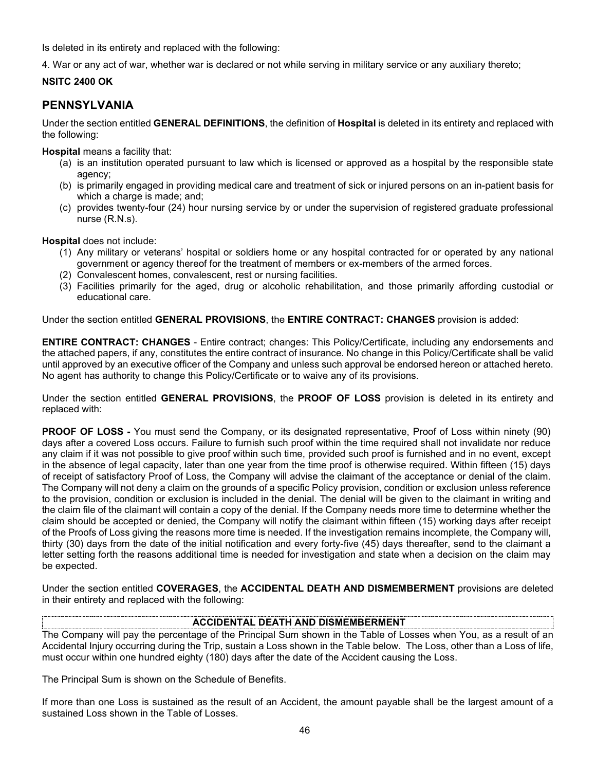Is deleted in its entirety and replaced with the following:

4. War or any act of war, whether war is declared or not while serving in military service or any auxiliary thereto;

**NSITC 2400 OK**

## PENNSYLVANIA

Under the section entitled **GENERAL DEFINITIONS**, the definition of **Hospital** is deleted in its entirety and replaced with the following:

**Hospital** means a facility that:

- (a) is an institution operated pursuant to law which is licensed or approved as a hospital by the responsible state agency;
- (b) is primarily engaged in providing medical care and treatment of sick or injured persons on an in-patient basis for which a charge is made; and;
- (c) provides twenty-four (24) hour nursing service by or under the supervision of registered graduate professional nurse (R.N.s).

**Hospital** does not include:

1. Any military or veterans' hospital or soldiers home or any hospital contracted for or operated by any national government or agency thereof for the treatment of members or ex-members of the armed forces.
2. Convalescent homes, convalescent, rest or nursing facilities.
3. Facilities primarily for the aged, drug or alcoholic rehabilitation, and those primarily affording custodial or educational care.

Under the section entitled **GENERAL PROVISIONS**, the **ENTIRE CONTRACT: CHANGES** provision is added:

**ENTIRE CONTRACT: CHANGES** - Entire contract; changes: This Policy/Certificate, including any endorsements and the attached papers, if any, constitutes the entire contract of insurance. No change in this Policy/Certificate shall be valid until approved by an executive officer of the Company and unless such approval be endorsed hereon or attached hereto. No agent has authority to change this Policy/Certificate or to waive any of its provisions.

Under the section entitled **GENERAL PROVISIONS**, the **PROOF OF LOSS** provision is deleted in its entirety and replaced with:

**PROOF OF LOSS -** You must send the Company, or its designated representative, Proof of Loss within ninety (90) days after a covered Loss occurs. Failure to furnish such proof within the time required shall not invalidate nor reduce any claim if it was not possible to give proof within such time, provided such proof is furnished and in no event, except in the absence of legal capacity, later than one year from the time proof is otherwise required. Within fifteen (15) days of receipt of satisfactory Proof of Loss, the Company will advise the claimant of the acceptance or denial of the claim. The Company will not deny a claim on the grounds of a specific Policy provision, condition or exclusion unless reference to the provision, condition or exclusion is included in the denial. The denial will be given to the claimant in writing and the claim file of the claimant will contain a copy of the denial. If the Company needs more time to determine whether the claim should be accepted or denied, the Company will notify the claimant within fifteen (15) working days after receipt of the Proofs of Loss giving the reasons more time is needed. If the investigation remains incomplete, the Company will, thirty (30) days from the date of the initial notification and every forty-five (45) days thereafter, send to the claimant a letter setting forth the reasons additional time is needed for investigation and state when a decision on the claim may be expected.

Under the section entitled **COVERAGES**, the **ACCIDENTAL DEATH AND DISMEMBERMENT** provisions are deleted in their entirety and replaced with the following:

### ACCIDENTAL DEATH AND DISMEMBERMENT

The Company will pay the percentage of the Principal Sum shown in the Table of Losses when You, as a result of an Accidental Injury occurring during the Trip, sustain a Loss shown in the Table below. The Loss, other than a Loss of life, must occur within one hundred eighty (180) days after the date of the Accident causing the Loss.

The Principal Sum is shown on the Schedule of Benefits.

If more than one Loss is sustained as the result of an Accident, the amount payable shall be the largest amount of a sustained Loss shown in the Table of Losses.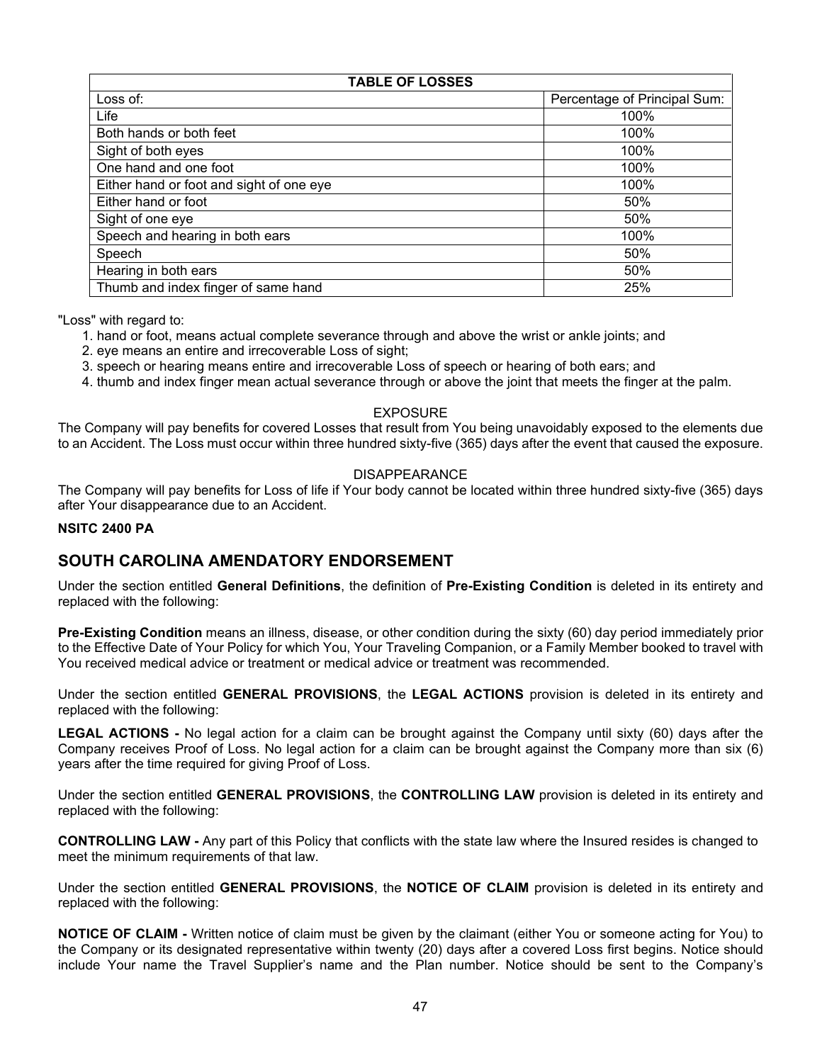| TABLE OF LOSSES | |
|---|---|
| Loss of: | Percentage of Principal Sum: |
| Life | 100% |
| Both hands or both feet | 100% |
| Sight of both eyes | 100% |
| One hand and one foot | 100% |
| Either hand or foot and sight of one eye | 100% |
| Either hand or foot | 50% |
| Sight of one eye | 50% |
| Speech and hearing in both ears | 100% |
| Speech | 50% |
| Hearing in both ears | 50% |
| Thumb and index finger of same hand | 25% |

"Loss" with regard to:

1. hand or foot, means actual complete severance through and above the wrist or ankle joints; and
2. eye means an entire and irrecoverable Loss of sight;
3. speech or hearing means entire and irrecoverable Loss of speech or hearing of both ears; and
4. thumb and index finger mean actual severance through or above the joint that meets the finger at the palm.

EXPOSURE

The Company will pay benefits for covered Losses that result from You being unavoidably exposed to the elements due to an Accident. The Loss must occur within three hundred sixty-five (365) days after the event that caused the exposure.

DISAPPEARANCE

The Company will pay benefits for Loss of life if Your body cannot be located within three hundred sixty-five (365) days after Your disappearance due to an Accident.

**NSITC 2400 PA**

## SOUTH CAROLINA AMENDATORY ENDORSEMENT

Under the section entitled **General Definitions**, the definition of **Pre-Existing Condition** is deleted in its entirety and replaced with the following:

**Pre-Existing Condition** means an illness, disease, or other condition during the sixty (60) day period immediately prior to the Effective Date of Your Policy for which You, Your Traveling Companion, or a Family Member booked to travel with You received medical advice or treatment or medical advice or treatment was recommended.

Under the section entitled **GENERAL PROVISIONS**, the **LEGAL ACTIONS** provision is deleted in its entirety and replaced with the following:

**LEGAL ACTIONS -** No legal action for a claim can be brought against the Company until sixty (60) days after the Company receives Proof of Loss. No legal action for a claim can be brought against the Company more than six (6) years after the time required for giving Proof of Loss.

Under the section entitled **GENERAL PROVISIONS**, the **CONTROLLING LAW** provision is deleted in its entirety and replaced with the following:

**CONTROLLING LAW -** Any part of this Policy that conflicts with the state law where the Insured resides is changed to meet the minimum requirements of that law.

Under the section entitled **GENERAL PROVISIONS**, the **NOTICE OF CLAIM** provision is deleted in its entirety and replaced with the following:

**NOTICE OF CLAIM -** Written notice of claim must be given by the claimant (either You or someone acting for You) to the Company or its designated representative within twenty (20) days after a covered Loss first begins. Notice should include Your name the Travel Supplier's name and the Plan number. Notice should be sent to the Company's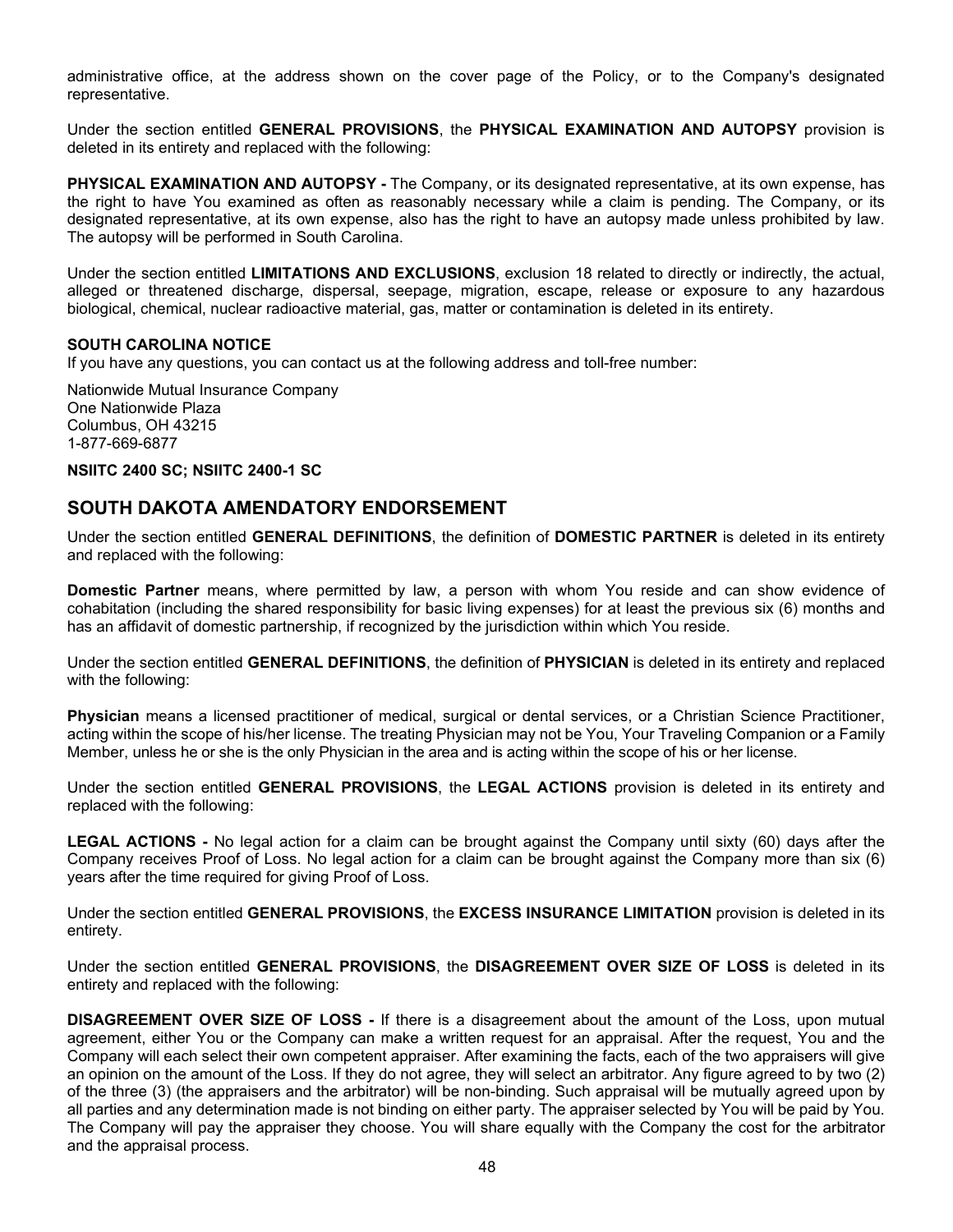administrative office, at the address shown on the cover page of the Policy, or to the Company's designated representative.

Under the section entitled **GENERAL PROVISIONS**, the **PHYSICAL EXAMINATION AND AUTOPSY** provision is deleted in its entirety and replaced with the following:

**PHYSICAL EXAMINATION AND AUTOPSY -** The Company, or its designated representative, at its own expense, has the right to have You examined as often as reasonably necessary while a claim is pending. The Company, or its designated representative, at its own expense, also has the right to have an autopsy made unless prohibited by law. The autopsy will be performed in South Carolina.

Under the section entitled **LIMITATIONS AND EXCLUSIONS**, exclusion 18 related to directly or indirectly, the actual, alleged or threatened discharge, dispersal, seepage, migration, escape, release or exposure to any hazardous biological, chemical, nuclear radioactive material, gas, matter or contamination is deleted in its entirety.

**SOUTH CAROLINA NOTICE**
If you have any questions, you can contact us at the following address and toll-free number:

Nationwide Mutual Insurance Company
One Nationwide Plaza
Columbus, OH 43215
1-877-669-6877

**NSIITC 2400 SC; NSIITC 2400-1 SC**

## SOUTH DAKOTA AMENDATORY ENDORSEMENT

Under the section entitled **GENERAL DEFINITIONS**, the definition of **DOMESTIC PARTNER** is deleted in its entirety and replaced with the following:

**Domestic Partner** means, where permitted by law, a person with whom You reside and can show evidence of cohabitation (including the shared responsibility for basic living expenses) for at least the previous six (6) months and has an affidavit of domestic partnership, if recognized by the jurisdiction within which You reside.

Under the section entitled **GENERAL DEFINITIONS**, the definition of **PHYSICIAN** is deleted in its entirety and replaced with the following:

**Physician** means a licensed practitioner of medical, surgical or dental services, or a Christian Science Practitioner, acting within the scope of his/her license. The treating Physician may not be You, Your Traveling Companion or a Family Member, unless he or she is the only Physician in the area and is acting within the scope of his or her license.

Under the section entitled **GENERAL PROVISIONS**, the **LEGAL ACTIONS** provision is deleted in its entirety and replaced with the following:

**LEGAL ACTIONS -** No legal action for a claim can be brought against the Company until sixty (60) days after the Company receives Proof of Loss. No legal action for a claim can be brought against the Company more than six (6) years after the time required for giving Proof of Loss.

Under the section entitled **GENERAL PROVISIONS**, the **EXCESS INSURANCE LIMITATION** provision is deleted in its entirety.

Under the section entitled **GENERAL PROVISIONS**, the **DISAGREEMENT OVER SIZE OF LOSS** is deleted in its entirety and replaced with the following:

**DISAGREEMENT OVER SIZE OF LOSS -** If there is a disagreement about the amount of the Loss, upon mutual agreement, either You or the Company can make a written request for an appraisal. After the request, You and the Company will each select their own competent appraiser. After examining the facts, each of the two appraisers will give an opinion on the amount of the Loss. If they do not agree, they will select an arbitrator. Any figure agreed to by two (2) of the three (3) (the appraisers and the arbitrator) will be non-binding. Such appraisal will be mutually agreed upon by all parties and any determination made is not binding on either party. The appraiser selected by You will be paid by You. The Company will pay the appraiser they choose. You will share equally with the Company the cost for the arbitrator and the appraisal process.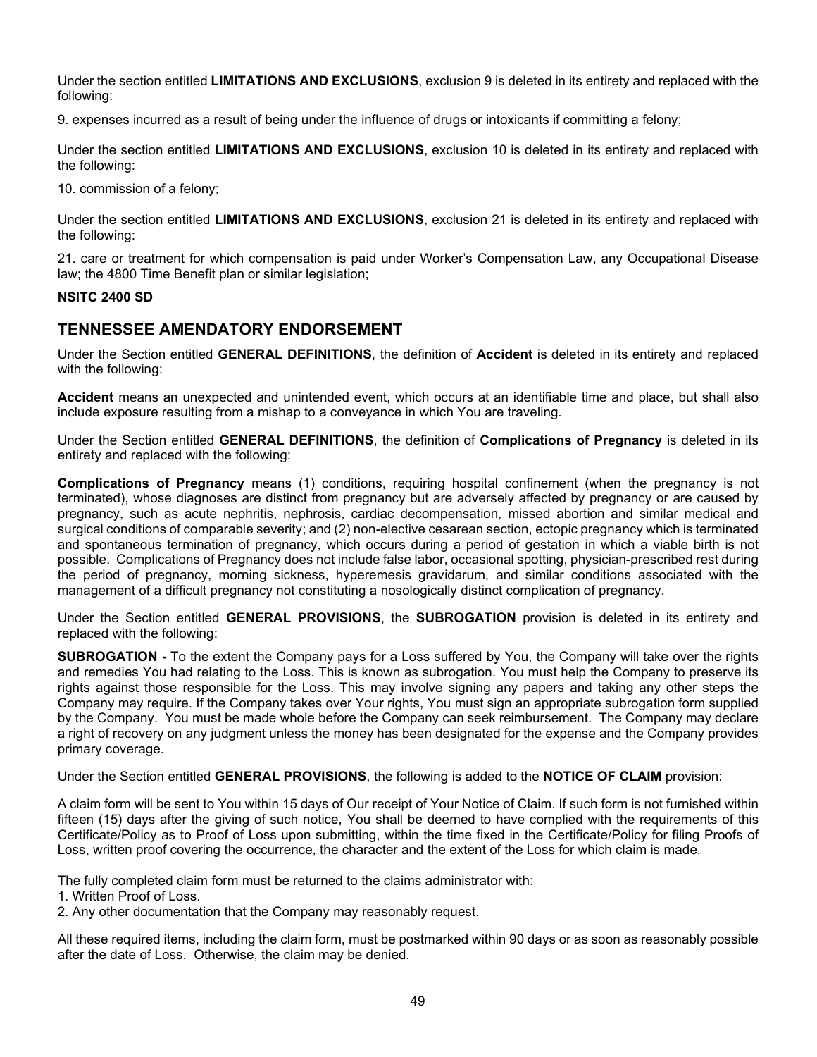Under the section entitled **LIMITATIONS AND EXCLUSIONS**, exclusion 9 is deleted in its entirety and replaced with the following:

9. expenses incurred as a result of being under the influence of drugs or intoxicants if committing a felony;

Under the section entitled **LIMITATIONS AND EXCLUSIONS**, exclusion 10 is deleted in its entirety and replaced with the following:

10. commission of a felony;

Under the section entitled **LIMITATIONS AND EXCLUSIONS**, exclusion 21 is deleted in its entirety and replaced with the following:

21. care or treatment for which compensation is paid under Worker's Compensation Law, any Occupational Disease law; the 4800 Time Benefit plan or similar legislation;

**NSITC 2400 SD**

## TENNESSEE AMENDATORY ENDORSEMENT

Under the Section entitled **GENERAL DEFINITIONS**, the definition of **Accident** is deleted in its entirety and replaced with the following:

**Accident** means an unexpected and unintended event, which occurs at an identifiable time and place, but shall also include exposure resulting from a mishap to a conveyance in which You are traveling.

Under the Section entitled **GENERAL DEFINITIONS**, the definition of **Complications of Pregnancy** is deleted in its entirety and replaced with the following:

**Complications of Pregnancy** means (1) conditions, requiring hospital confinement (when the pregnancy is not terminated), whose diagnoses are distinct from pregnancy but are adversely affected by pregnancy or are caused by pregnancy, such as acute nephritis, nephrosis, cardiac decompensation, missed abortion and similar medical and surgical conditions of comparable severity; and (2) non-elective cesarean section, ectopic pregnancy which is terminated and spontaneous termination of pregnancy, which occurs during a period of gestation in which a viable birth is not possible. Complications of Pregnancy does not include false labor, occasional spotting, physician-prescribed rest during the period of pregnancy, morning sickness, hyperemesis gravidarum, and similar conditions associated with the management of a difficult pregnancy not constituting a nosologically distinct complication of pregnancy.

Under the Section entitled **GENERAL PROVISIONS**, the **SUBROGATION** provision is deleted in its entirety and replaced with the following:

**SUBROGATION -** To the extent the Company pays for a Loss suffered by You, the Company will take over the rights and remedies You had relating to the Loss. This is known as subrogation. You must help the Company to preserve its rights against those responsible for the Loss. This may involve signing any papers and taking any other steps the Company may require. If the Company takes over Your rights, You must sign an appropriate subrogation form supplied by the Company. You must be made whole before the Company can seek reimbursement. The Company may declare a right of recovery on any judgment unless the money has been designated for the expense and the Company provides primary coverage.

Under the Section entitled **GENERAL PROVISIONS**, the following is added to the **NOTICE OF CLAIM** provision:

A claim form will be sent to You within 15 days of Our receipt of Your Notice of Claim. If such form is not furnished within fifteen (15) days after the giving of such notice, You shall be deemed to have complied with the requirements of this Certificate/Policy as to Proof of Loss upon submitting, within the time fixed in the Certificate/Policy for filing Proofs of Loss, written proof covering the occurrence, the character and the extent of the Loss for which claim is made.

The fully completed claim form must be returned to the claims administrator with:

1. Written Proof of Loss.
2. Any other documentation that the Company may reasonably request.

All these required items, including the claim form, must be postmarked within 90 days or as soon as reasonably possible after the date of Loss. Otherwise, the claim may be denied.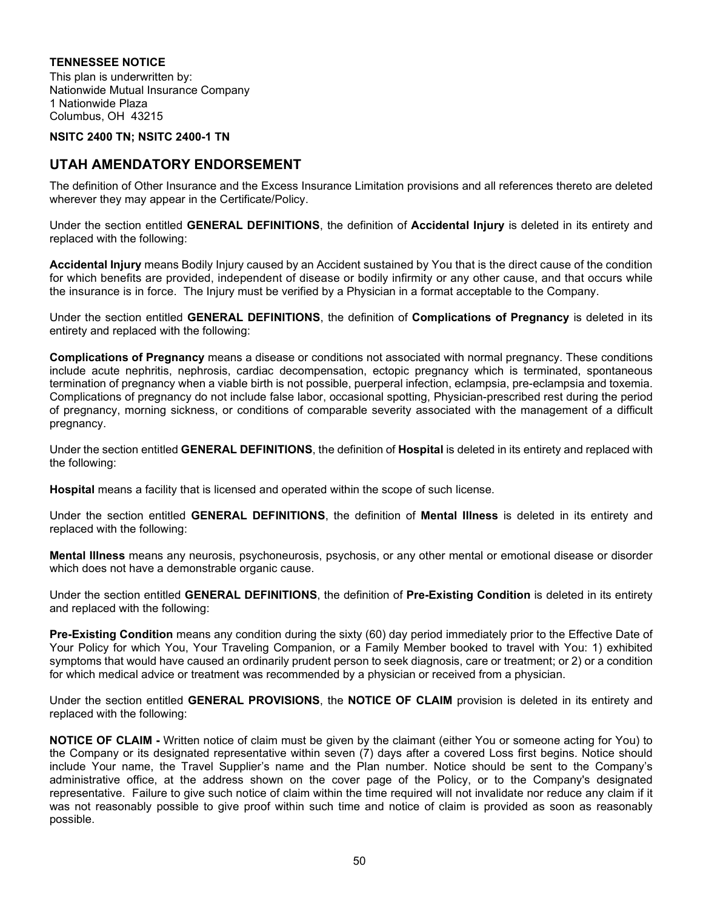**TENNESSEE NOTICE**

This plan is underwritten by:
Nationwide Mutual Insurance Company
1 Nationwide Plaza
Columbus, OH 43215

**NSITC 2400 TN; NSITC 2400-1 TN**

## UTAH AMENDATORY ENDORSEMENT

The definition of Other Insurance and the Excess Insurance Limitation provisions and all references thereto are deleted wherever they may appear in the Certificate/Policy.

Under the section entitled **GENERAL DEFINITIONS**, the definition of **Accidental Injury** is deleted in its entirety and replaced with the following:

**Accidental Injury** means Bodily Injury caused by an Accident sustained by You that is the direct cause of the condition for which benefits are provided, independent of disease or bodily infirmity or any other cause, and that occurs while the insurance is in force. The Injury must be verified by a Physician in a format acceptable to the Company.

Under the section entitled **GENERAL DEFINITIONS**, the definition of **Complications of Pregnancy** is deleted in its entirety and replaced with the following:

**Complications of Pregnancy** means a disease or conditions not associated with normal pregnancy. These conditions include acute nephritis, nephrosis, cardiac decompensation, ectopic pregnancy which is terminated, spontaneous termination of pregnancy when a viable birth is not possible, puerperal infection, eclampsia, pre-eclampsia and toxemia. Complications of pregnancy do not include false labor, occasional spotting, Physician-prescribed rest during the period of pregnancy, morning sickness, or conditions of comparable severity associated with the management of a difficult pregnancy.

Under the section entitled **GENERAL DEFINITIONS**, the definition of **Hospital** is deleted in its entirety and replaced with the following:

**Hospital** means a facility that is licensed and operated within the scope of such license.

Under the section entitled **GENERAL DEFINITIONS**, the definition of **Mental Illness** is deleted in its entirety and replaced with the following:

**Mental Illness** means any neurosis, psychoneurosis, psychosis, or any other mental or emotional disease or disorder which does not have a demonstrable organic cause.

Under the section entitled **GENERAL DEFINITIONS**, the definition of **Pre-Existing Condition** is deleted in its entirety and replaced with the following:

**Pre-Existing Condition** means any condition during the sixty (60) day period immediately prior to the Effective Date of Your Policy for which You, Your Traveling Companion, or a Family Member booked to travel with You: 1) exhibited symptoms that would have caused an ordinarily prudent person to seek diagnosis, care or treatment; or 2) or a condition for which medical advice or treatment was recommended by a physician or received from a physician.

Under the section entitled **GENERAL PROVISIONS**, the **NOTICE OF CLAIM** provision is deleted in its entirety and replaced with the following:

**NOTICE OF CLAIM -** Written notice of claim must be given by the claimant (either You or someone acting for You) to the Company or its designated representative within seven (7) days after a covered Loss first begins. Notice should include Your name, the Travel Supplier's name and the Plan number. Notice should be sent to the Company's administrative office, at the address shown on the cover page of the Policy, or to the Company's designated representative. Failure to give such notice of claim within the time required will not invalidate nor reduce any claim if it was not reasonably possible to give proof within such time and notice of claim is provided as soon as reasonably possible.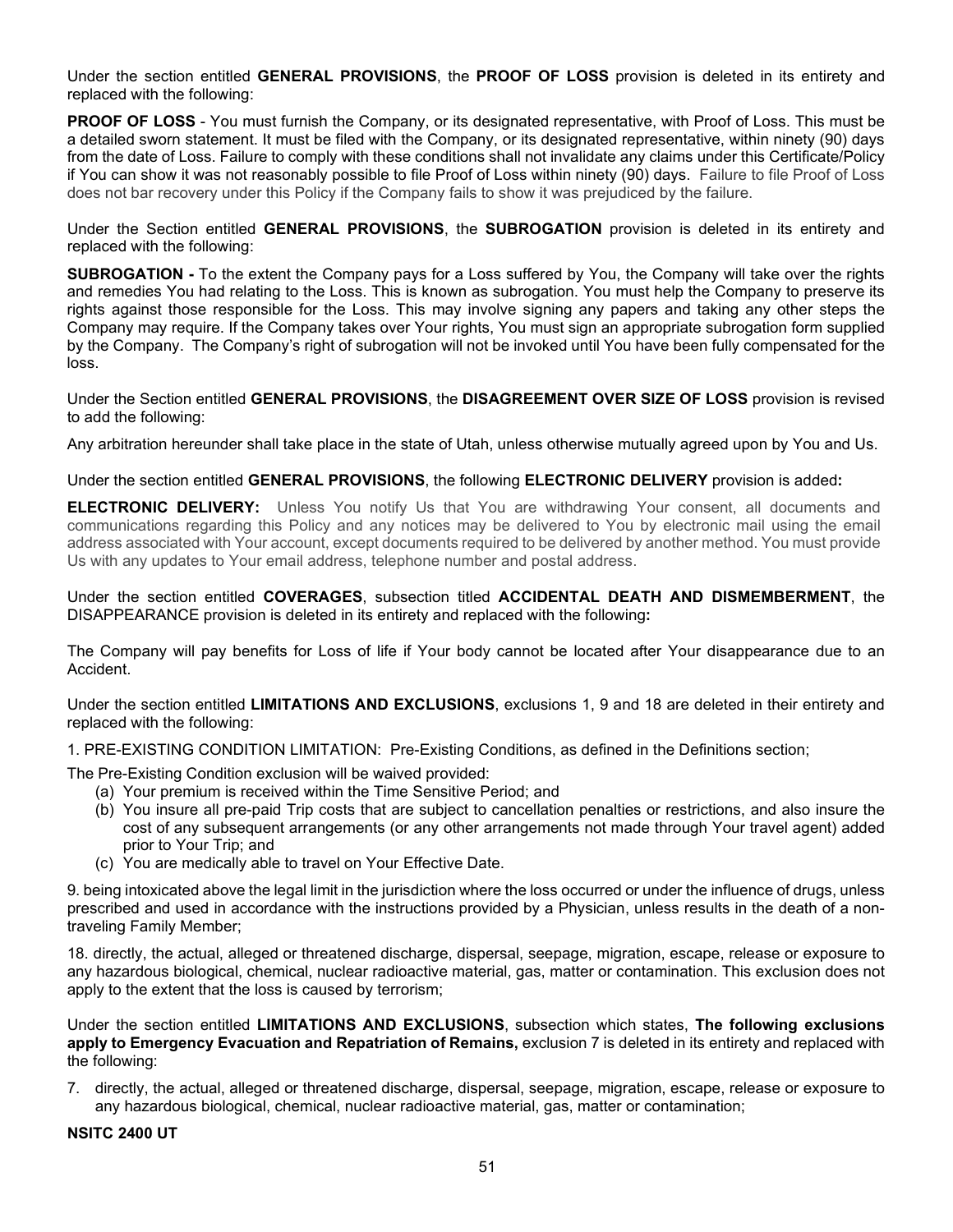Under the section entitled **GENERAL PROVISIONS**, the **PROOF OF LOSS** provision is deleted in its entirety and replaced with the following:

**PROOF OF LOSS** - You must furnish the Company, or its designated representative, with Proof of Loss. This must be a detailed sworn statement. It must be filed with the Company, or its designated representative, within ninety (90) days from the date of Loss. Failure to comply with these conditions shall not invalidate any claims under this Certificate/Policy if You can show it was not reasonably possible to file Proof of Loss within ninety (90) days. Failure to file Proof of Loss does not bar recovery under this Policy if the Company fails to show it was prejudiced by the failure.

Under the Section entitled **GENERAL PROVISIONS**, the **SUBROGATION** provision is deleted in its entirety and replaced with the following:

**SUBROGATION -** To the extent the Company pays for a Loss suffered by You, the Company will take over the rights and remedies You had relating to the Loss. This is known as subrogation. You must help the Company to preserve its rights against those responsible for the Loss. This may involve signing any papers and taking any other steps the Company may require. If the Company takes over Your rights, You must sign an appropriate subrogation form supplied by the Company. The Company's right of subrogation will not be invoked until You have been fully compensated for the loss.

Under the Section entitled **GENERAL PROVISIONS**, the **DISAGREEMENT OVER SIZE OF LOSS** provision is revised to add the following:

Any arbitration hereunder shall take place in the state of Utah, unless otherwise mutually agreed upon by You and Us.

Under the section entitled **GENERAL PROVISIONS**, the following **ELECTRONIC DELIVERY** provision is added**:**

**ELECTRONIC DELIVERY:** Unless You notify Us that You are withdrawing Your consent, all documents and communications regarding this Policy and any notices may be delivered to You by electronic mail using the email address associated with Your account, except documents required to be delivered by another method. You must provide Us with any updates to Your email address, telephone number and postal address.

Under the section entitled **COVERAGES**, subsection titled **ACCIDENTAL DEATH AND DISMEMBERMENT**, the DISAPPEARANCE provision is deleted in its entirety and replaced with the following**:**

The Company will pay benefits for Loss of life if Your body cannot be located after Your disappearance due to an Accident.

Under the section entitled **LIMITATIONS AND EXCLUSIONS**, exclusions 1, 9 and 18 are deleted in their entirety and replaced with the following:

1. PRE-EXISTING CONDITION LIMITATION: Pre-Existing Conditions, as defined in the Definitions section;

The Pre-Existing Condition exclusion will be waived provided:

(a) Your premium is received within the Time Sensitive Period; and
(b) You insure all pre-paid Trip costs that are subject to cancellation penalties or restrictions, and also insure the cost of any subsequent arrangements (or any other arrangements not made through Your travel agent) added prior to Your Trip; and
(c) You are medically able to travel on Your Effective Date.

9. being intoxicated above the legal limit in the jurisdiction where the loss occurred or under the influence of drugs, unless prescribed and used in accordance with the instructions provided by a Physician, unless results in the death of a non-traveling Family Member;

18. directly, the actual, alleged or threatened discharge, dispersal, seepage, migration, escape, release or exposure to any hazardous biological, chemical, nuclear radioactive material, gas, matter or contamination. This exclusion does not apply to the extent that the loss is caused by terrorism;

Under the section entitled **LIMITATIONS AND EXCLUSIONS**, subsection which states, **The following exclusions apply to Emergency Evacuation and Repatriation of Remains,** exclusion 7 is deleted in its entirety and replaced with the following:

7. directly, the actual, alleged or threatened discharge, dispersal, seepage, migration, escape, release or exposure to any hazardous biological, chemical, nuclear radioactive material, gas, matter or contamination;

**NSITC 2400 UT**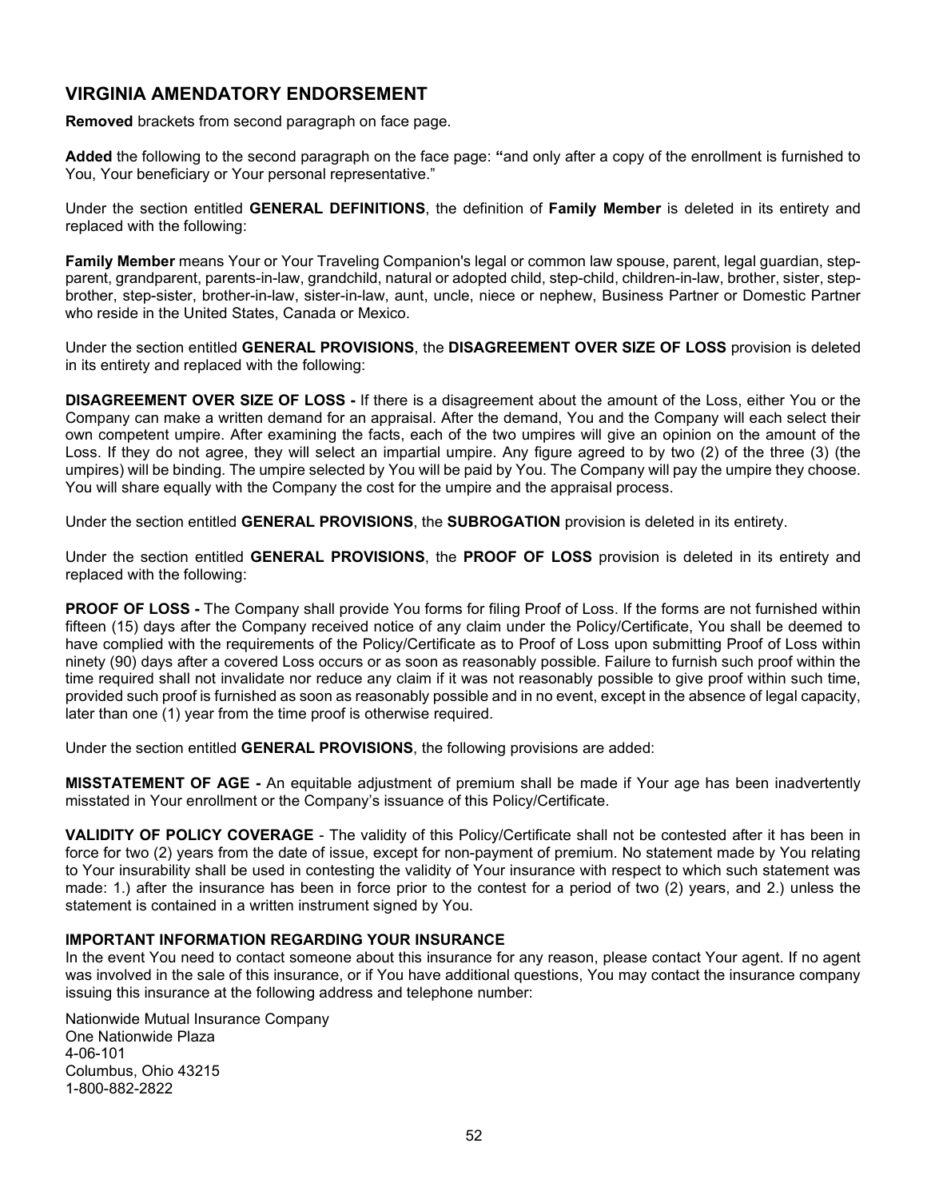## VIRGINIA AMENDATORY ENDORSEMENT

**Removed** brackets from second paragraph on face page.

**Added** the following to the second paragraph on the face page: **"**and only after a copy of the enrollment is furnished to You, Your beneficiary or Your personal representative."

Under the section entitled **GENERAL DEFINITIONS**, the definition of **Family Member** is deleted in its entirety and replaced with the following:

**Family Member** means Your or Your Traveling Companion's legal or common law spouse, parent, legal guardian, step-parent, grandparent, parents-in-law, grandchild, natural or adopted child, step-child, children-in-law, brother, sister, step-brother, step-sister, brother-in-law, sister-in-law, aunt, uncle, niece or nephew, Business Partner or Domestic Partner who reside in the United States, Canada or Mexico.

Under the section entitled **GENERAL PROVISIONS**, the **DISAGREEMENT OVER SIZE OF LOSS** provision is deleted in its entirety and replaced with the following:

**DISAGREEMENT OVER SIZE OF LOSS -** If there is a disagreement about the amount of the Loss, either You or the Company can make a written demand for an appraisal. After the demand, You and the Company will each select their own competent umpire. After examining the facts, each of the two umpires will give an opinion on the amount of the Loss. If they do not agree, they will select an impartial umpire. Any figure agreed to by two (2) of the three (3) (the umpires) will be binding. The umpire selected by You will be paid by You. The Company will pay the umpire they choose. You will share equally with the Company the cost for the umpire and the appraisal process.

Under the section entitled **GENERAL PROVISIONS**, the **SUBROGATION** provision is deleted in its entirety.

Under the section entitled **GENERAL PROVISIONS**, the **PROOF OF LOSS** provision is deleted in its entirety and replaced with the following:

**PROOF OF LOSS -** The Company shall provide You forms for filing Proof of Loss. If the forms are not furnished within fifteen (15) days after the Company received notice of any claim under the Policy/Certificate, You shall be deemed to have complied with the requirements of the Policy/Certificate as to Proof of Loss upon submitting Proof of Loss within ninety (90) days after a covered Loss occurs or as soon as reasonably possible. Failure to furnish such proof within the time required shall not invalidate nor reduce any claim if it was not reasonably possible to give proof within such time, provided such proof is furnished as soon as reasonably possible and in no event, except in the absence of legal capacity, later than one (1) year from the time proof is otherwise required.

Under the section entitled **GENERAL PROVISIONS**, the following provisions are added:

**MISSTATEMENT OF AGE -** An equitable adjustment of premium shall be made if Your age has been inadvertently misstated in Your enrollment or the Company's issuance of this Policy/Certificate.

**VALIDITY OF POLICY COVERAGE** - The validity of this Policy/Certificate shall not be contested after it has been in force for two (2) years from the date of issue, except for non-payment of premium. No statement made by You relating to Your insurability shall be used in contesting the validity of Your insurance with respect to which such statement was made: 1.) after the insurance has been in force prior to the contest for a period of two (2) years, and 2.) unless the statement is contained in a written instrument signed by You.

**IMPORTANT INFORMATION REGARDING YOUR INSURANCE**

In the event You need to contact someone about this insurance for any reason, please contact Your agent. If no agent was involved in the sale of this insurance, or if You have additional questions, You may contact the insurance company issuing this insurance at the following address and telephone number:

Nationwide Mutual Insurance Company
One Nationwide Plaza
4-06-101
Columbus, Ohio 43215
1-800-882-2822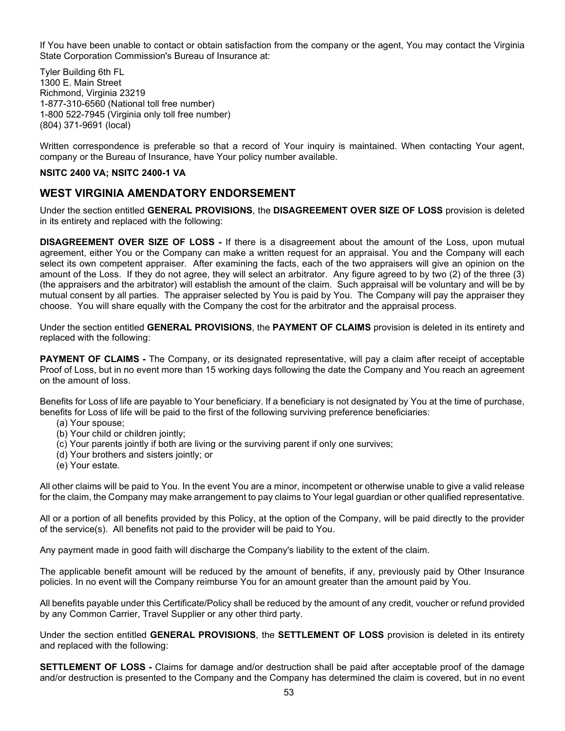If You have been unable to contact or obtain satisfaction from the company or the agent, You may contact the Virginia State Corporation Commission's Bureau of Insurance at:

Tyler Building 6th FL
1300 E. Main Street
Richmond, Virginia 23219
1-877-310-6560 (National toll free number)
1-800 522-7945 (Virginia only toll free number)
(804) 371-9691 (local)

Written correspondence is preferable so that a record of Your inquiry is maintained. When contacting Your agent, company or the Bureau of Insurance, have Your policy number available.

**NSITC 2400 VA; NSITC 2400-1 VA**

## WEST VIRGINIA AMENDATORY ENDORSEMENT

Under the section entitled **GENERAL PROVISIONS**, the **DISAGREEMENT OVER SIZE OF LOSS** provision is deleted in its entirety and replaced with the following:

**DISAGREEMENT OVER SIZE OF LOSS -** If there is a disagreement about the amount of the Loss, upon mutual agreement, either You or the Company can make a written request for an appraisal. You and the Company will each select its own competent appraiser. After examining the facts, each of the two appraisers will give an opinion on the amount of the Loss. If they do not agree, they will select an arbitrator. Any figure agreed to by two (2) of the three (3) (the appraisers and the arbitrator) will establish the amount of the claim. Such appraisal will be voluntary and will be by mutual consent by all parties. The appraiser selected by You is paid by You. The Company will pay the appraiser they choose. You will share equally with the Company the cost for the arbitrator and the appraisal process.

Under the section entitled **GENERAL PROVISIONS**, the **PAYMENT OF CLAIMS** provision is deleted in its entirety and replaced with the following:

**PAYMENT OF CLAIMS -** The Company, or its designated representative, will pay a claim after receipt of acceptable Proof of Loss, but in no event more than 15 working days following the date the Company and You reach an agreement on the amount of loss.

Benefits for Loss of life are payable to Your beneficiary. If a beneficiary is not designated by You at the time of purchase, benefits for Loss of life will be paid to the first of the following surviving preference beneficiaries:

(a) Your spouse;
(b) Your child or children jointly;
(c) Your parents jointly if both are living or the surviving parent if only one survives;
(d) Your brothers and sisters jointly; or
(e) Your estate.

All other claims will be paid to You. In the event You are a minor, incompetent or otherwise unable to give a valid release for the claim, the Company may make arrangement to pay claims to Your legal guardian or other qualified representative.

All or a portion of all benefits provided by this Policy, at the option of the Company, will be paid directly to the provider of the service(s). All benefits not paid to the provider will be paid to You.

Any payment made in good faith will discharge the Company's liability to the extent of the claim.

The applicable benefit amount will be reduced by the amount of benefits, if any, previously paid by Other Insurance policies. In no event will the Company reimburse You for an amount greater than the amount paid by You.

All benefits payable under this Certificate/Policy shall be reduced by the amount of any credit, voucher or refund provided by any Common Carrier, Travel Supplier or any other third party.

Under the section entitled **GENERAL PROVISIONS**, the **SETTLEMENT OF LOSS** provision is deleted in its entirety and replaced with the following:

**SETTLEMENT OF LOSS -** Claims for damage and/or destruction shall be paid after acceptable proof of the damage and/or destruction is presented to the Company and the Company has determined the claim is covered, but in no event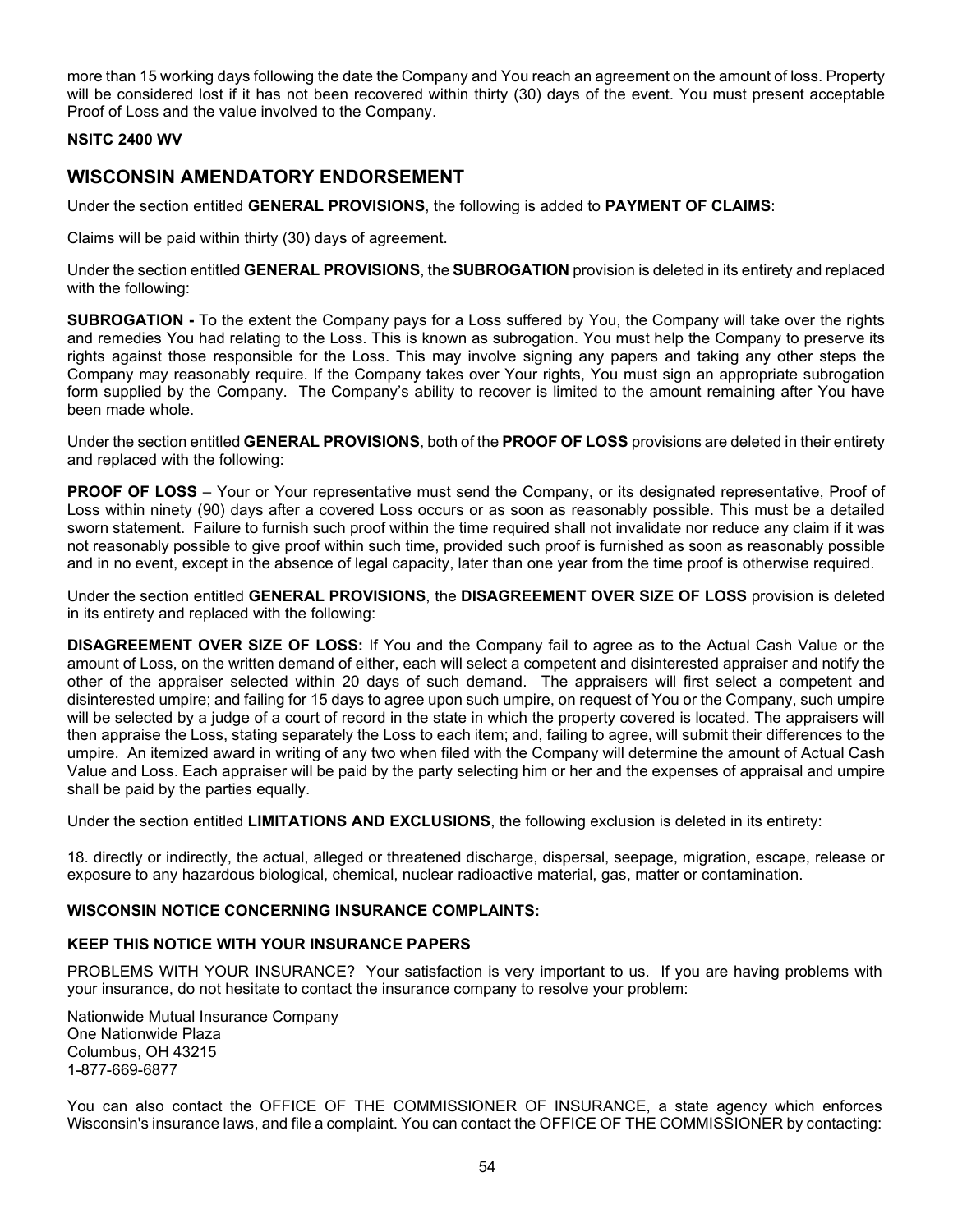more than 15 working days following the date the Company and You reach an agreement on the amount of loss. Property will be considered lost if it has not been recovered within thirty (30) days of the event. You must present acceptable Proof of Loss and the value involved to the Company.

**NSITC 2400 WV**

## WISCONSIN AMENDATORY ENDORSEMENT

Under the section entitled **GENERAL PROVISIONS**, the following is added to **PAYMENT OF CLAIMS**:

Claims will be paid within thirty (30) days of agreement.

Under the section entitled **GENERAL PROVISIONS**, the **SUBROGATION** provision is deleted in its entirety and replaced with the following:

**SUBROGATION -** To the extent the Company pays for a Loss suffered by You, the Company will take over the rights and remedies You had relating to the Loss. This is known as subrogation. You must help the Company to preserve its rights against those responsible for the Loss. This may involve signing any papers and taking any other steps the Company may reasonably require. If the Company takes over Your rights, You must sign an appropriate subrogation form supplied by the Company. The Company's ability to recover is limited to the amount remaining after You have been made whole.

Under the section entitled **GENERAL PROVISIONS**, both of the **PROOF OF LOSS** provisions are deleted in their entirety and replaced with the following:

**PROOF OF LOSS** – Your or Your representative must send the Company, or its designated representative, Proof of Loss within ninety (90) days after a covered Loss occurs or as soon as reasonably possible. This must be a detailed sworn statement. Failure to furnish such proof within the time required shall not invalidate nor reduce any claim if it was not reasonably possible to give proof within such time, provided such proof is furnished as soon as reasonably possible and in no event, except in the absence of legal capacity, later than one year from the time proof is otherwise required.

Under the section entitled **GENERAL PROVISIONS**, the **DISAGREEMENT OVER SIZE OF LOSS** provision is deleted in its entirety and replaced with the following:

**DISAGREEMENT OVER SIZE OF LOSS:** If You and the Company fail to agree as to the Actual Cash Value or the amount of Loss, on the written demand of either, each will select a competent and disinterested appraiser and notify the other of the appraiser selected within 20 days of such demand. The appraisers will first select a competent and disinterested umpire; and failing for 15 days to agree upon such umpire, on request of You or the Company, such umpire will be selected by a judge of a court of record in the state in which the property covered is located. The appraisers will then appraise the Loss, stating separately the Loss to each item; and, failing to agree, will submit their differences to the umpire. An itemized award in writing of any two when filed with the Company will determine the amount of Actual Cash Value and Loss. Each appraiser will be paid by the party selecting him or her and the expenses of appraisal and umpire shall be paid by the parties equally.

Under the section entitled **LIMITATIONS AND EXCLUSIONS**, the following exclusion is deleted in its entirety:

18. directly or indirectly, the actual, alleged or threatened discharge, dispersal, seepage, migration, escape, release or exposure to any hazardous biological, chemical, nuclear radioactive material, gas, matter or contamination.

**WISCONSIN NOTICE CONCERNING INSURANCE COMPLAINTS:**

**KEEP THIS NOTICE WITH YOUR INSURANCE PAPERS**

PROBLEMS WITH YOUR INSURANCE? Your satisfaction is very important to us. If you are having problems with your insurance, do not hesitate to contact the insurance company to resolve your problem:

Nationwide Mutual Insurance Company
One Nationwide Plaza
Columbus, OH 43215
1-877-669-6877

You can also contact the OFFICE OF THE COMMISSIONER OF INSURANCE, a state agency which enforces Wisconsin's insurance laws, and file a complaint. You can contact the OFFICE OF THE COMMISSIONER by contacting: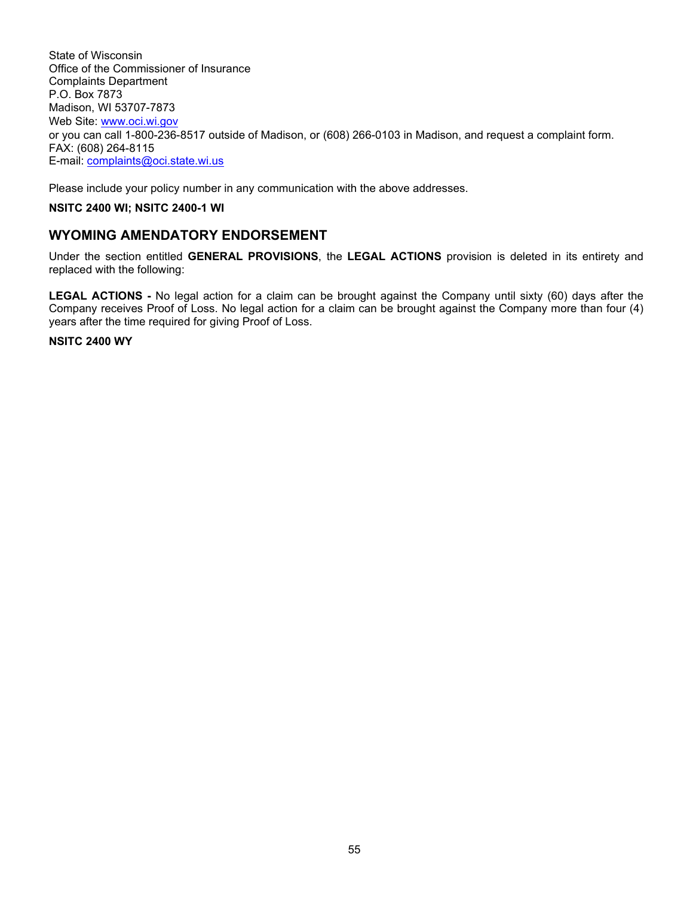State of Wisconsin
Office of the Commissioner of Insurance
Complaints Department
P.O. Box 7873
Madison, WI 53707-7873
Web Site: www.oci.wi.gov
or you can call 1-800-236-8517 outside of Madison, or (608) 266-0103 in Madison, and request a complaint form.
FAX: (608) 264-8115
E-mail: complaints@oci.state.wi.us

Please include your policy number in any communication with the above addresses.

**NSITC 2400 WI; NSITC 2400-1 WI**

## WYOMING AMENDATORY ENDORSEMENT

Under the section entitled **GENERAL PROVISIONS**, the **LEGAL ACTIONS** provision is deleted in its entirety and replaced with the following:

**LEGAL ACTIONS -** No legal action for a claim can be brought against the Company until sixty (60) days after the Company receives Proof of Loss. No legal action for a claim can be brought against the Company more than four (4) years after the time required for giving Proof of Loss.

**NSITC 2400 WY**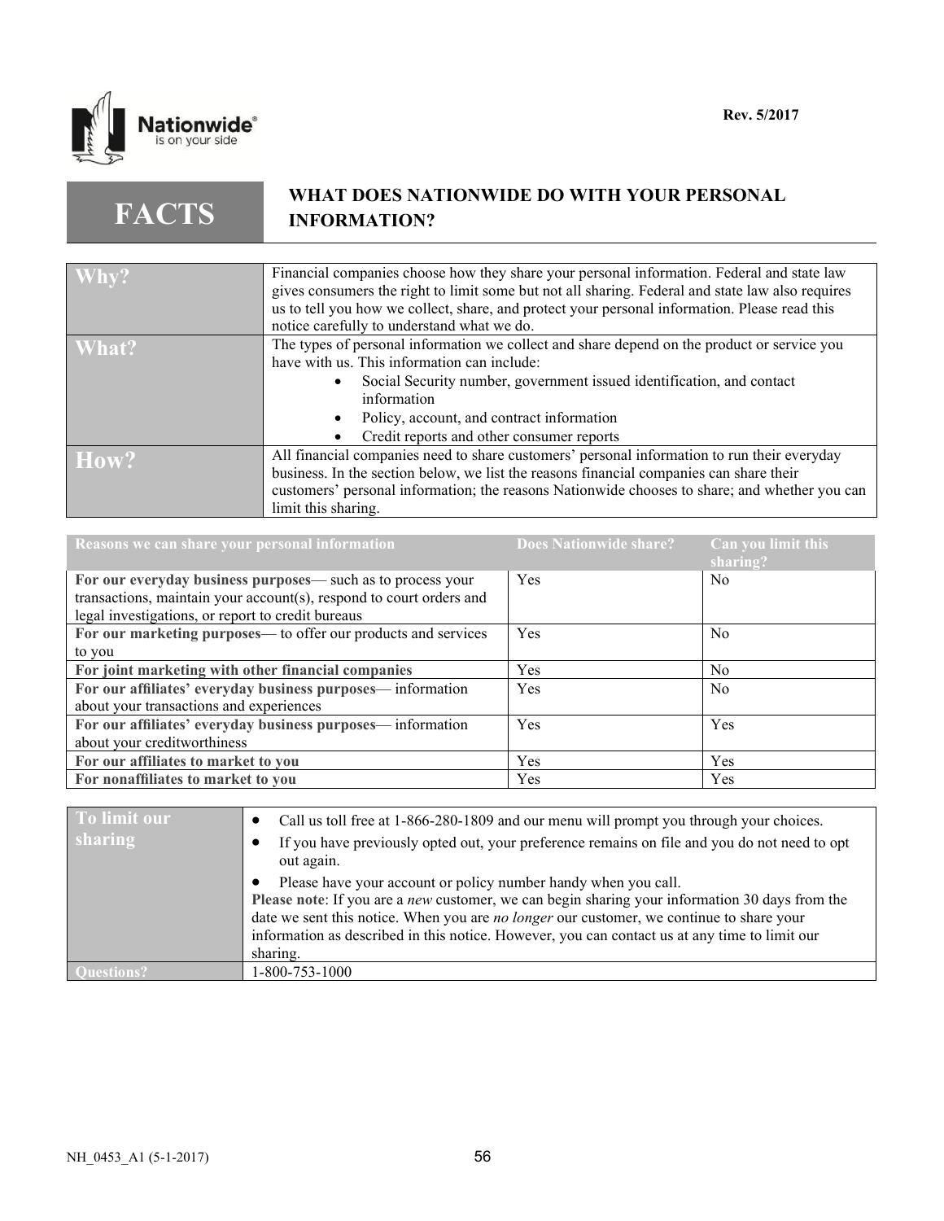Rev. 5/2017

# FACTS — WHAT DOES NATIONWIDE DO WITH YOUR PERSONAL INFORMATION?

| | |
|---|---|
| **Why?** | Financial companies choose how they share your personal information. Federal and state law gives consumers the right to limit some but not all sharing. Federal and state law also requires us to tell you how we collect, share, and protect your personal information. Please read this notice carefully to understand what we do. |
| **What?** | The types of personal information we collect and share depend on the product or service you have with us. This information can include: <br>• Social Security number, government issued identification, and contact information <br>• Policy, account, and contract information <br>• Credit reports and other consumer reports |
| **How?** | All financial companies need to share customers' personal information to run their everyday business. In the section below, we list the reasons financial companies can share their customers' personal information; the reasons Nationwide chooses to share; and whether you can limit this sharing. |

| Reasons we can share your personal information | Does Nationwide share? | Can you limit this sharing? |
|---|---|---|
| **For our everyday business purposes**— such as to process your transactions, maintain your account(s), respond to court orders and legal investigations, or report to credit bureaus | Yes | No |
| **For our marketing purposes**— to offer our products and services to you | Yes | No |
| **For joint marketing with other financial companies** | Yes | No |
| **For our affiliates' everyday business purposes**— information about your transactions and experiences | Yes | No |
| **For our affiliates' everyday business purposes**— information about your creditworthiness | Yes | Yes |
| **For our affiliates to market to you** | Yes | Yes |
| **For nonaffiliates to market to you** | Yes | Yes |

| | |
|---|---|
| **To limit our sharing** | • Call us toll free at 1-866-280-1809 and our menu will prompt you through your choices. <br>• If you have previously opted out, your preference remains on file and you do not need to opt out again. <br>• Please have your account or policy number handy when you call. <br>**Please note**: If you are a *new* customer, we can begin sharing your information 30 days from the date we sent this notice. When you are *no longer* our customer, we continue to share your information as described in this notice. However, you can contact us at any time to limit our sharing. |
| **Questions?** | 1-800-753-1000 |

NH_0453_A1 (5-1-2017)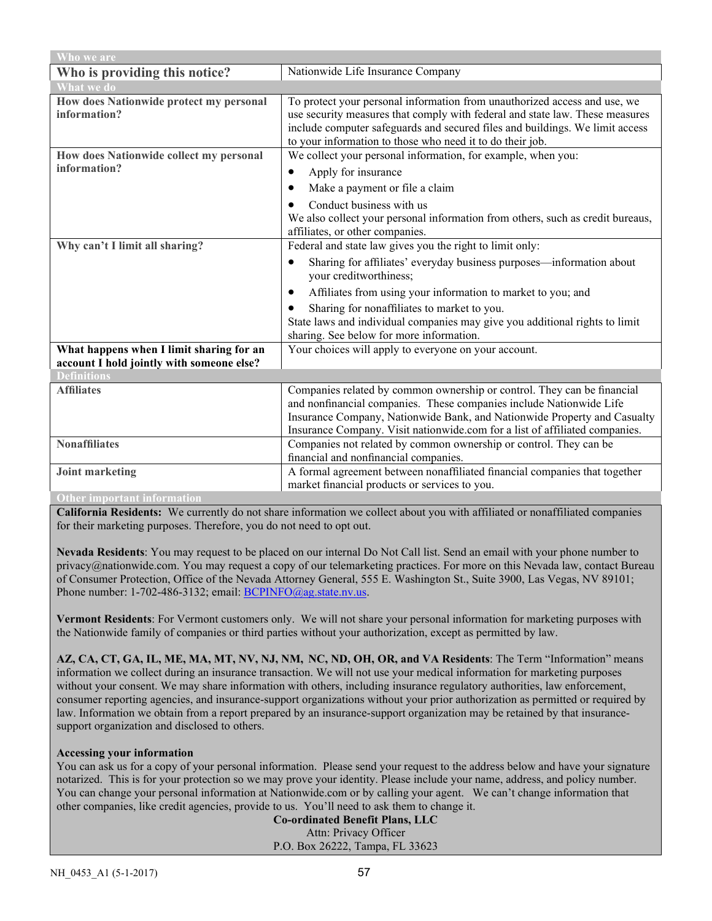| Who we are | |
|---|---|
| **Who is providing this notice?** | Nationwide Life Insurance Company |
| **What we do** | |
| **How does Nationwide protect my personal information?** | To protect your personal information from unauthorized access and use, we use security measures that comply with federal and state law. These measures include computer safeguards and secured files and buildings. We limit access to your information to those who need it to do their job. |
| **How does Nationwide collect my personal information?** | We collect your personal information, for example, when you:<br>• Apply for insurance<br>• Make a payment or file a claim<br>• Conduct business with us<br>We also collect your personal information from others, such as credit bureaus, affiliates, or other companies. |
| **Why can't I limit all sharing?** | Federal and state law gives you the right to limit only:<br>• Sharing for affiliates' everyday business purposes—information about your creditworthiness;<br>• Affiliates from using your information to market to you; and<br>• Sharing for nonaffiliates to market to you.<br>State laws and individual companies may give you additional rights to limit sharing. See below for more information. |
| **What happens when I limit sharing for an account I hold jointly with someone else?** | Your choices will apply to everyone on your account. |
| **Definitions** | |
| **Affiliates** | Companies related by common ownership or control. They can be financial and nonfinancial companies. These companies include Nationwide Life Insurance Company, Nationwide Bank, and Nationwide Property and Casualty Insurance Company. Visit nationwide.com for a list of affiliated companies. |
| **Nonaffiliates** | Companies not related by common ownership or control. They can be financial and nonfinancial companies. |
| **Joint marketing** | A formal agreement between nonaffiliated financial companies that together market financial products or services to you. |

## Other important information

**California Residents:** We currently do not share information we collect about you with affiliated or nonaffiliated companies for their marketing purposes. Therefore, you do not need to opt out.

**Nevada Residents**: You may request to be placed on our internal Do Not Call list. Send an email with your phone number to privacy@nationwide.com. You may request a copy of our telemarketing practices. For more on this Nevada law, contact Bureau of Consumer Protection, Office of the Nevada Attorney General, 555 E. Washington St., Suite 3900, Las Vegas, NV 89101; Phone number: 1-702-486-3132; email: BCPINFO@ag.state.nv.us.

**Vermont Residents**: For Vermont customers only. We will not share your personal information for marketing purposes with the Nationwide family of companies or third parties without your authorization, except as permitted by law.

**AZ, CA, CT, GA, IL, ME, MA, MT, NV, NJ, NM, NC, ND, OH, OR, and VA Residents**: The Term "Information" means information we collect during an insurance transaction. We will not use your medical information for marketing purposes without your consent. We may share information with others, including insurance regulatory authorities, law enforcement, consumer reporting agencies, and insurance-support organizations without your prior authorization as permitted or required by law. Information we obtain from a report prepared by an insurance-support organization may be retained by that insurance-support organization and disclosed to others.

**Accessing your information**

You can ask us for a copy of your personal information. Please send your request to the address below and have your signature notarized. This is for your protection so we may prove your identity. Please include your name, address, and policy number. You can change your personal information at Nationwide.com or by calling your agent. We can't change information that other companies, like credit agencies, provide to us. You'll need to ask them to change it.

**Co-ordinated Benefit Plans, LLC**
Attn: Privacy Officer
P.O. Box 26222, Tampa, FL 33623

NH_0453_A1 (5-1-2017)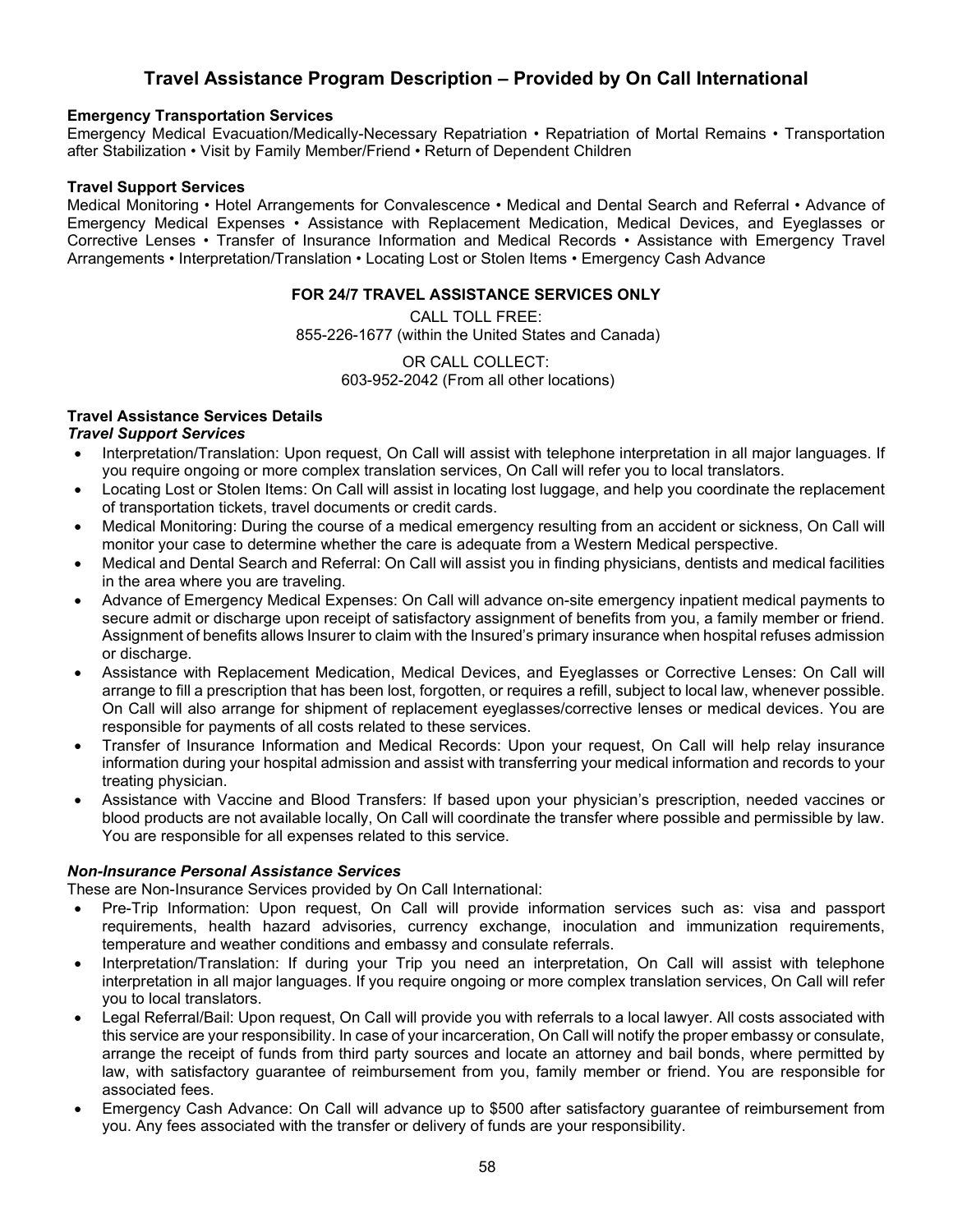# Travel Assistance Program Description – Provided by On Call International

**Emergency Transportation Services**
Emergency Medical Evacuation/Medically-Necessary Repatriation • Repatriation of Mortal Remains • Transportation after Stabilization • Visit by Family Member/Friend • Return of Dependent Children

**Travel Support Services**
Medical Monitoring • Hotel Arrangements for Convalescence • Medical and Dental Search and Referral • Advance of Emergency Medical Expenses • Assistance with Replacement Medication, Medical Devices, and Eyeglasses or Corrective Lenses • Transfer of Insurance Information and Medical Records • Assistance with Emergency Travel Arrangements • Interpretation/Translation • Locating Lost or Stolen Items • Emergency Cash Advance

**FOR 24/7 TRAVEL ASSISTANCE SERVICES ONLY**

CALL TOLL FREE:
855-226-1677 (within the United States and Canada)

OR CALL COLLECT:
603-952-2042 (From all other locations)

**Travel Assistance Services Details**
***Travel Support Services***

- Interpretation/Translation: Upon request, On Call will assist with telephone interpretation in all major languages. If you require ongoing or more complex translation services, On Call will refer you to local translators.
- Locating Lost or Stolen Items: On Call will assist in locating lost luggage, and help you coordinate the replacement of transportation tickets, travel documents or credit cards.
- Medical Monitoring: During the course of a medical emergency resulting from an accident or sickness, On Call will monitor your case to determine whether the care is adequate from a Western Medical perspective.
- Medical and Dental Search and Referral: On Call will assist you in finding physicians, dentists and medical facilities in the area where you are traveling.
- Advance of Emergency Medical Expenses: On Call will advance on-site emergency inpatient medical payments to secure admit or discharge upon receipt of satisfactory assignment of benefits from you, a family member or friend. Assignment of benefits allows Insurer to claim with the Insured's primary insurance when hospital refuses admission or discharge.
- Assistance with Replacement Medication, Medical Devices, and Eyeglasses or Corrective Lenses: On Call will arrange to fill a prescription that has been lost, forgotten, or requires a refill, subject to local law, whenever possible. On Call will also arrange for shipment of replacement eyeglasses/corrective lenses or medical devices. You are responsible for payments of all costs related to these services.
- Transfer of Insurance Information and Medical Records: Upon your request, On Call will help relay insurance information during your hospital admission and assist with transferring your medical information and records to your treating physician.
- Assistance with Vaccine and Blood Transfers: If based upon your physician's prescription, needed vaccines or blood products are not available locally, On Call will coordinate the transfer where possible and permissible by law. You are responsible for all expenses related to this service.

***Non-Insurance Personal Assistance Services***

These are Non-Insurance Services provided by On Call International:

- Pre-Trip Information: Upon request, On Call will provide information services such as: visa and passport requirements, health hazard advisories, currency exchange, inoculation and immunization requirements, temperature and weather conditions and embassy and consulate referrals.
- Interpretation/Translation: If during your Trip you need an interpretation, On Call will assist with telephone interpretation in all major languages. If you require ongoing or more complex translation services, On Call will refer you to local translators.
- Legal Referral/Bail: Upon request, On Call will provide you with referrals to a local lawyer. All costs associated with this service are your responsibility. In case of your incarceration, On Call will notify the proper embassy or consulate, arrange the receipt of funds from third party sources and locate an attorney and bail bonds, where permitted by law, with satisfactory guarantee of reimbursement from you, family member or friend. You are responsible for associated fees.
- Emergency Cash Advance: On Call will advance up to $500 after satisfactory guarantee of reimbursement from you. Any fees associated with the transfer or delivery of funds are your responsibility.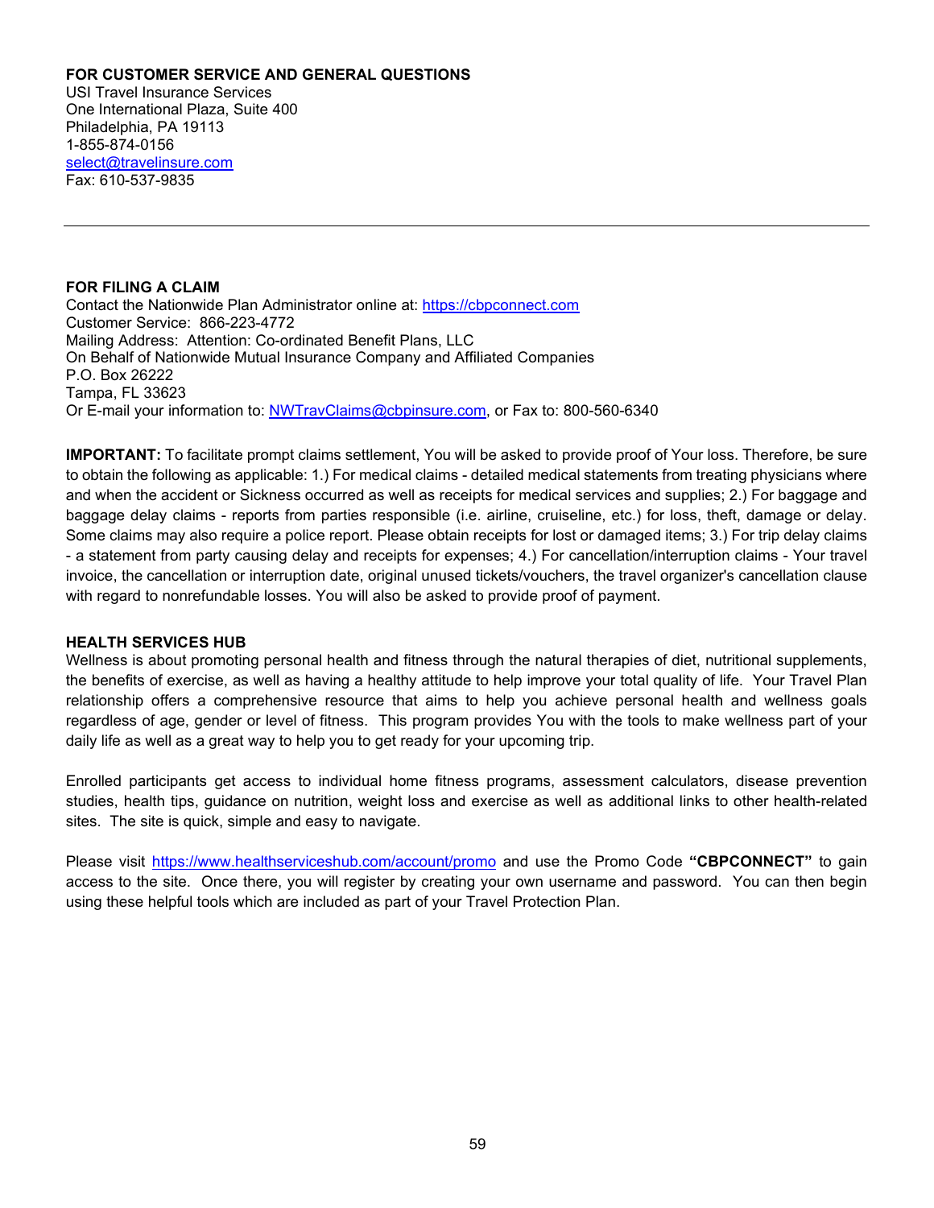**FOR CUSTOMER SERVICE AND GENERAL QUESTIONS**
USI Travel Insurance Services
One International Plaza, Suite 400
Philadelphia, PA 19113
1-855-874-0156
select@travelinsure.com
Fax: 610-537-9835

---

**FOR FILING A CLAIM**
Contact the Nationwide Plan Administrator online at: https://cbpconnect.com
Customer Service: 866-223-4772
Mailing Address: Attention: Co-ordinated Benefit Plans, LLC
On Behalf of Nationwide Mutual Insurance Company and Affiliated Companies
P.O. Box 26222
Tampa, FL 33623
Or E-mail your information to: NWTravClaims@cbpinsure.com, or Fax to: 800-560-6340

**IMPORTANT:** To facilitate prompt claims settlement, You will be asked to provide proof of Your loss. Therefore, be sure to obtain the following as applicable: 1.) For medical claims - detailed medical statements from treating physicians where and when the accident or Sickness occurred as well as receipts for medical services and supplies; 2.) For baggage and baggage delay claims - reports from parties responsible (i.e. airline, cruiseline, etc.) for loss, theft, damage or delay. Some claims may also require a police report. Please obtain receipts for lost or damaged items; 3.) For trip delay claims - a statement from party causing delay and receipts for expenses; 4.) For cancellation/interruption claims - Your travel invoice, the cancellation or interruption date, original unused tickets/vouchers, the travel organizer's cancellation clause with regard to nonrefundable losses. You will also be asked to provide proof of payment.

**HEALTH SERVICES HUB**
Wellness is about promoting personal health and fitness through the natural therapies of diet, nutritional supplements, the benefits of exercise, as well as having a healthy attitude to help improve your total quality of life. Your Travel Plan relationship offers a comprehensive resource that aims to help you achieve personal health and wellness goals regardless of age, gender or level of fitness. This program provides You with the tools to make wellness part of your daily life as well as a great way to help you to get ready for your upcoming trip.

Enrolled participants get access to individual home fitness programs, assessment calculators, disease prevention studies, health tips, guidance on nutrition, weight loss and exercise as well as additional links to other health-related sites. The site is quick, simple and easy to navigate.

Please visit https://www.healthserviceshub.com/account/promo and use the Promo Code **"CBPCONNECT"** to gain access to the site. Once there, you will register by creating your own username and password. You can then begin using these helpful tools which are included as part of your Travel Protection Plan.